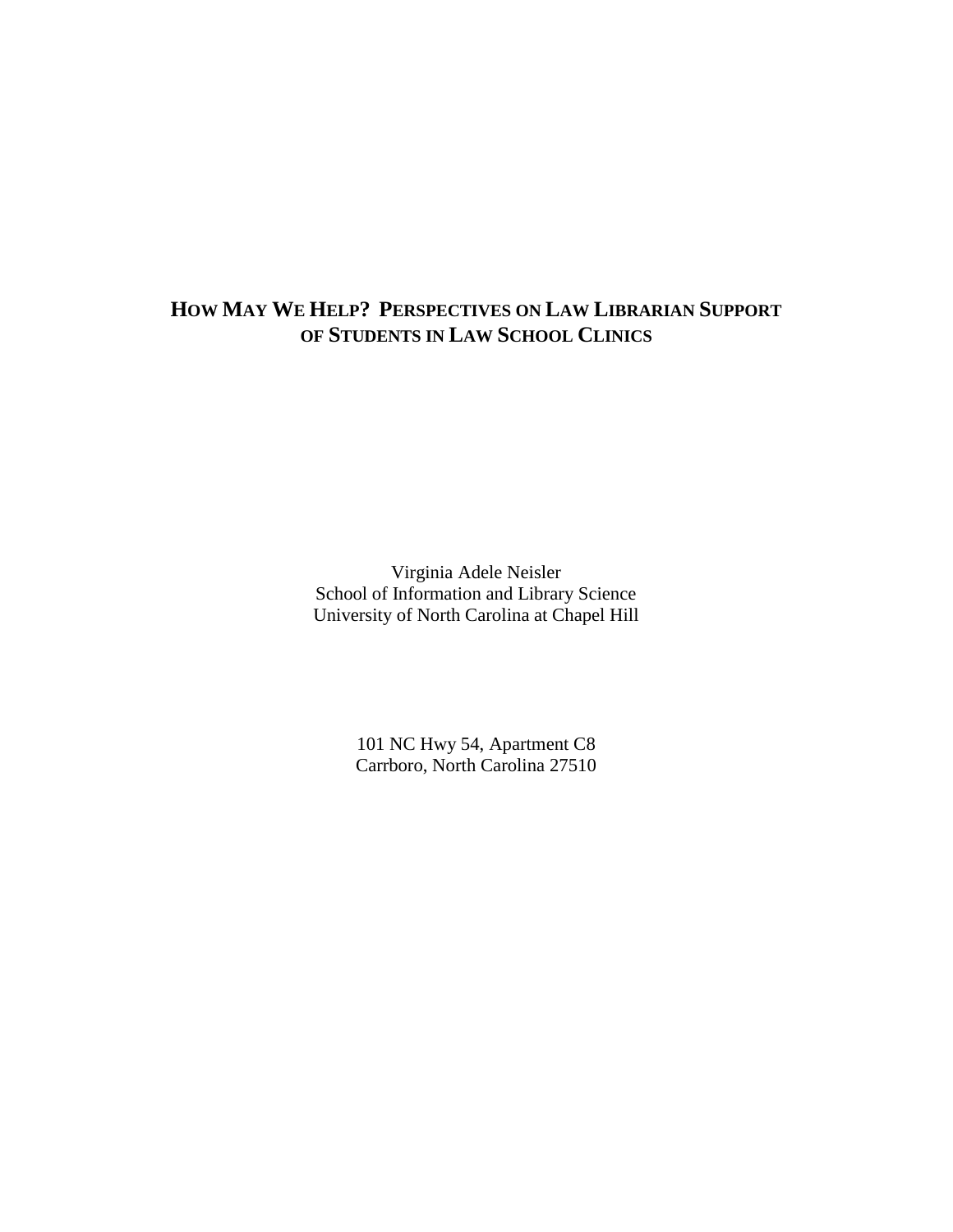# How May We Help? Perspectives on Law Librarian Support of Students in Law School Clinics

Virginia Adele Neisler
School of Information and Library Science
University of North Carolina at Chapel Hill

101 NC Hwy 54, Apartment C8
Carrboro, North Carolina 27510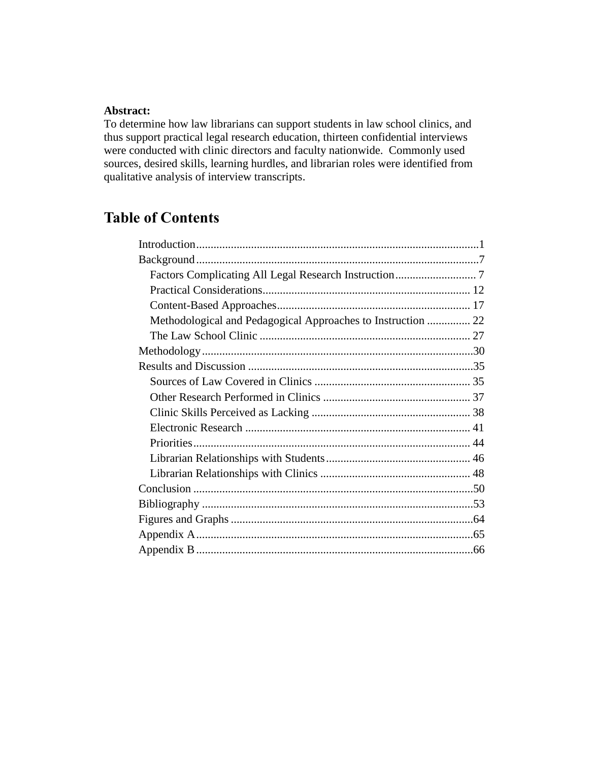**Abstract:**
To determine how law librarians can support students in law school clinics, and thus support practical legal research education, thirteen confidential interviews were conducted with clinic directors and faculty nationwide. Commonly used sources, desired skills, learning hurdles, and librarian roles were identified from qualitative analysis of interview transcripts.

## Table of Contents

- Introduction .......... 1
- Background .......... 7
  - Factors Complicating All Legal Research Instruction .......... 7
  - Practical Considerations .......... 12
  - Content-Based Approaches .......... 17
  - Methodological and Pedagogical Approaches to Instruction .......... 22
  - The Law School Clinic .......... 27
- Methodology .......... 30
- Results and Discussion .......... 35
  - Sources of Law Covered in Clinics .......... 35
  - Other Research Performed in Clinics .......... 37
  - Clinic Skills Perceived as Lacking .......... 38
  - Electronic Research .......... 41
  - Priorities .......... 44
  - Librarian Relationships with Students .......... 46
  - Librarian Relationships with Clinics .......... 48
- Conclusion .......... 50
- Bibliography .......... 53
- Figures and Graphs .......... 64
- Appendix A .......... 65
- Appendix B .......... 66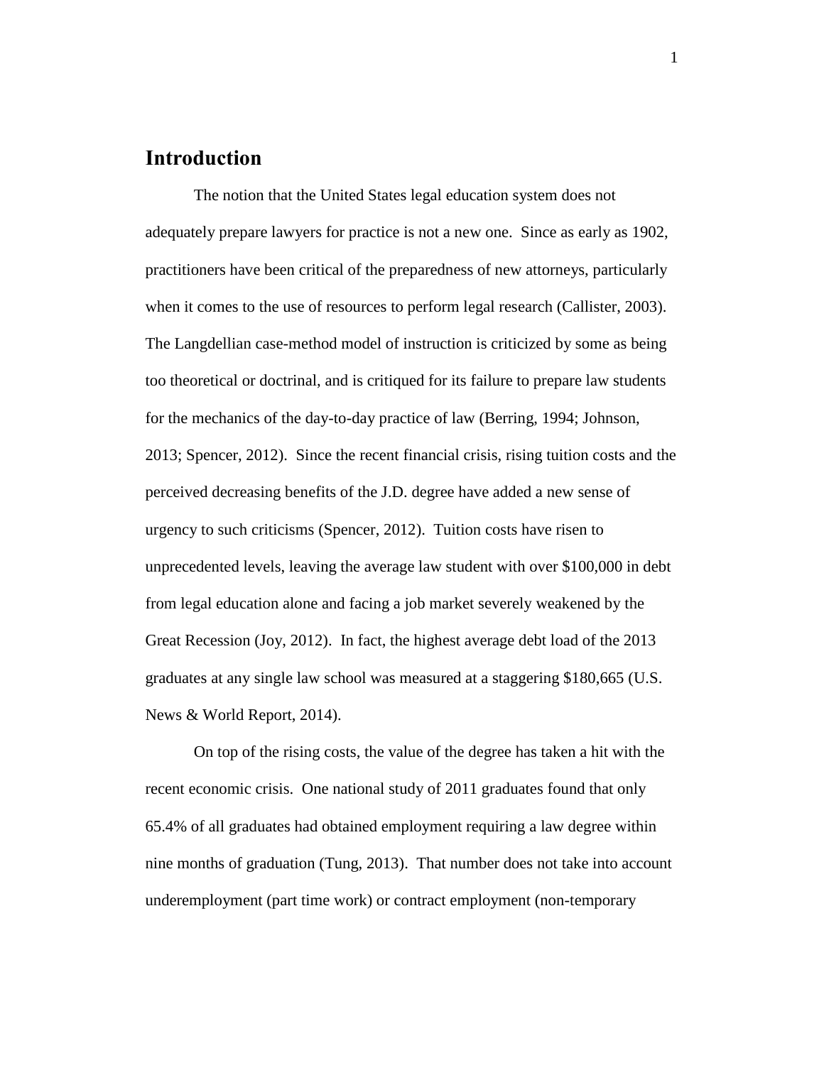## Introduction

The notion that the United States legal education system does not adequately prepare lawyers for practice is not a new one. Since as early as 1902, practitioners have been critical of the preparedness of new attorneys, particularly when it comes to the use of resources to perform legal research (Callister, 2003). The Langdellian case-method model of instruction is criticized by some as being too theoretical or doctrinal, and is critiqued for its failure to prepare law students for the mechanics of the day-to-day practice of law (Berring, 1994; Johnson, 2013; Spencer, 2012). Since the recent financial crisis, rising tuition costs and the perceived decreasing benefits of the J.D. degree have added a new sense of urgency to such criticisms (Spencer, 2012). Tuition costs have risen to unprecedented levels, leaving the average law student with over $100,000 in debt from legal education alone and facing a job market severely weakened by the Great Recession (Joy, 2012). In fact, the highest average debt load of the 2013 graduates at any single law school was measured at a staggering $180,665 (U.S. News & World Report, 2014).

On top of the rising costs, the value of the degree has taken a hit with the recent economic crisis. One national study of 2011 graduates found that only 65.4% of all graduates had obtained employment requiring a law degree within nine months of graduation (Tung, 2013). That number does not take into account underemployment (part time work) or contract employment (non-temporary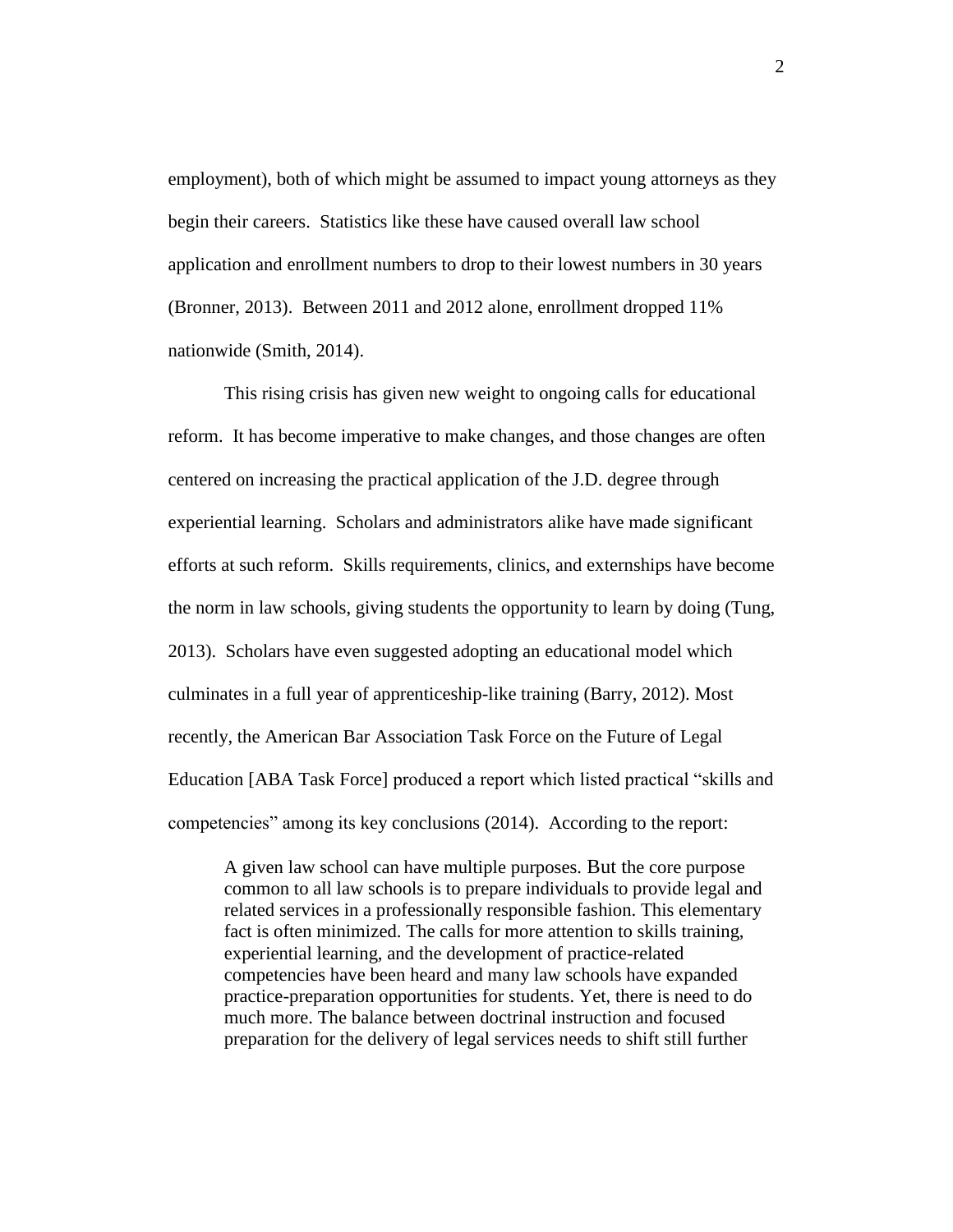employment), both of which might be assumed to impact young attorneys as they begin their careers. Statistics like these have caused overall law school application and enrollment numbers to drop to their lowest numbers in 30 years (Bronner, 2013). Between 2011 and 2012 alone, enrollment dropped 11% nationwide (Smith, 2014).

This rising crisis has given new weight to ongoing calls for educational reform. It has become imperative to make changes, and those changes are often centered on increasing the practical application of the J.D. degree through experiential learning. Scholars and administrators alike have made significant efforts at such reform. Skills requirements, clinics, and externships have become the norm in law schools, giving students the opportunity to learn by doing (Tung, 2013). Scholars have even suggested adopting an educational model which culminates in a full year of apprenticeship-like training (Barry, 2012). Most recently, the American Bar Association Task Force on the Future of Legal Education [ABA Task Force] produced a report which listed practical "skills and competencies" among its key conclusions (2014). According to the report:

> A given law school can have multiple purposes. But the core purpose common to all law schools is to prepare individuals to provide legal and related services in a professionally responsible fashion. This elementary fact is often minimized. The calls for more attention to skills training, experiential learning, and the development of practice-related competencies have been heard and many law schools have expanded practice-preparation opportunities for students. Yet, there is need to do much more. The balance between doctrinal instruction and focused preparation for the delivery of legal services needs to shift still further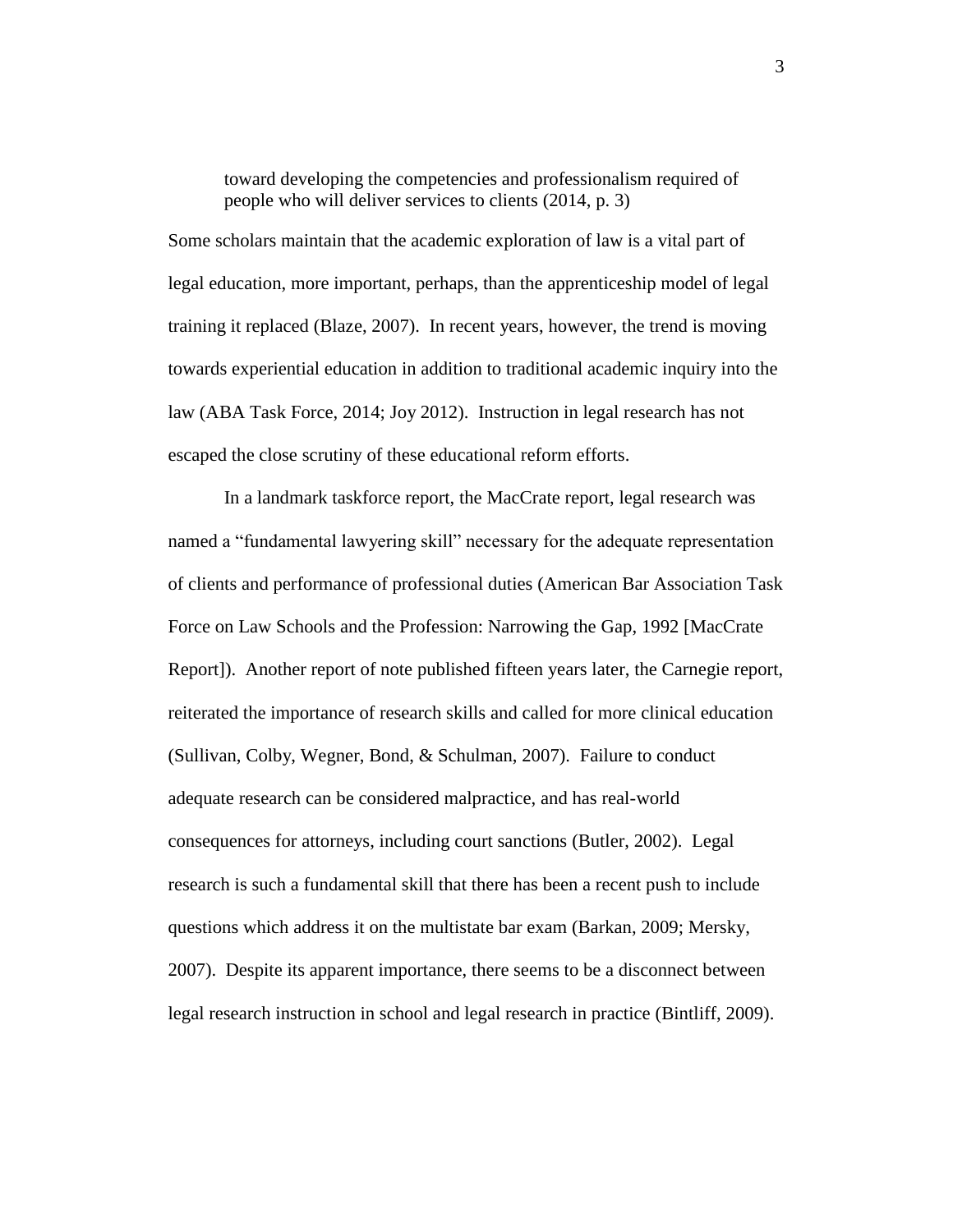> toward developing the competencies and professionalism required of people who will deliver services to clients (2014, p. 3)

Some scholars maintain that the academic exploration of law is a vital part of legal education, more important, perhaps, than the apprenticeship model of legal training it replaced (Blaze, 2007). In recent years, however, the trend is moving towards experiential education in addition to traditional academic inquiry into the law (ABA Task Force, 2014; Joy 2012). Instruction in legal research has not escaped the close scrutiny of these educational reform efforts.

In a landmark taskforce report, the MacCrate report, legal research was named a "fundamental lawyering skill" necessary for the adequate representation of clients and performance of professional duties (American Bar Association Task Force on Law Schools and the Profession: Narrowing the Gap, 1992 [MacCrate Report]). Another report of note published fifteen years later, the Carnegie report, reiterated the importance of research skills and called for more clinical education (Sullivan, Colby, Wegner, Bond, & Schulman, 2007). Failure to conduct adequate research can be considered malpractice, and has real-world consequences for attorneys, including court sanctions (Butler, 2002). Legal research is such a fundamental skill that there has been a recent push to include questions which address it on the multistate bar exam (Barkan, 2009; Mersky, 2007). Despite its apparent importance, there seems to be a disconnect between legal research instruction in school and legal research in practice (Bintliff, 2009).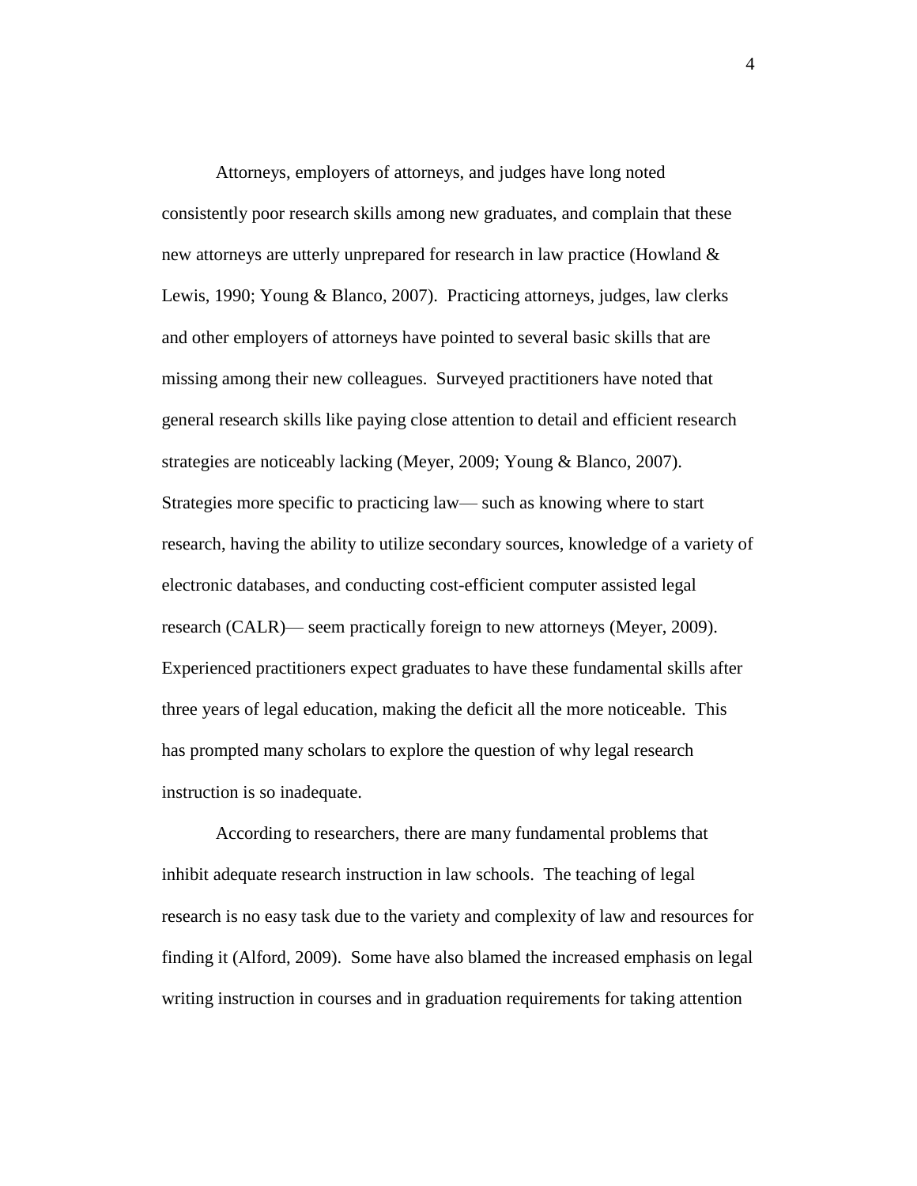Attorneys, employers of attorneys, and judges have long noted consistently poor research skills among new graduates, and complain that these new attorneys are utterly unprepared for research in law practice (Howland & Lewis, 1990; Young & Blanco, 2007). Practicing attorneys, judges, law clerks and other employers of attorneys have pointed to several basic skills that are missing among their new colleagues. Surveyed practitioners have noted that general research skills like paying close attention to detail and efficient research strategies are noticeably lacking (Meyer, 2009; Young & Blanco, 2007). Strategies more specific to practicing law— such as knowing where to start research, having the ability to utilize secondary sources, knowledge of a variety of electronic databases, and conducting cost-efficient computer assisted legal research (CALR)— seem practically foreign to new attorneys (Meyer, 2009). Experienced practitioners expect graduates to have these fundamental skills after three years of legal education, making the deficit all the more noticeable. This has prompted many scholars to explore the question of why legal research instruction is so inadequate.

According to researchers, there are many fundamental problems that inhibit adequate research instruction in law schools. The teaching of legal research is no easy task due to the variety and complexity of law and resources for finding it (Alford, 2009). Some have also blamed the increased emphasis on legal writing instruction in courses and in graduation requirements for taking attention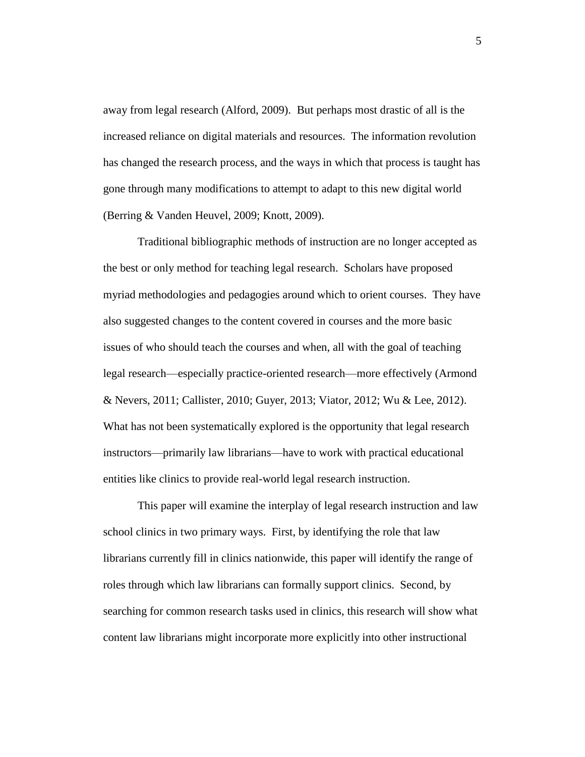away from legal research (Alford, 2009). But perhaps most drastic of all is the increased reliance on digital materials and resources. The information revolution has changed the research process, and the ways in which that process is taught has gone through many modifications to attempt to adapt to this new digital world (Berring & Vanden Heuvel, 2009; Knott, 2009).

Traditional bibliographic methods of instruction are no longer accepted as the best or only method for teaching legal research. Scholars have proposed myriad methodologies and pedagogies around which to orient courses. They have also suggested changes to the content covered in courses and the more basic issues of who should teach the courses and when, all with the goal of teaching legal research—especially practice-oriented research—more effectively (Armond & Nevers, 2011; Callister, 2010; Guyer, 2013; Viator, 2012; Wu & Lee, 2012). What has not been systematically explored is the opportunity that legal research instructors—primarily law librarians—have to work with practical educational entities like clinics to provide real-world legal research instruction.

This paper will examine the interplay of legal research instruction and law school clinics in two primary ways. First, by identifying the role that law librarians currently fill in clinics nationwide, this paper will identify the range of roles through which law librarians can formally support clinics. Second, by searching for common research tasks used in clinics, this research will show what content law librarians might incorporate more explicitly into other instructional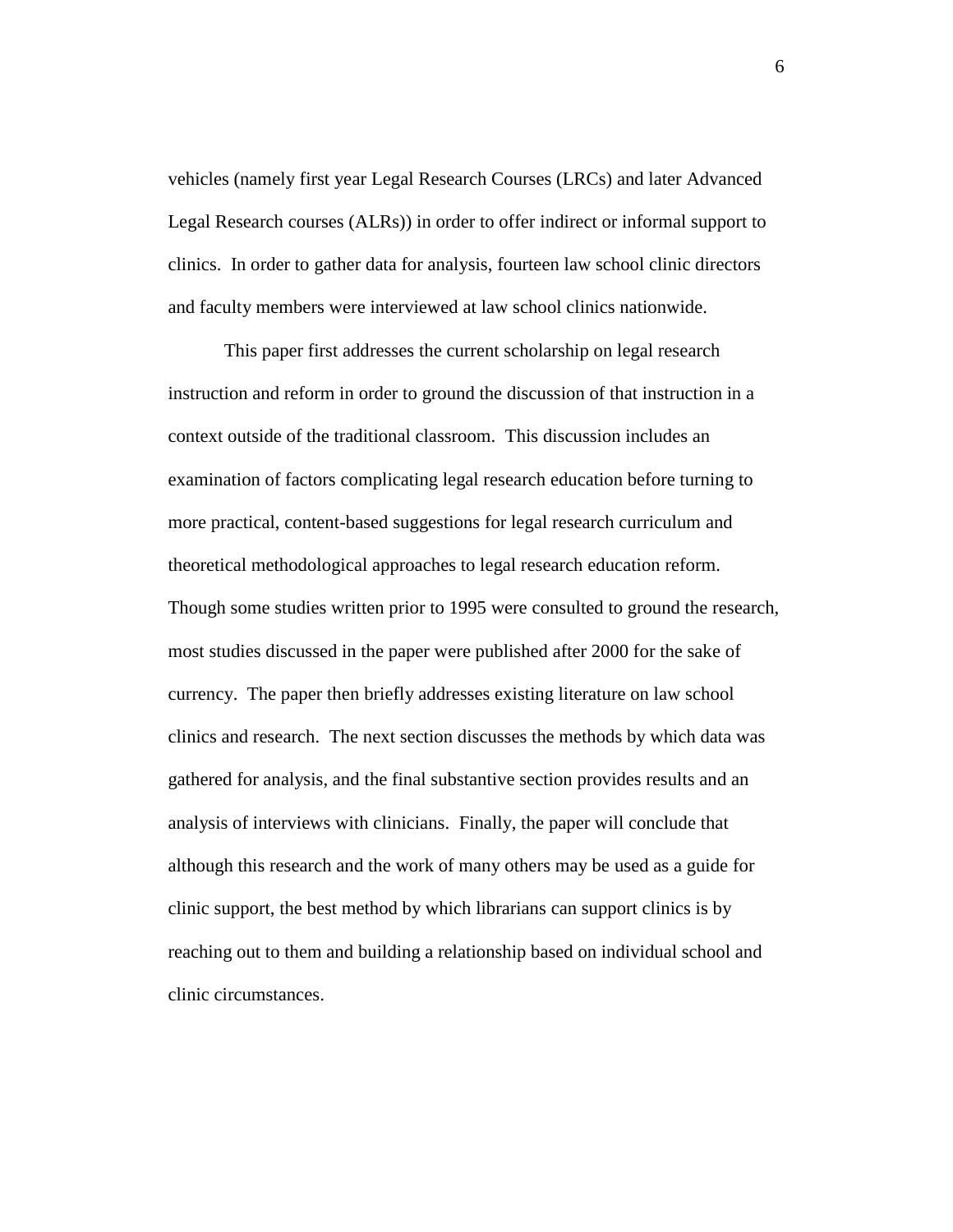vehicles (namely first year Legal Research Courses (LRCs) and later Advanced Legal Research courses (ALRs)) in order to offer indirect or informal support to clinics. In order to gather data for analysis, fourteen law school clinic directors and faculty members were interviewed at law school clinics nationwide.

This paper first addresses the current scholarship on legal research instruction and reform in order to ground the discussion of that instruction in a context outside of the traditional classroom. This discussion includes an examination of factors complicating legal research education before turning to more practical, content-based suggestions for legal research curriculum and theoretical methodological approaches to legal research education reform. Though some studies written prior to 1995 were consulted to ground the research, most studies discussed in the paper were published after 2000 for the sake of currency. The paper then briefly addresses existing literature on law school clinics and research. The next section discusses the methods by which data was gathered for analysis, and the final substantive section provides results and an analysis of interviews with clinicians. Finally, the paper will conclude that although this research and the work of many others may be used as a guide for clinic support, the best method by which librarians can support clinics is by reaching out to them and building a relationship based on individual school and clinic circumstances.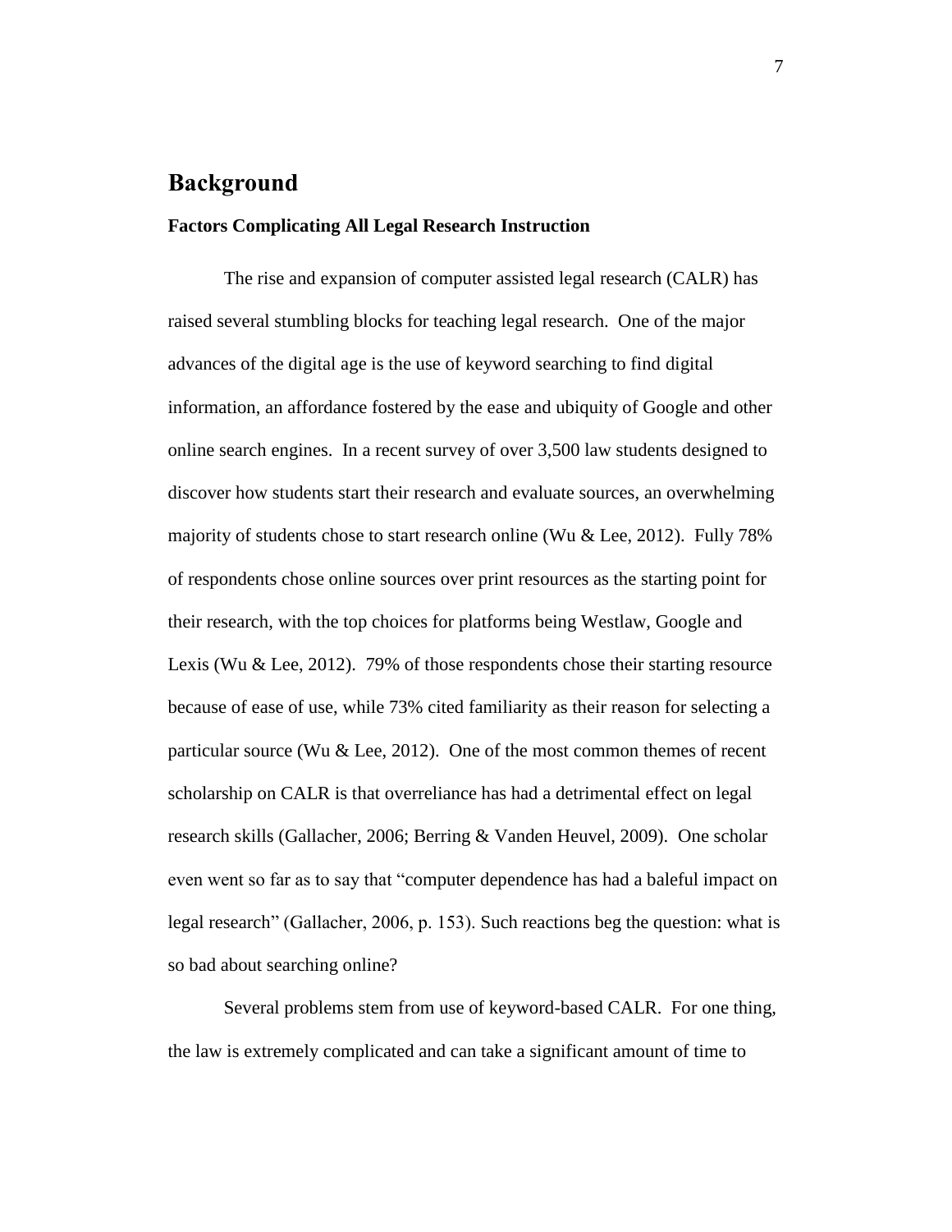## Background

### Factors Complicating All Legal Research Instruction

The rise and expansion of computer assisted legal research (CALR) has raised several stumbling blocks for teaching legal research. One of the major advances of the digital age is the use of keyword searching to find digital information, an affordance fostered by the ease and ubiquity of Google and other online search engines. In a recent survey of over 3,500 law students designed to discover how students start their research and evaluate sources, an overwhelming majority of students chose to start research online (Wu & Lee, 2012). Fully 78% of respondents chose online sources over print resources as the starting point for their research, with the top choices for platforms being Westlaw, Google and Lexis (Wu & Lee, 2012). 79% of those respondents chose their starting resource because of ease of use, while 73% cited familiarity as their reason for selecting a particular source (Wu & Lee, 2012). One of the most common themes of recent scholarship on CALR is that overreliance has had a detrimental effect on legal research skills (Gallacher, 2006; Berring & Vanden Heuvel, 2009). One scholar even went so far as to say that "computer dependence has had a baleful impact on legal research" (Gallacher, 2006, p. 153). Such reactions beg the question: what is so bad about searching online?

Several problems stem from use of keyword-based CALR. For one thing, the law is extremely complicated and can take a significant amount of time to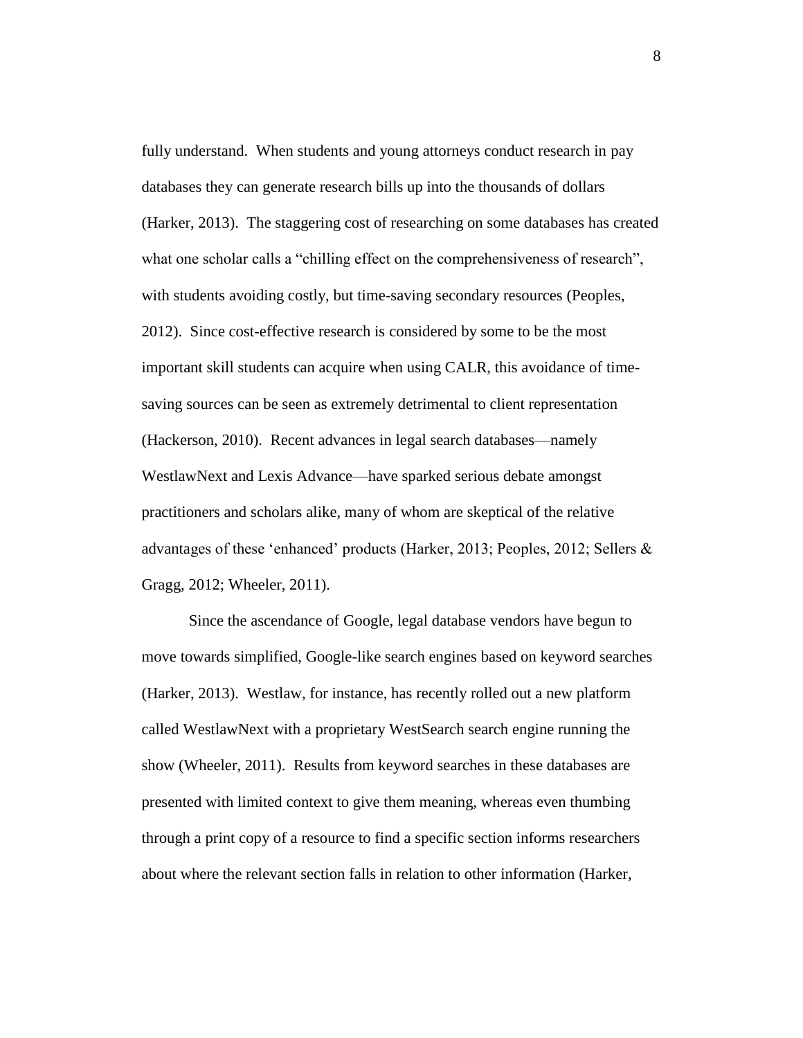fully understand. When students and young attorneys conduct research in pay databases they can generate research bills up into the thousands of dollars (Harker, 2013). The staggering cost of researching on some databases has created what one scholar calls a "chilling effect on the comprehensiveness of research", with students avoiding costly, but time-saving secondary resources (Peoples, 2012). Since cost-effective research is considered by some to be the most important skill students can acquire when using CALR, this avoidance of time-saving sources can be seen as extremely detrimental to client representation (Hackerson, 2010). Recent advances in legal search databases—namely WestlawNext and Lexis Advance—have sparked serious debate amongst practitioners and scholars alike, many of whom are skeptical of the relative advantages of these 'enhanced' products (Harker, 2013; Peoples, 2012; Sellers & Gragg, 2012; Wheeler, 2011).

Since the ascendance of Google, legal database vendors have begun to move towards simplified, Google-like search engines based on keyword searches (Harker, 2013). Westlaw, for instance, has recently rolled out a new platform called WestlawNext with a proprietary WestSearch search engine running the show (Wheeler, 2011). Results from keyword searches in these databases are presented with limited context to give them meaning, whereas even thumbing through a print copy of a resource to find a specific section informs researchers about where the relevant section falls in relation to other information (Harker,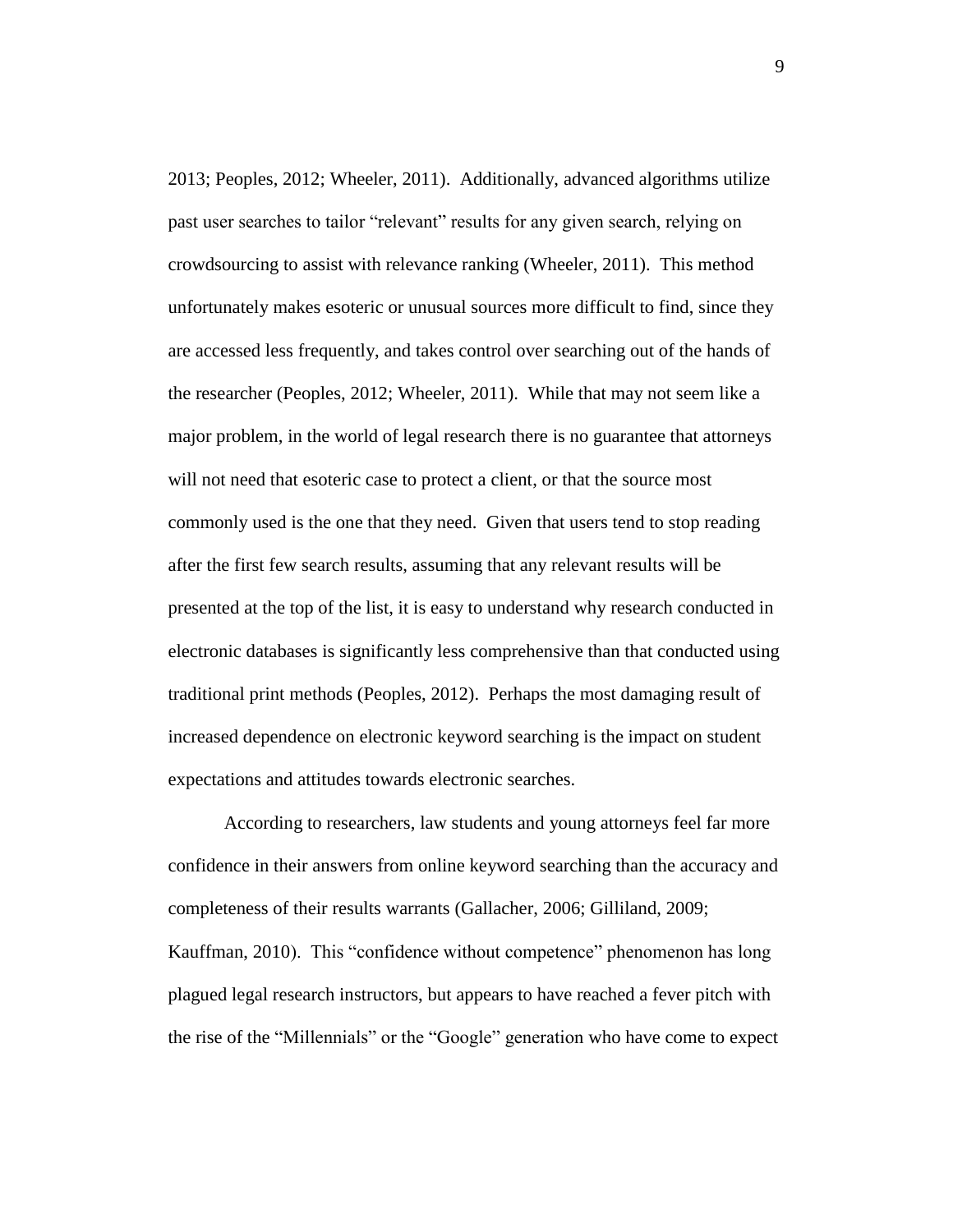2013; Peoples, 2012; Wheeler, 2011). Additionally, advanced algorithms utilize past user searches to tailor "relevant" results for any given search, relying on crowdsourcing to assist with relevance ranking (Wheeler, 2011). This method unfortunately makes esoteric or unusual sources more difficult to find, since they are accessed less frequently, and takes control over searching out of the hands of the researcher (Peoples, 2012; Wheeler, 2011). While that may not seem like a major problem, in the world of legal research there is no guarantee that attorneys will not need that esoteric case to protect a client, or that the source most commonly used is the one that they need. Given that users tend to stop reading after the first few search results, assuming that any relevant results will be presented at the top of the list, it is easy to understand why research conducted in electronic databases is significantly less comprehensive than that conducted using traditional print methods (Peoples, 2012). Perhaps the most damaging result of increased dependence on electronic keyword searching is the impact on student expectations and attitudes towards electronic searches.

According to researchers, law students and young attorneys feel far more confidence in their answers from online keyword searching than the accuracy and completeness of their results warrants (Gallacher, 2006; Gilliland, 2009; Kauffman, 2010). This "confidence without competence" phenomenon has long plagued legal research instructors, but appears to have reached a fever pitch with the rise of the "Millennials" or the "Google" generation who have come to expect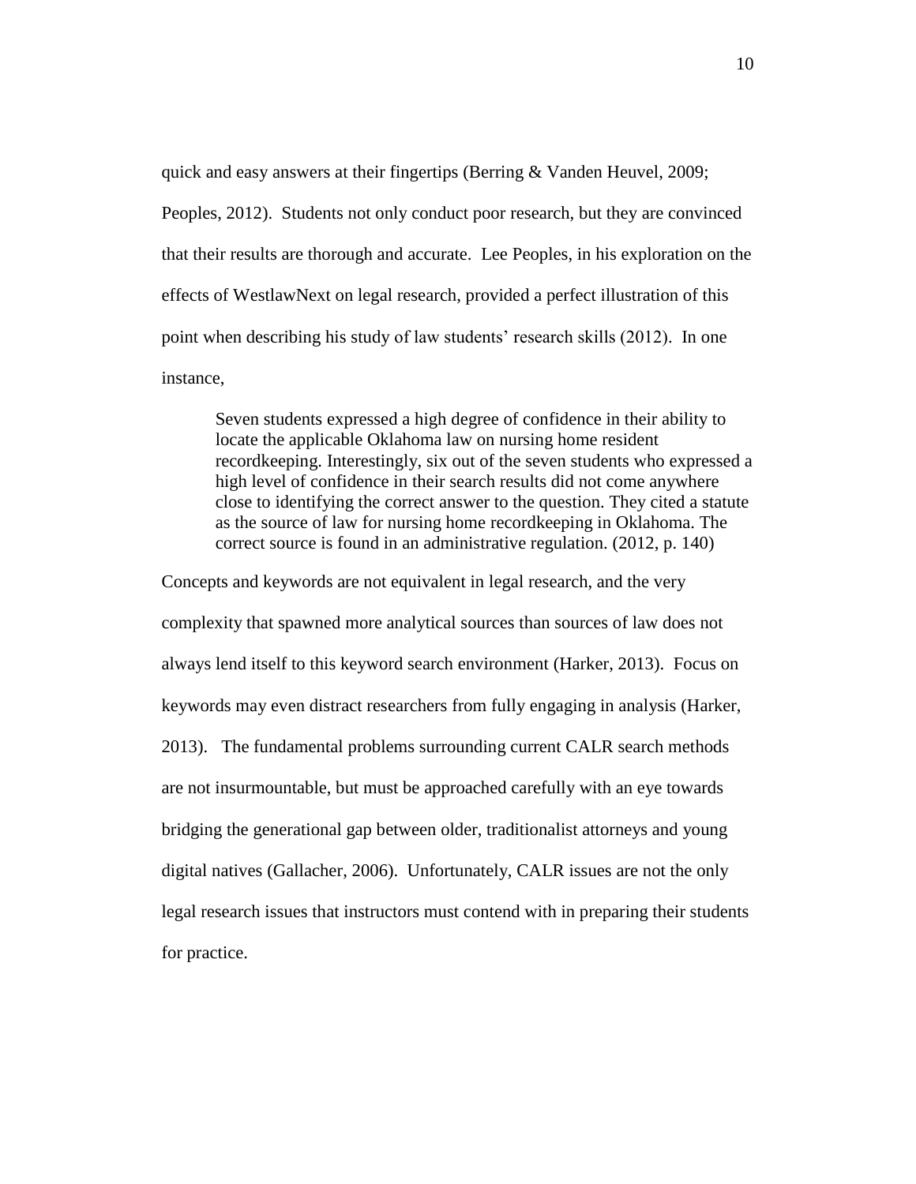quick and easy answers at their fingertips (Berring & Vanden Heuvel, 2009; Peoples, 2012). Students not only conduct poor research, but they are convinced that their results are thorough and accurate. Lee Peoples, in his exploration on the effects of WestlawNext on legal research, provided a perfect illustration of this point when describing his study of law students' research skills (2012). In one instance,

> Seven students expressed a high degree of confidence in their ability to locate the applicable Oklahoma law on nursing home resident recordkeeping. Interestingly, six out of the seven students who expressed a high level of confidence in their search results did not come anywhere close to identifying the correct answer to the question. They cited a statute as the source of law for nursing home recordkeeping in Oklahoma. The correct source is found in an administrative regulation. (2012, p. 140)

Concepts and keywords are not equivalent in legal research, and the very complexity that spawned more analytical sources than sources of law does not always lend itself to this keyword search environment (Harker, 2013). Focus on keywords may even distract researchers from fully engaging in analysis (Harker, 2013). The fundamental problems surrounding current CALR search methods are not insurmountable, but must be approached carefully with an eye towards bridging the generational gap between older, traditionalist attorneys and young digital natives (Gallacher, 2006). Unfortunately, CALR issues are not the only legal research issues that instructors must contend with in preparing their students for practice.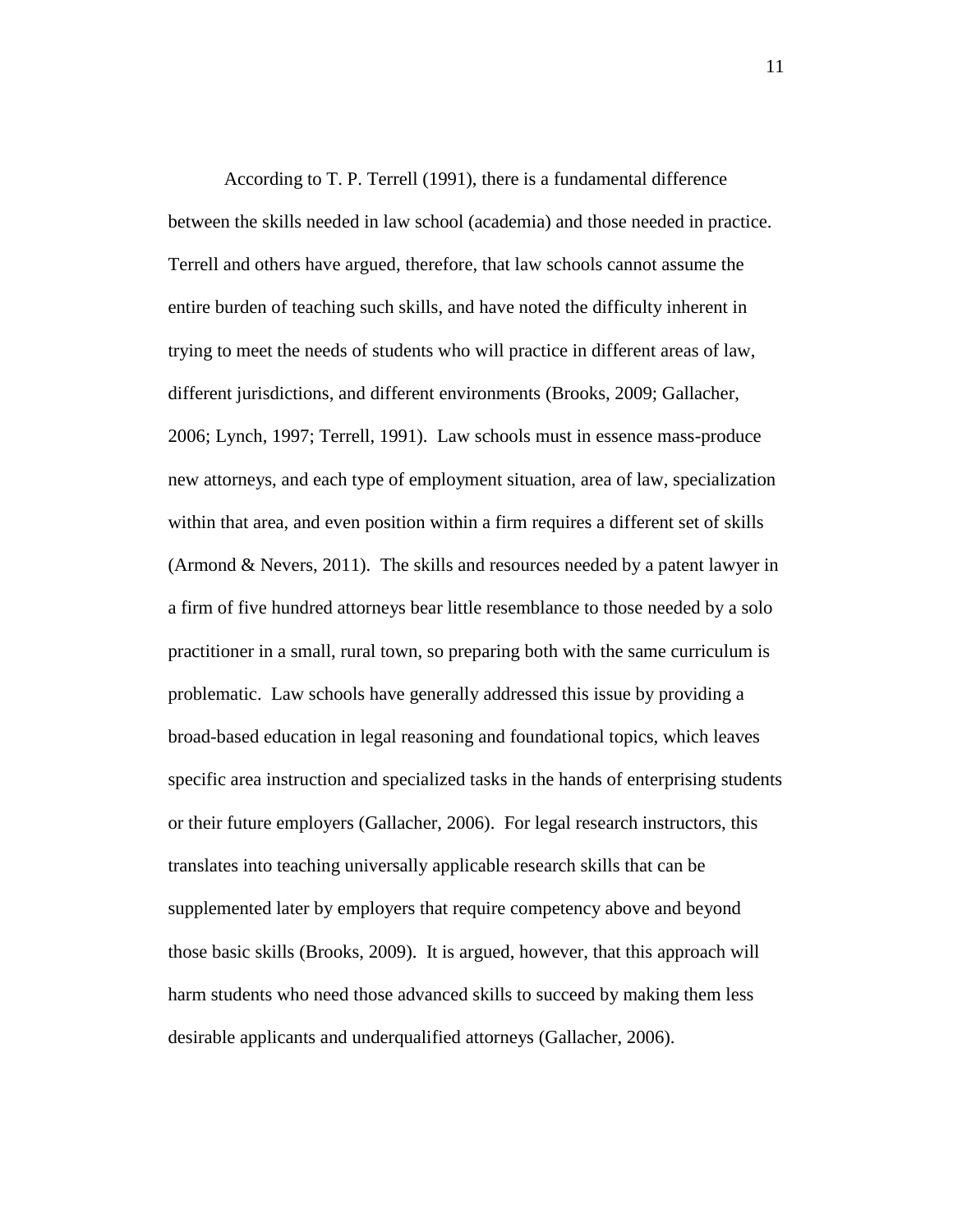According to T. P. Terrell (1991), there is a fundamental difference between the skills needed in law school (academia) and those needed in practice. Terrell and others have argued, therefore, that law schools cannot assume the entire burden of teaching such skills, and have noted the difficulty inherent in trying to meet the needs of students who will practice in different areas of law, different jurisdictions, and different environments (Brooks, 2009; Gallacher, 2006; Lynch, 1997; Terrell, 1991). Law schools must in essence mass-produce new attorneys, and each type of employment situation, area of law, specialization within that area, and even position within a firm requires a different set of skills (Armond & Nevers, 2011). The skills and resources needed by a patent lawyer in a firm of five hundred attorneys bear little resemblance to those needed by a solo practitioner in a small, rural town, so preparing both with the same curriculum is problematic. Law schools have generally addressed this issue by providing a broad-based education in legal reasoning and foundational topics, which leaves specific area instruction and specialized tasks in the hands of enterprising students or their future employers (Gallacher, 2006). For legal research instructors, this translates into teaching universally applicable research skills that can be supplemented later by employers that require competency above and beyond those basic skills (Brooks, 2009). It is argued, however, that this approach will harm students who need those advanced skills to succeed by making them less desirable applicants and underqualified attorneys (Gallacher, 2006).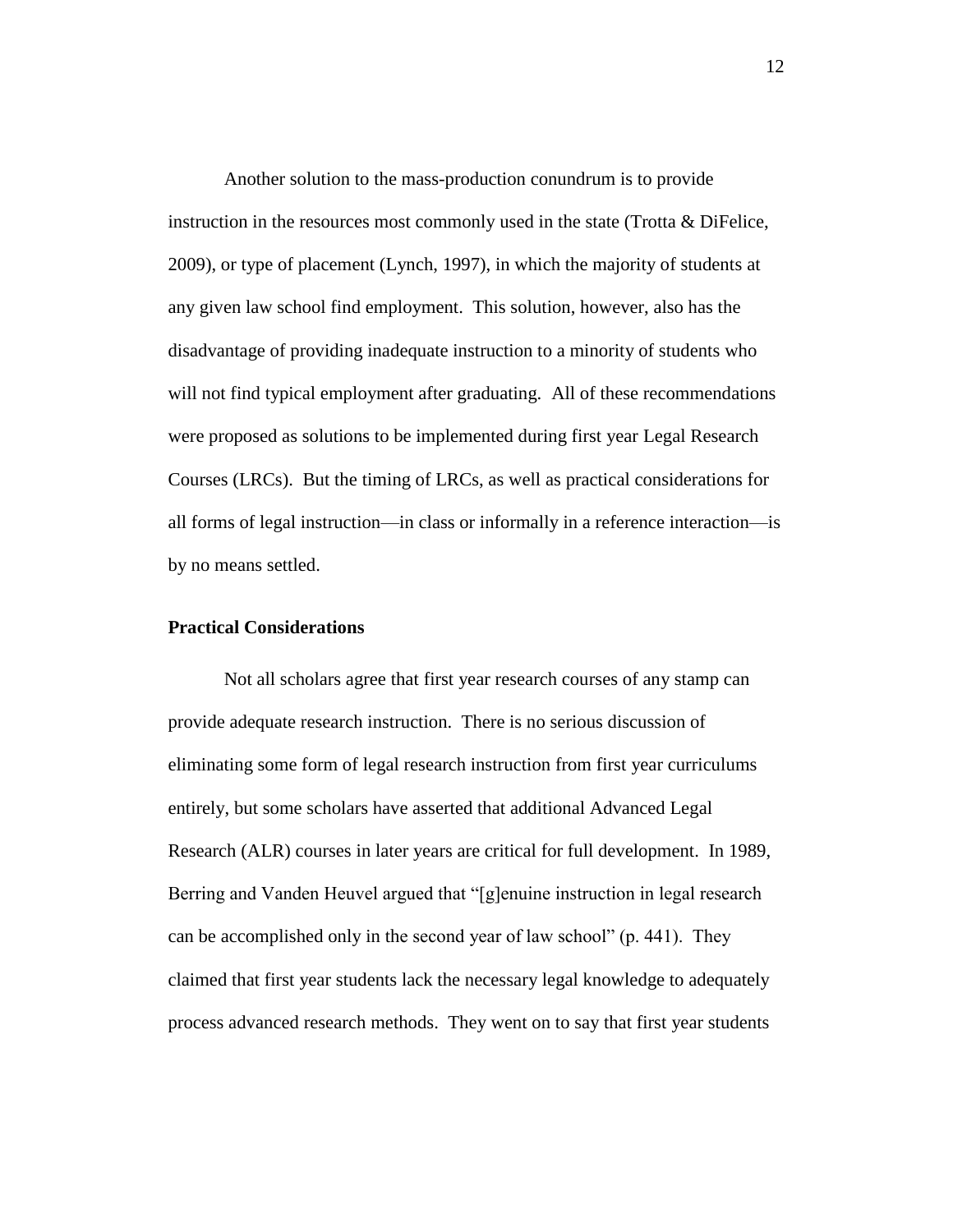Another solution to the mass-production conundrum is to provide instruction in the resources most commonly used in the state (Trotta & DiFelice, 2009), or type of placement (Lynch, 1997), in which the majority of students at any given law school find employment. This solution, however, also has the disadvantage of providing inadequate instruction to a minority of students who will not find typical employment after graduating. All of these recommendations were proposed as solutions to be implemented during first year Legal Research Courses (LRCs). But the timing of LRCs, as well as practical considerations for all forms of legal instruction—in class or informally in a reference interaction—is by no means settled.

**Practical Considerations**

Not all scholars agree that first year research courses of any stamp can provide adequate research instruction. There is no serious discussion of eliminating some form of legal research instruction from first year curriculums entirely, but some scholars have asserted that additional Advanced Legal Research (ALR) courses in later years are critical for full development. In 1989, Berring and Vanden Heuvel argued that "[g]enuine instruction in legal research can be accomplished only in the second year of law school" (p. 441). They claimed that first year students lack the necessary legal knowledge to adequately process advanced research methods. They went on to say that first year students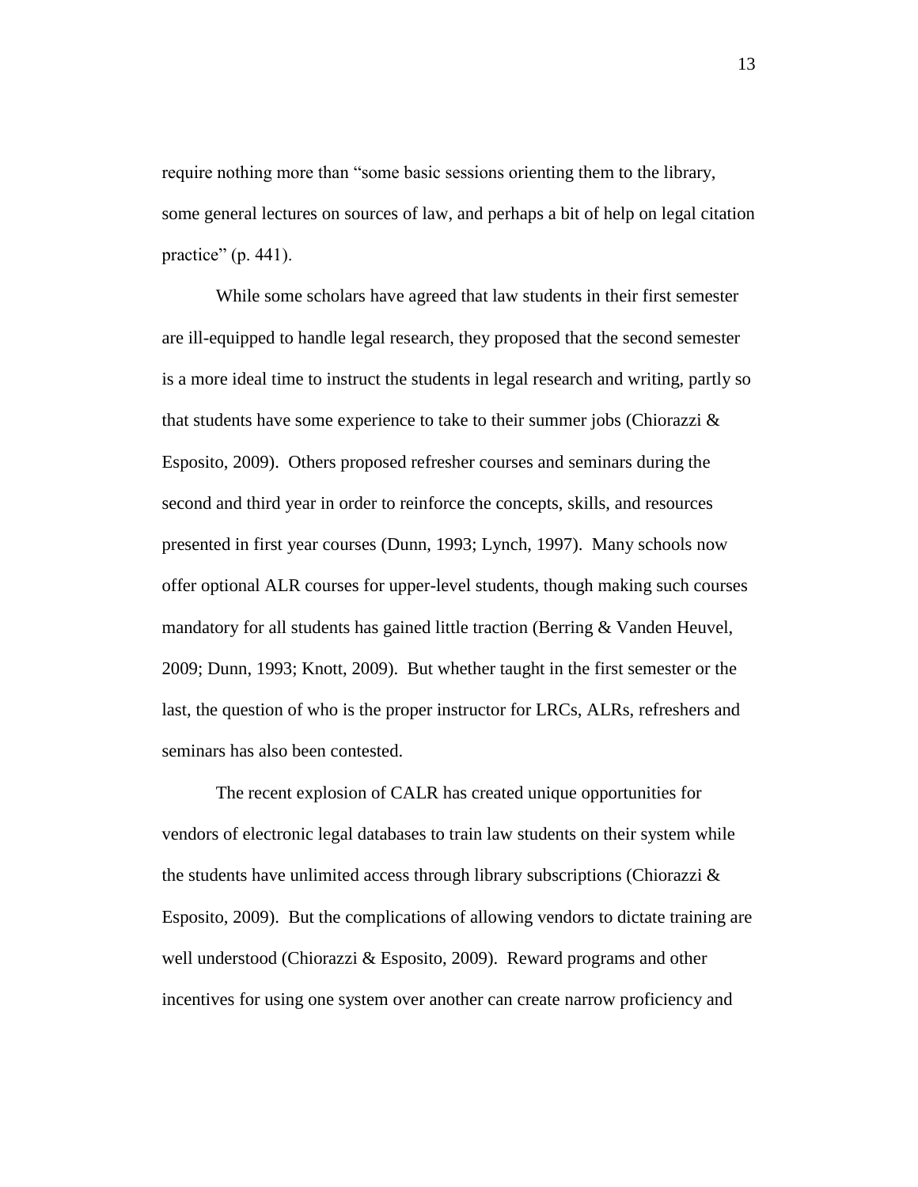require nothing more than "some basic sessions orienting them to the library, some general lectures on sources of law, and perhaps a bit of help on legal citation practice" (p. 441).

While some scholars have agreed that law students in their first semester are ill-equipped to handle legal research, they proposed that the second semester is a more ideal time to instruct the students in legal research and writing, partly so that students have some experience to take to their summer jobs (Chiorazzi & Esposito, 2009). Others proposed refresher courses and seminars during the second and third year in order to reinforce the concepts, skills, and resources presented in first year courses (Dunn, 1993; Lynch, 1997). Many schools now offer optional ALR courses for upper-level students, though making such courses mandatory for all students has gained little traction (Berring & Vanden Heuvel, 2009; Dunn, 1993; Knott, 2009). But whether taught in the first semester or the last, the question of who is the proper instructor for LRCs, ALRs, refreshers and seminars has also been contested.

The recent explosion of CALR has created unique opportunities for vendors of electronic legal databases to train law students on their system while the students have unlimited access through library subscriptions (Chiorazzi & Esposito, 2009). But the complications of allowing vendors to dictate training are well understood (Chiorazzi & Esposito, 2009). Reward programs and other incentives for using one system over another can create narrow proficiency and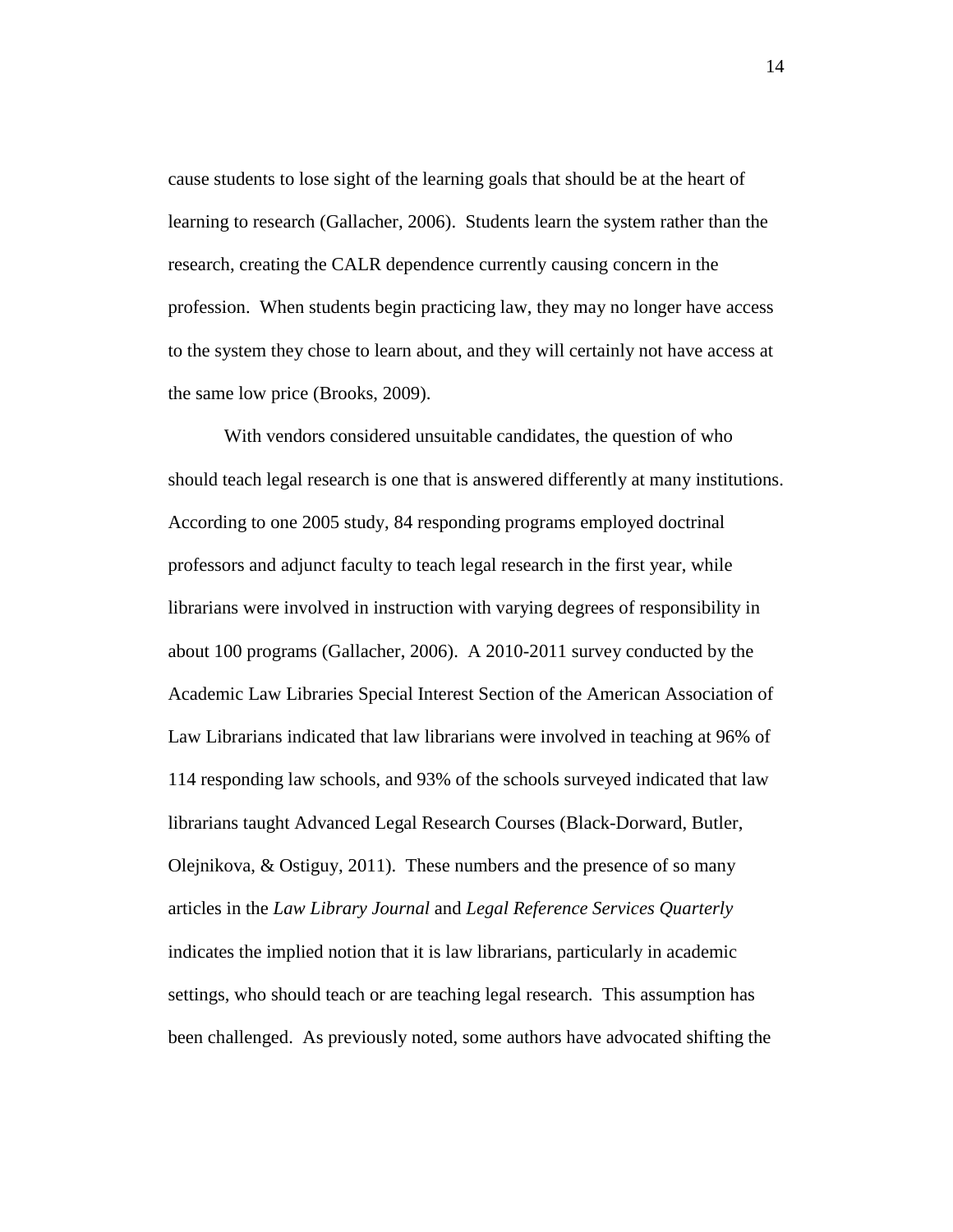cause students to lose sight of the learning goals that should be at the heart of learning to research (Gallacher, 2006). Students learn the system rather than the research, creating the CALR dependence currently causing concern in the profession. When students begin practicing law, they may no longer have access to the system they chose to learn about, and they will certainly not have access at the same low price (Brooks, 2009).

With vendors considered unsuitable candidates, the question of who should teach legal research is one that is answered differently at many institutions. According to one 2005 study, 84 responding programs employed doctrinal professors and adjunct faculty to teach legal research in the first year, while librarians were involved in instruction with varying degrees of responsibility in about 100 programs (Gallacher, 2006). A 2010-2011 survey conducted by the Academic Law Libraries Special Interest Section of the American Association of Law Librarians indicated that law librarians were involved in teaching at 96% of 114 responding law schools, and 93% of the schools surveyed indicated that law librarians taught Advanced Legal Research Courses (Black-Dorward, Butler, Olejnikova, & Ostiguy, 2011). These numbers and the presence of so many articles in the *Law Library Journal* and *Legal Reference Services Quarterly* indicates the implied notion that it is law librarians, particularly in academic settings, who should teach or are teaching legal research. This assumption has been challenged. As previously noted, some authors have advocated shifting the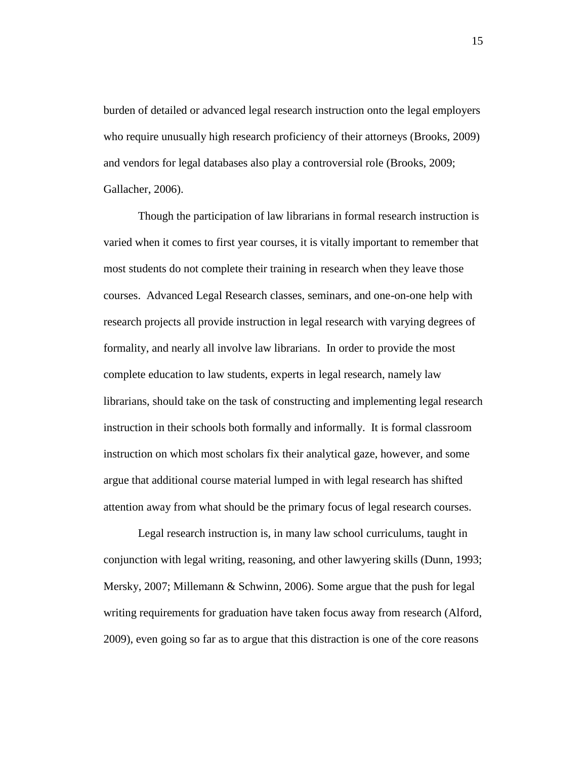burden of detailed or advanced legal research instruction onto the legal employers who require unusually high research proficiency of their attorneys (Brooks, 2009) and vendors for legal databases also play a controversial role (Brooks, 2009; Gallacher, 2006).

Though the participation of law librarians in formal research instruction is varied when it comes to first year courses, it is vitally important to remember that most students do not complete their training in research when they leave those courses. Advanced Legal Research classes, seminars, and one-on-one help with research projects all provide instruction in legal research with varying degrees of formality, and nearly all involve law librarians. In order to provide the most complete education to law students, experts in legal research, namely law librarians, should take on the task of constructing and implementing legal research instruction in their schools both formally and informally. It is formal classroom instruction on which most scholars fix their analytical gaze, however, and some argue that additional course material lumped in with legal research has shifted attention away from what should be the primary focus of legal research courses.

Legal research instruction is, in many law school curriculums, taught in conjunction with legal writing, reasoning, and other lawyering skills (Dunn, 1993; Mersky, 2007; Millemann & Schwinn, 2006). Some argue that the push for legal writing requirements for graduation have taken focus away from research (Alford, 2009), even going so far as to argue that this distraction is one of the core reasons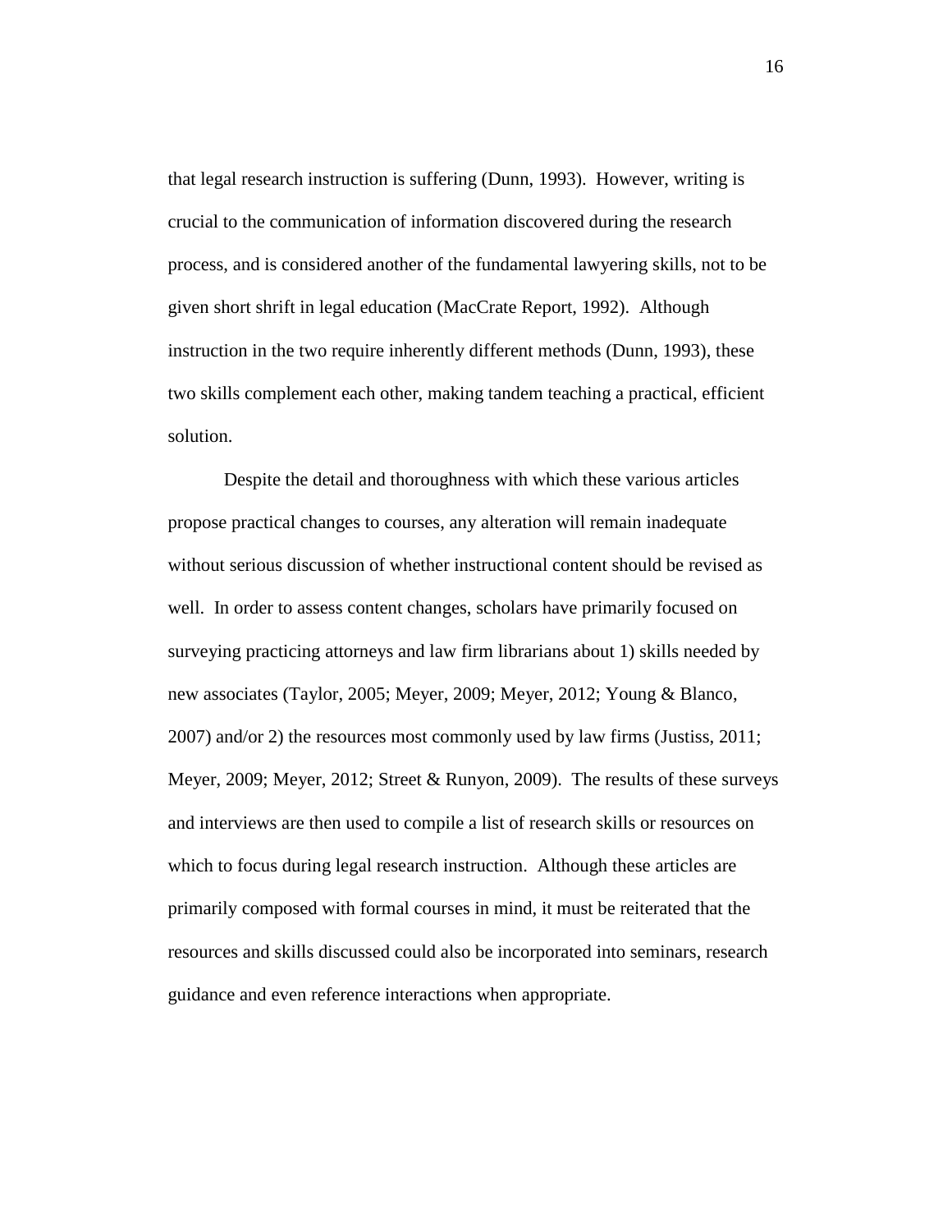that legal research instruction is suffering (Dunn, 1993). However, writing is crucial to the communication of information discovered during the research process, and is considered another of the fundamental lawyering skills, not to be given short shrift in legal education (MacCrate Report, 1992). Although instruction in the two require inherently different methods (Dunn, 1993), these two skills complement each other, making tandem teaching a practical, efficient solution.

Despite the detail and thoroughness with which these various articles propose practical changes to courses, any alteration will remain inadequate without serious discussion of whether instructional content should be revised as well. In order to assess content changes, scholars have primarily focused on surveying practicing attorneys and law firm librarians about 1) skills needed by new associates (Taylor, 2005; Meyer, 2009; Meyer, 2012; Young & Blanco, 2007) and/or 2) the resources most commonly used by law firms (Justiss, 2011; Meyer, 2009; Meyer, 2012; Street & Runyon, 2009). The results of these surveys and interviews are then used to compile a list of research skills or resources on which to focus during legal research instruction. Although these articles are primarily composed with formal courses in mind, it must be reiterated that the resources and skills discussed could also be incorporated into seminars, research guidance and even reference interactions when appropriate.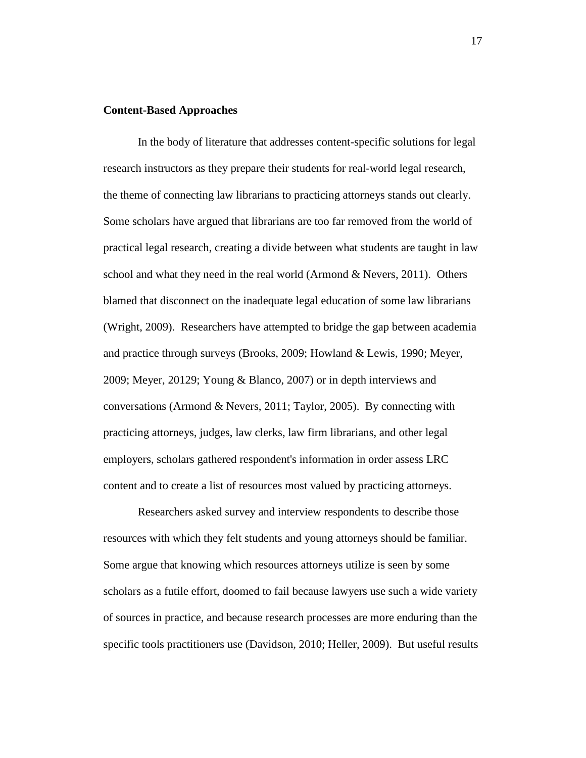## Content-Based Approaches

In the body of literature that addresses content-specific solutions for legal research instructors as they prepare their students for real-world legal research, the theme of connecting law librarians to practicing attorneys stands out clearly. Some scholars have argued that librarians are too far removed from the world of practical legal research, creating a divide between what students are taught in law school and what they need in the real world (Armond & Nevers, 2011). Others blamed that disconnect on the inadequate legal education of some law librarians (Wright, 2009). Researchers have attempted to bridge the gap between academia and practice through surveys (Brooks, 2009; Howland & Lewis, 1990; Meyer, 2009; Meyer, 20129; Young & Blanco, 2007) or in depth interviews and conversations (Armond & Nevers, 2011; Taylor, 2005). By connecting with practicing attorneys, judges, law clerks, law firm librarians, and other legal employers, scholars gathered respondent's information in order assess LRC content and to create a list of resources most valued by practicing attorneys.

Researchers asked survey and interview respondents to describe those resources with which they felt students and young attorneys should be familiar. Some argue that knowing which resources attorneys utilize is seen by some scholars as a futile effort, doomed to fail because lawyers use such a wide variety of sources in practice, and because research processes are more enduring than the specific tools practitioners use (Davidson, 2010; Heller, 2009). But useful results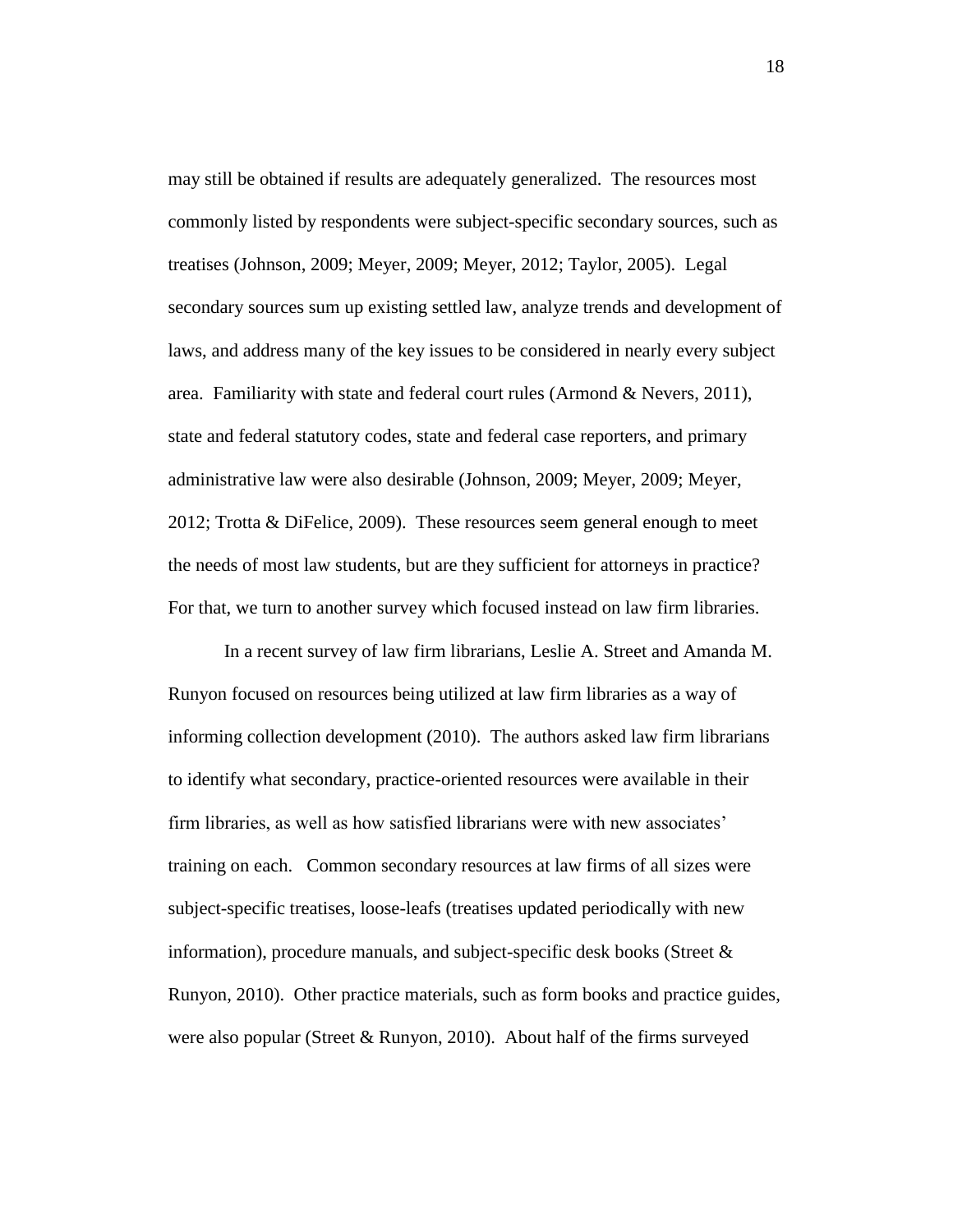may still be obtained if results are adequately generalized. The resources most commonly listed by respondents were subject-specific secondary sources, such as treatises (Johnson, 2009; Meyer, 2009; Meyer, 2012; Taylor, 2005). Legal secondary sources sum up existing settled law, analyze trends and development of laws, and address many of the key issues to be considered in nearly every subject area. Familiarity with state and federal court rules (Armond & Nevers, 2011), state and federal statutory codes, state and federal case reporters, and primary administrative law were also desirable (Johnson, 2009; Meyer, 2009; Meyer, 2012; Trotta & DiFelice, 2009). These resources seem general enough to meet the needs of most law students, but are they sufficient for attorneys in practice? For that, we turn to another survey which focused instead on law firm libraries.

In a recent survey of law firm librarians, Leslie A. Street and Amanda M. Runyon focused on resources being utilized at law firm libraries as a way of informing collection development (2010). The authors asked law firm librarians to identify what secondary, practice-oriented resources were available in their firm libraries, as well as how satisfied librarians were with new associates' training on each. Common secondary resources at law firms of all sizes were subject-specific treatises, loose-leafs (treatises updated periodically with new information), procedure manuals, and subject-specific desk books (Street & Runyon, 2010). Other practice materials, such as form books and practice guides, were also popular (Street & Runyon, 2010). About half of the firms surveyed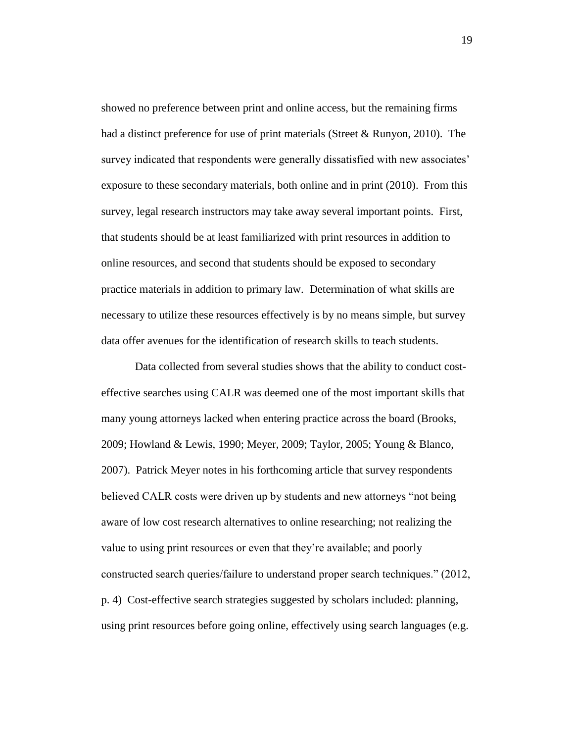showed no preference between print and online access, but the remaining firms had a distinct preference for use of print materials (Street & Runyon, 2010). The survey indicated that respondents were generally dissatisfied with new associates' exposure to these secondary materials, both online and in print (2010). From this survey, legal research instructors may take away several important points. First, that students should be at least familiarized with print resources in addition to online resources, and second that students should be exposed to secondary practice materials in addition to primary law. Determination of what skills are necessary to utilize these resources effectively is by no means simple, but survey data offer avenues for the identification of research skills to teach students.

Data collected from several studies shows that the ability to conduct cost-effective searches using CALR was deemed one of the most important skills that many young attorneys lacked when entering practice across the board (Brooks, 2009; Howland & Lewis, 1990; Meyer, 2009; Taylor, 2005; Young & Blanco, 2007). Patrick Meyer notes in his forthcoming article that survey respondents believed CALR costs were driven up by students and new attorneys "not being aware of low cost research alternatives to online researching; not realizing the value to using print resources or even that they're available; and poorly constructed search queries/failure to understand proper search techniques." (2012, p. 4) Cost-effective search strategies suggested by scholars included: planning, using print resources before going online, effectively using search languages (e.g.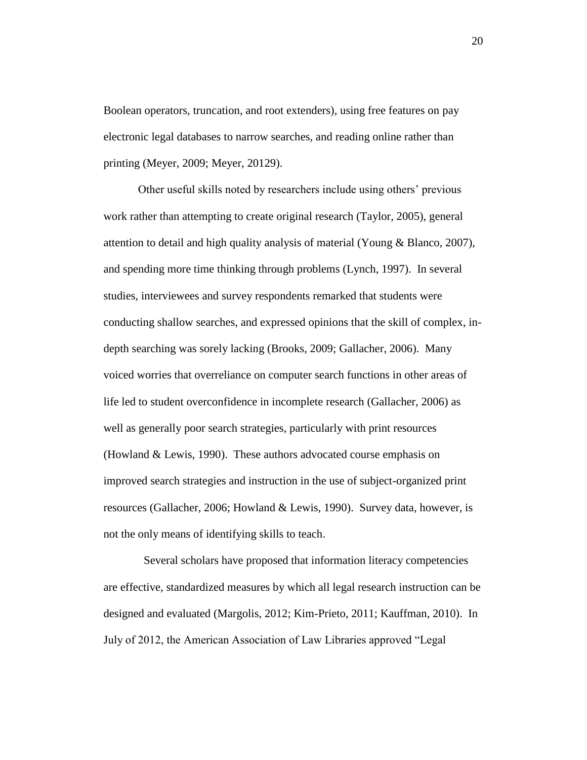Boolean operators, truncation, and root extenders), using free features on pay electronic legal databases to narrow searches, and reading online rather than printing (Meyer, 2009; Meyer, 20129).

Other useful skills noted by researchers include using others' previous work rather than attempting to create original research (Taylor, 2005), general attention to detail and high quality analysis of material (Young & Blanco, 2007), and spending more time thinking through problems (Lynch, 1997). In several studies, interviewees and survey respondents remarked that students were conducting shallow searches, and expressed opinions that the skill of complex, in-depth searching was sorely lacking (Brooks, 2009; Gallacher, 2006). Many voiced worries that overreliance on computer search functions in other areas of life led to student overconfidence in incomplete research (Gallacher, 2006) as well as generally poor search strategies, particularly with print resources (Howland & Lewis, 1990). These authors advocated course emphasis on improved search strategies and instruction in the use of subject-organized print resources (Gallacher, 2006; Howland & Lewis, 1990). Survey data, however, is not the only means of identifying skills to teach.

Several scholars have proposed that information literacy competencies are effective, standardized measures by which all legal research instruction can be designed and evaluated (Margolis, 2012; Kim-Prieto, 2011; Kauffman, 2010). In July of 2012, the American Association of Law Libraries approved "Legal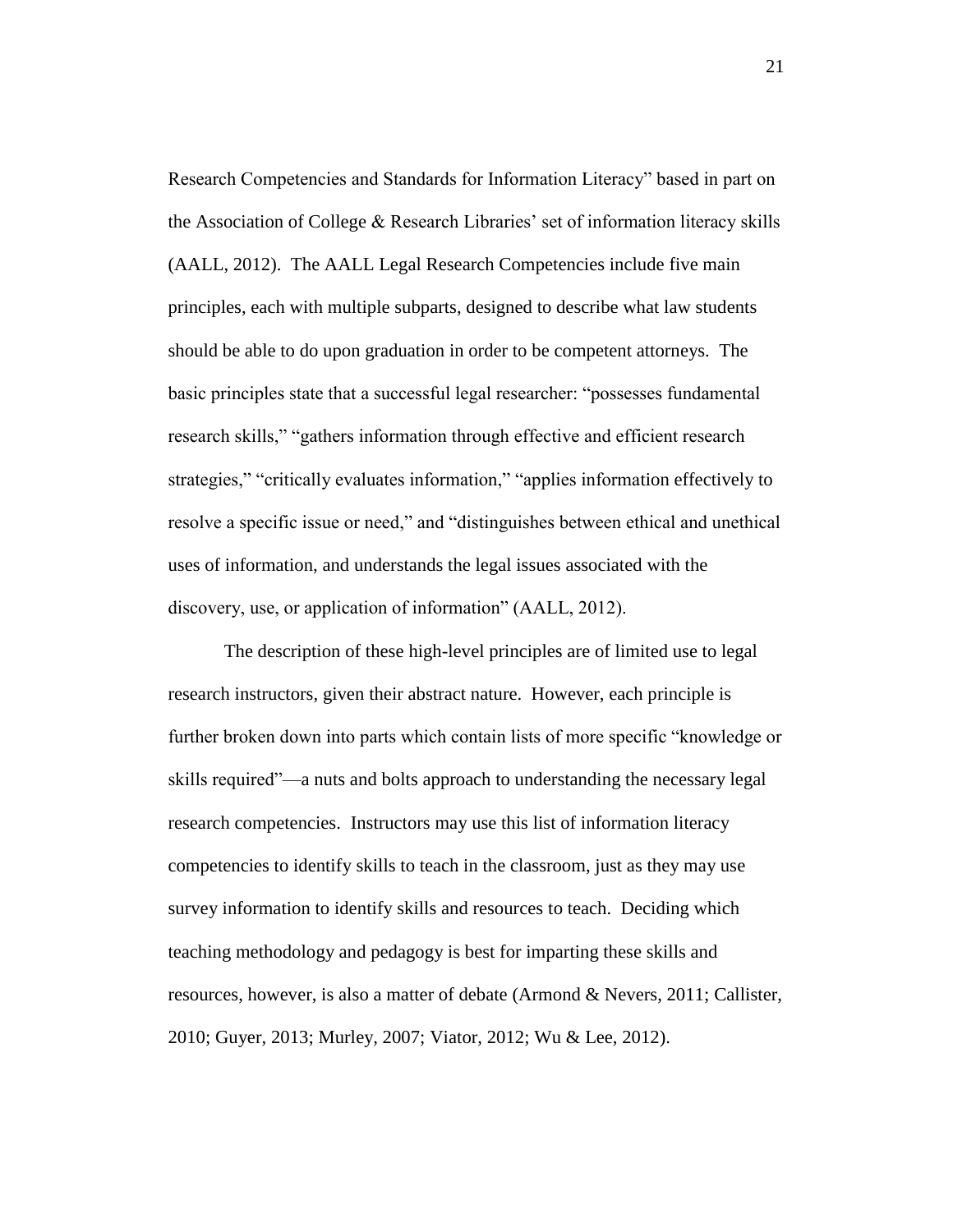Research Competencies and Standards for Information Literacy" based in part on the Association of College & Research Libraries' set of information literacy skills (AALL, 2012). The AALL Legal Research Competencies include five main principles, each with multiple subparts, designed to describe what law students should be able to do upon graduation in order to be competent attorneys. The basic principles state that a successful legal researcher: "possesses fundamental research skills," "gathers information through effective and efficient research strategies," "critically evaluates information," "applies information effectively to resolve a specific issue or need," and "distinguishes between ethical and unethical uses of information, and understands the legal issues associated with the discovery, use, or application of information" (AALL, 2012).

The description of these high-level principles are of limited use to legal research instructors, given their abstract nature. However, each principle is further broken down into parts which contain lists of more specific "knowledge or skills required"—a nuts and bolts approach to understanding the necessary legal research competencies. Instructors may use this list of information literacy competencies to identify skills to teach in the classroom, just as they may use survey information to identify skills and resources to teach. Deciding which teaching methodology and pedagogy is best for imparting these skills and resources, however, is also a matter of debate (Armond & Nevers, 2011; Callister, 2010; Guyer, 2013; Murley, 2007; Viator, 2012; Wu & Lee, 2012).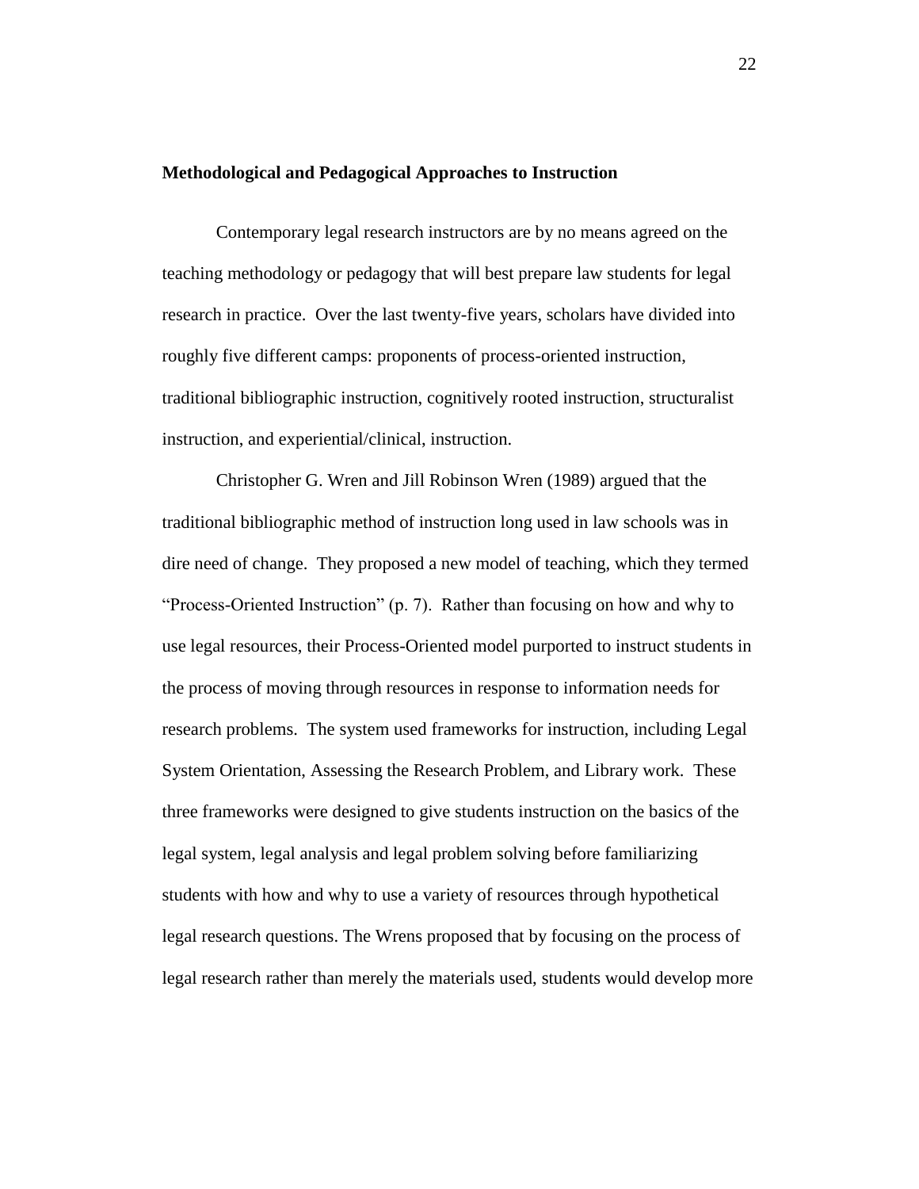**Methodological and Pedagogical Approaches to Instruction**

Contemporary legal research instructors are by no means agreed on the teaching methodology or pedagogy that will best prepare law students for legal research in practice. Over the last twenty-five years, scholars have divided into roughly five different camps: proponents of process-oriented instruction, traditional bibliographic instruction, cognitively rooted instruction, structuralist instruction, and experiential/clinical, instruction.

Christopher G. Wren and Jill Robinson Wren (1989) argued that the traditional bibliographic method of instruction long used in law schools was in dire need of change. They proposed a new model of teaching, which they termed "Process-Oriented Instruction" (p. 7). Rather than focusing on how and why to use legal resources, their Process-Oriented model purported to instruct students in the process of moving through resources in response to information needs for research problems. The system used frameworks for instruction, including Legal System Orientation, Assessing the Research Problem, and Library work. These three frameworks were designed to give students instruction on the basics of the legal system, legal analysis and legal problem solving before familiarizing students with how and why to use a variety of resources through hypothetical legal research questions. The Wrens proposed that by focusing on the process of legal research rather than merely the materials used, students would develop more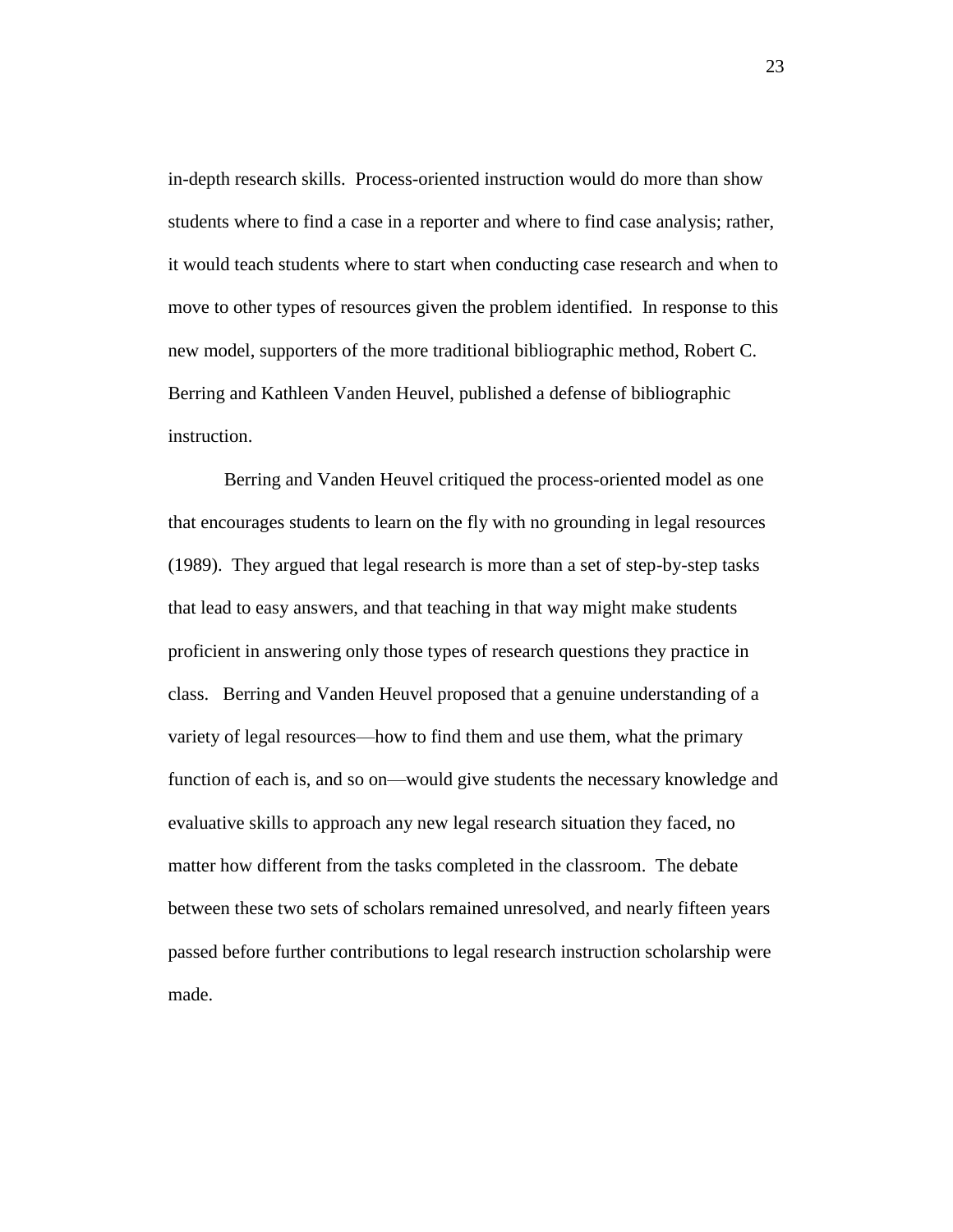in-depth research skills. Process-oriented instruction would do more than show students where to find a case in a reporter and where to find case analysis; rather, it would teach students where to start when conducting case research and when to move to other types of resources given the problem identified. In response to this new model, supporters of the more traditional bibliographic method, Robert C. Berring and Kathleen Vanden Heuvel, published a defense of bibliographic instruction.

Berring and Vanden Heuvel critiqued the process-oriented model as one that encourages students to learn on the fly with no grounding in legal resources (1989). They argued that legal research is more than a set of step-by-step tasks that lead to easy answers, and that teaching in that way might make students proficient in answering only those types of research questions they practice in class. Berring and Vanden Heuvel proposed that a genuine understanding of a variety of legal resources—how to find them and use them, what the primary function of each is, and so on—would give students the necessary knowledge and evaluative skills to approach any new legal research situation they faced, no matter how different from the tasks completed in the classroom. The debate between these two sets of scholars remained unresolved, and nearly fifteen years passed before further contributions to legal research instruction scholarship were made.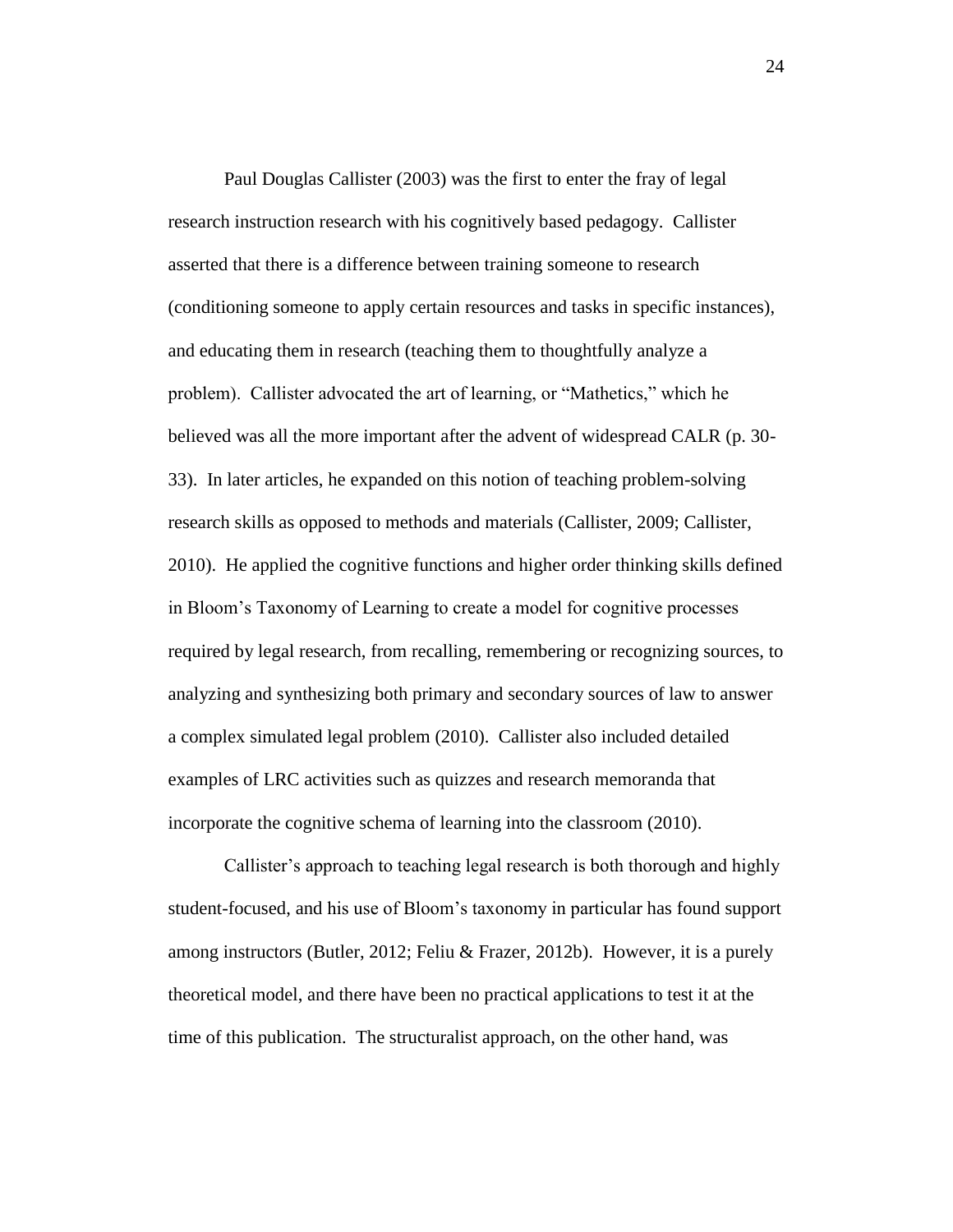Paul Douglas Callister (2003) was the first to enter the fray of legal research instruction research with his cognitively based pedagogy. Callister asserted that there is a difference between training someone to research (conditioning someone to apply certain resources and tasks in specific instances), and educating them in research (teaching them to thoughtfully analyze a problem). Callister advocated the art of learning, or "Mathetics," which he believed was all the more important after the advent of widespread CALR (p. 30-33). In later articles, he expanded on this notion of teaching problem-solving research skills as opposed to methods and materials (Callister, 2009; Callister, 2010). He applied the cognitive functions and higher order thinking skills defined in Bloom's Taxonomy of Learning to create a model for cognitive processes required by legal research, from recalling, remembering or recognizing sources, to analyzing and synthesizing both primary and secondary sources of law to answer a complex simulated legal problem (2010). Callister also included detailed examples of LRC activities such as quizzes and research memoranda that incorporate the cognitive schema of learning into the classroom (2010).

Callister's approach to teaching legal research is both thorough and highly student-focused, and his use of Bloom's taxonomy in particular has found support among instructors (Butler, 2012; Feliu & Frazer, 2012b). However, it is a purely theoretical model, and there have been no practical applications to test it at the time of this publication. The structuralist approach, on the other hand, was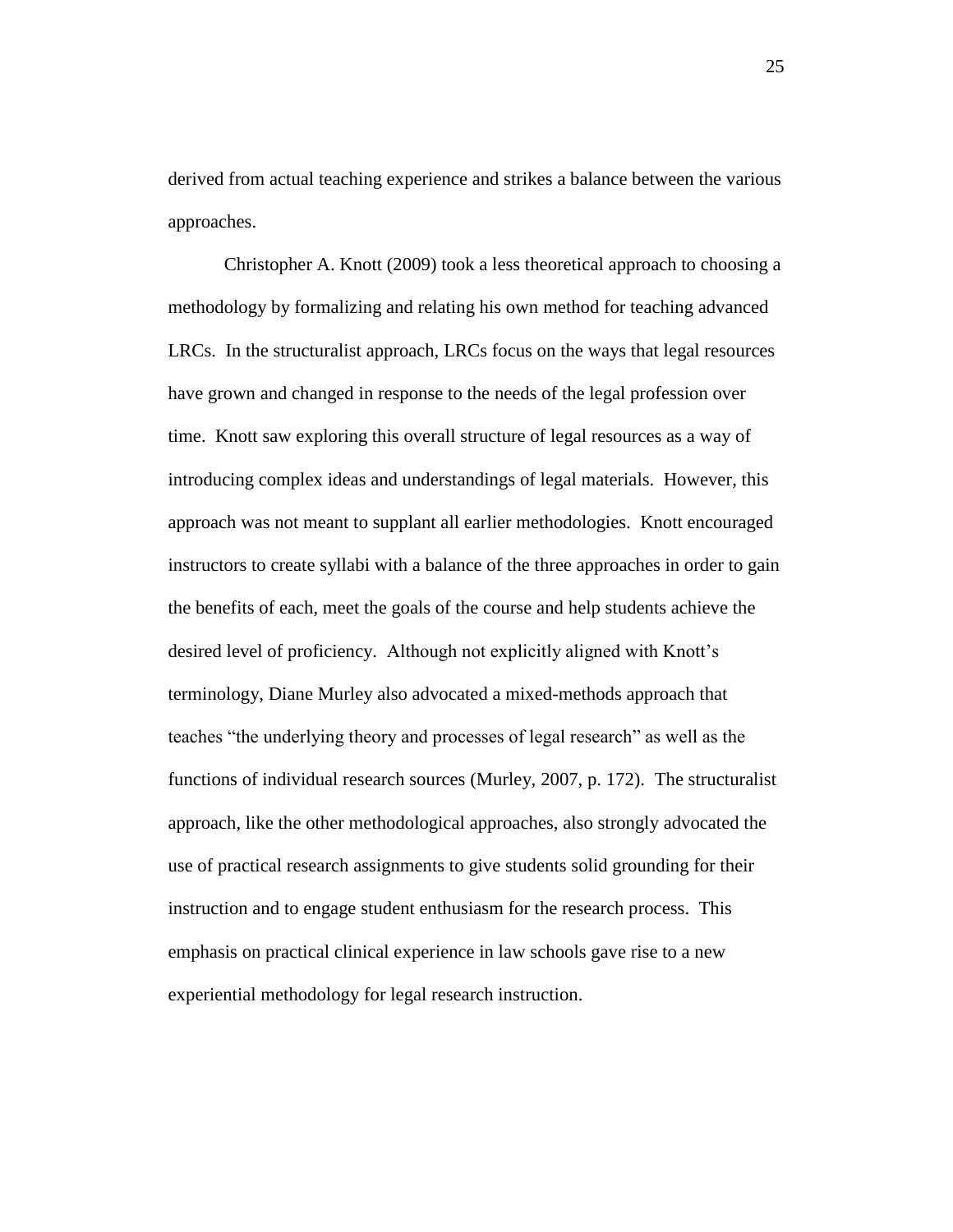derived from actual teaching experience and strikes a balance between the various approaches.

Christopher A. Knott (2009) took a less theoretical approach to choosing a methodology by formalizing and relating his own method for teaching advanced LRCs. In the structuralist approach, LRCs focus on the ways that legal resources have grown and changed in response to the needs of the legal profession over time. Knott saw exploring this overall structure of legal resources as a way of introducing complex ideas and understandings of legal materials. However, this approach was not meant to supplant all earlier methodologies. Knott encouraged instructors to create syllabi with a balance of the three approaches in order to gain the benefits of each, meet the goals of the course and help students achieve the desired level of proficiency. Although not explicitly aligned with Knott's terminology, Diane Murley also advocated a mixed-methods approach that teaches "the underlying theory and processes of legal research" as well as the functions of individual research sources (Murley, 2007, p. 172). The structuralist approach, like the other methodological approaches, also strongly advocated the use of practical research assignments to give students solid grounding for their instruction and to engage student enthusiasm for the research process. This emphasis on practical clinical experience in law schools gave rise to a new experiential methodology for legal research instruction.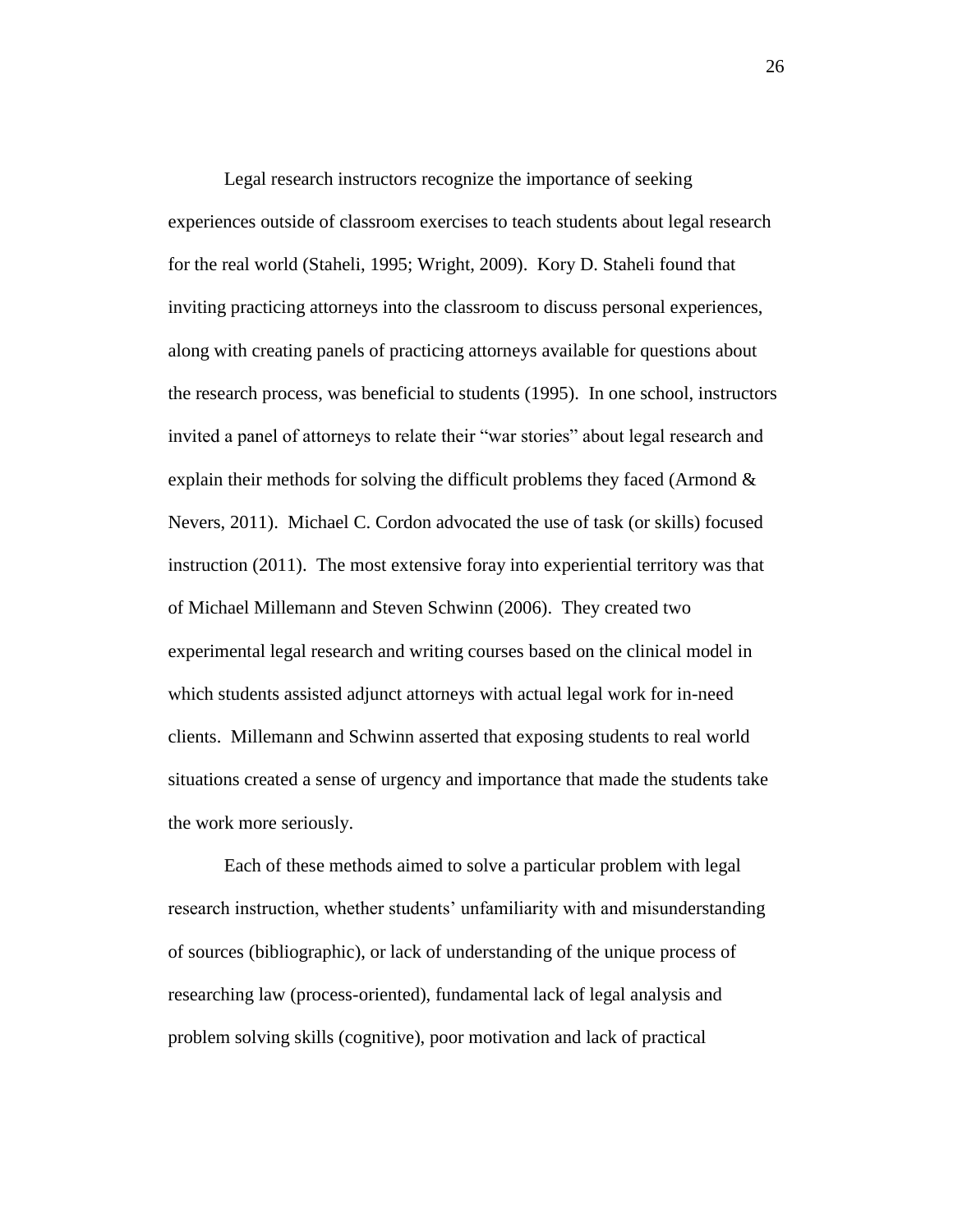Legal research instructors recognize the importance of seeking experiences outside of classroom exercises to teach students about legal research for the real world (Staheli, 1995; Wright, 2009). Kory D. Staheli found that inviting practicing attorneys into the classroom to discuss personal experiences, along with creating panels of practicing attorneys available for questions about the research process, was beneficial to students (1995). In one school, instructors invited a panel of attorneys to relate their "war stories" about legal research and explain their methods for solving the difficult problems they faced (Armond & Nevers, 2011). Michael C. Cordon advocated the use of task (or skills) focused instruction (2011). The most extensive foray into experiential territory was that of Michael Millemann and Steven Schwinn (2006). They created two experimental legal research and writing courses based on the clinical model in which students assisted adjunct attorneys with actual legal work for in-need clients. Millemann and Schwinn asserted that exposing students to real world situations created a sense of urgency and importance that made the students take the work more seriously.

Each of these methods aimed to solve a particular problem with legal research instruction, whether students' unfamiliarity with and misunderstanding of sources (bibliographic), or lack of understanding of the unique process of researching law (process-oriented), fundamental lack of legal analysis and problem solving skills (cognitive), poor motivation and lack of practical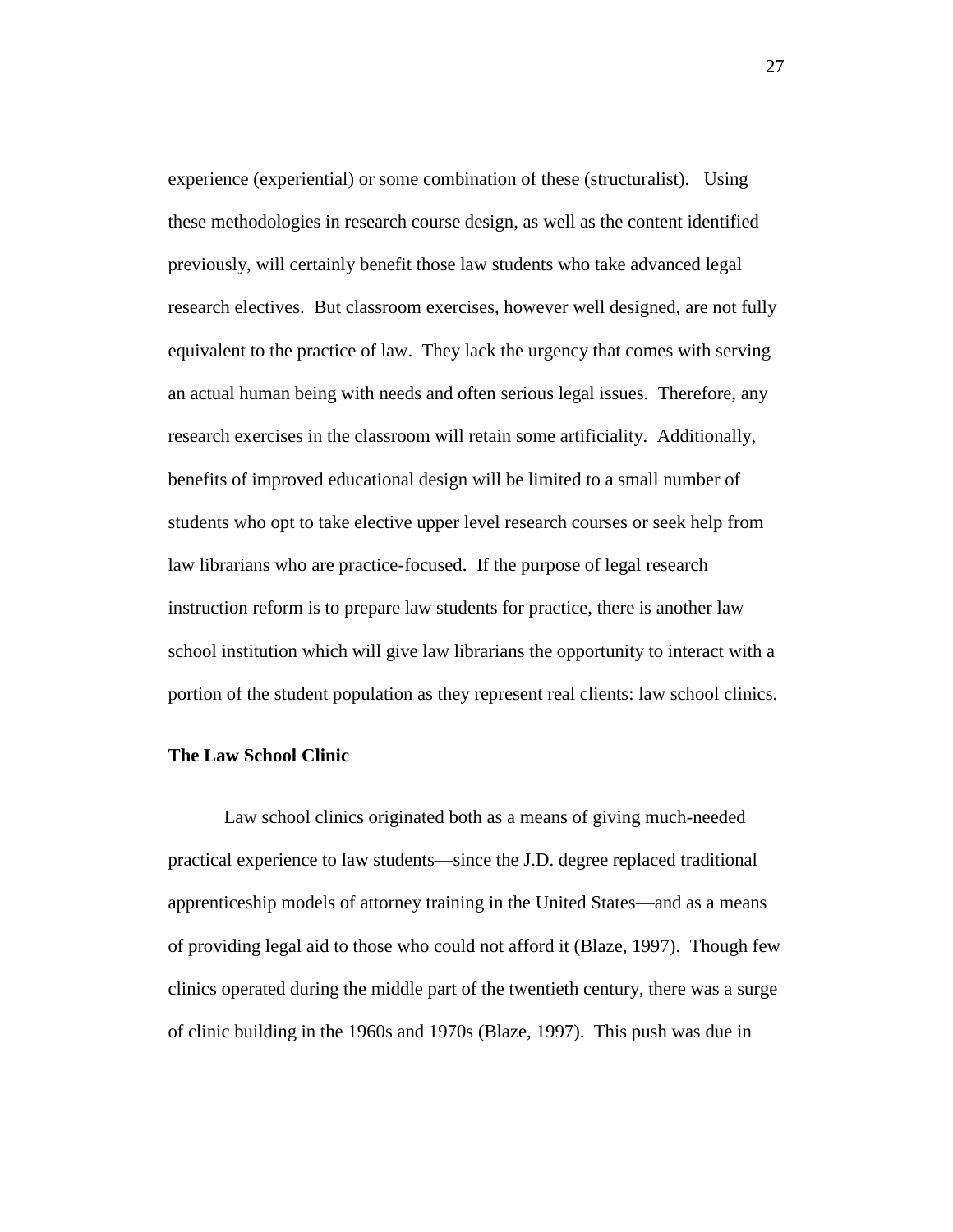experience (experiential) or some combination of these (structuralist). Using these methodologies in research course design, as well as the content identified previously, will certainly benefit those law students who take advanced legal research electives. But classroom exercises, however well designed, are not fully equivalent to the practice of law. They lack the urgency that comes with serving an actual human being with needs and often serious legal issues. Therefore, any research exercises in the classroom will retain some artificiality. Additionally, benefits of improved educational design will be limited to a small number of students who opt to take elective upper level research courses or seek help from law librarians who are practice-focused. If the purpose of legal research instruction reform is to prepare law students for practice, there is another law school institution which will give law librarians the opportunity to interact with a portion of the student population as they represent real clients: law school clinics.

## The Law School Clinic

Law school clinics originated both as a means of giving much-needed practical experience to law students—since the J.D. degree replaced traditional apprenticeship models of attorney training in the United States—and as a means of providing legal aid to those who could not afford it (Blaze, 1997). Though few clinics operated during the middle part of the twentieth century, there was a surge of clinic building in the 1960s and 1970s (Blaze, 1997). This push was due in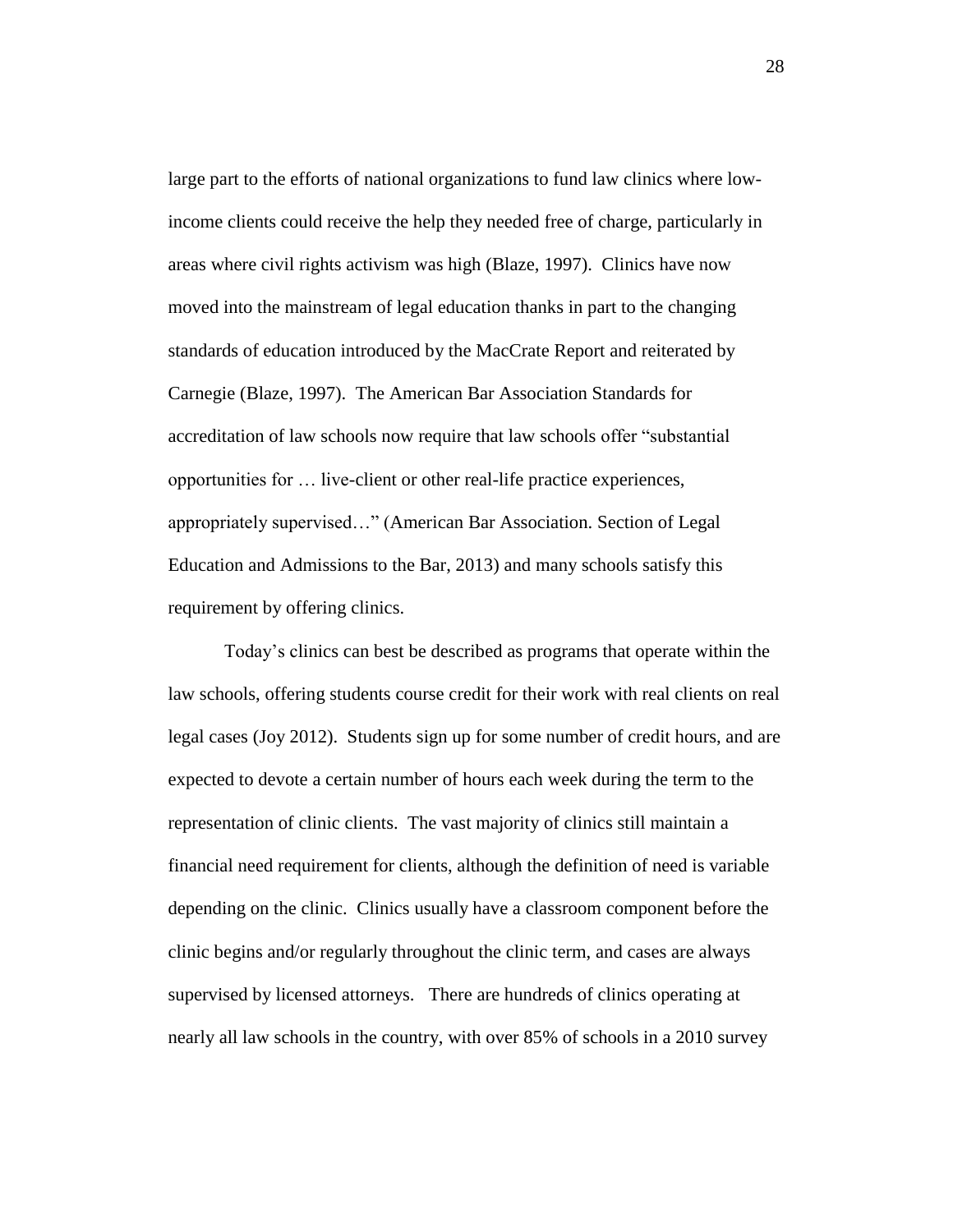large part to the efforts of national organizations to fund law clinics where low-income clients could receive the help they needed free of charge, particularly in areas where civil rights activism was high (Blaze, 1997). Clinics have now moved into the mainstream of legal education thanks in part to the changing standards of education introduced by the MacCrate Report and reiterated by Carnegie (Blaze, 1997). The American Bar Association Standards for accreditation of law schools now require that law schools offer "substantial opportunities for … live-client or other real-life practice experiences, appropriately supervised…" (American Bar Association. Section of Legal Education and Admissions to the Bar, 2013) and many schools satisfy this requirement by offering clinics.

Today's clinics can best be described as programs that operate within the law schools, offering students course credit for their work with real clients on real legal cases (Joy 2012). Students sign up for some number of credit hours, and are expected to devote a certain number of hours each week during the term to the representation of clinic clients. The vast majority of clinics still maintain a financial need requirement for clients, although the definition of need is variable depending on the clinic. Clinics usually have a classroom component before the clinic begins and/or regularly throughout the clinic term, and cases are always supervised by licensed attorneys. There are hundreds of clinics operating at nearly all law schools in the country, with over 85% of schools in a 2010 survey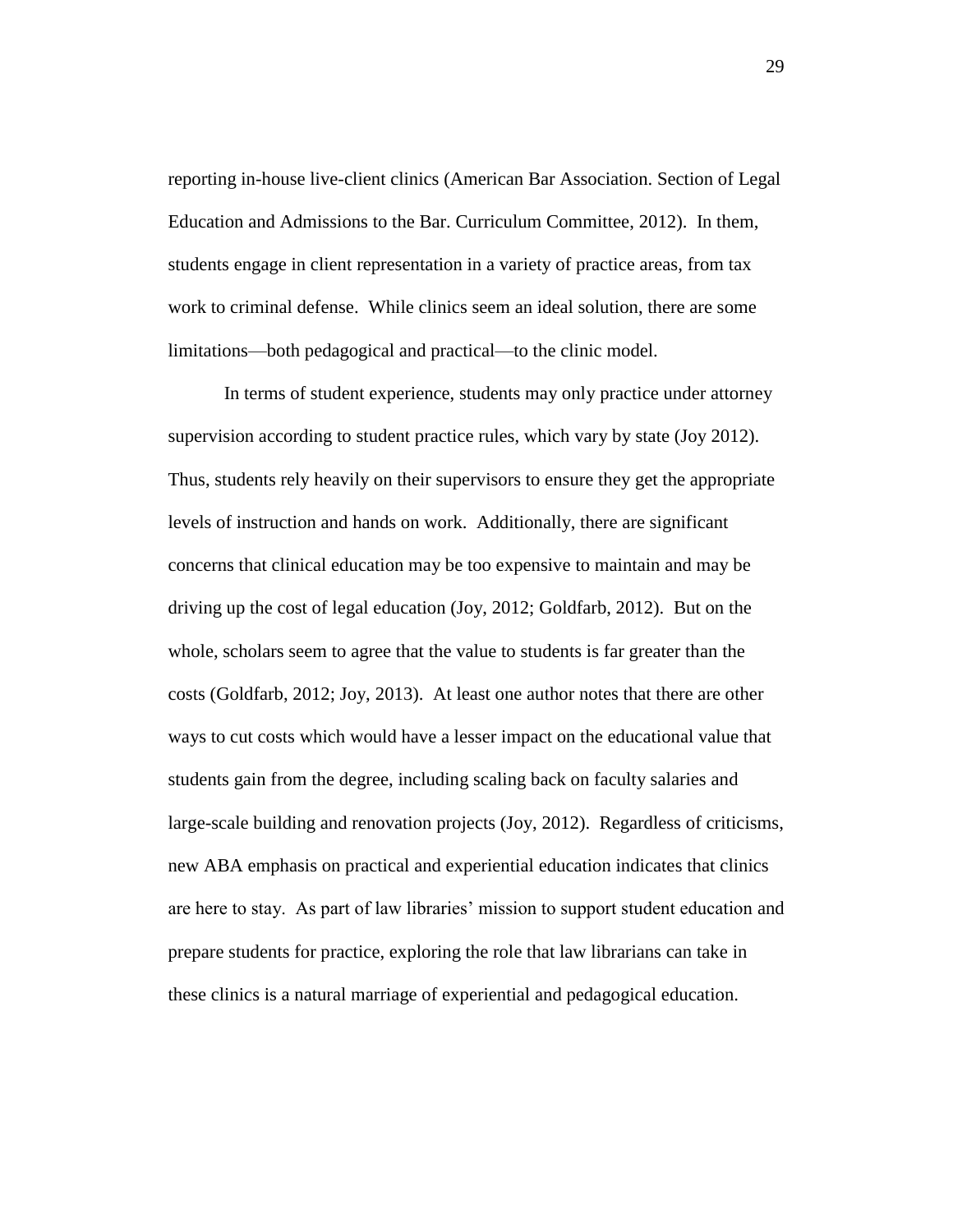reporting in-house live-client clinics (American Bar Association. Section of Legal Education and Admissions to the Bar. Curriculum Committee, 2012). In them, students engage in client representation in a variety of practice areas, from tax work to criminal defense. While clinics seem an ideal solution, there are some limitations—both pedagogical and practical—to the clinic model.

In terms of student experience, students may only practice under attorney supervision according to student practice rules, which vary by state (Joy 2012). Thus, students rely heavily on their supervisors to ensure they get the appropriate levels of instruction and hands on work. Additionally, there are significant concerns that clinical education may be too expensive to maintain and may be driving up the cost of legal education (Joy, 2012; Goldfarb, 2012). But on the whole, scholars seem to agree that the value to students is far greater than the costs (Goldfarb, 2012; Joy, 2013). At least one author notes that there are other ways to cut costs which would have a lesser impact on the educational value that students gain from the degree, including scaling back on faculty salaries and large-scale building and renovation projects (Joy, 2012). Regardless of criticisms, new ABA emphasis on practical and experiential education indicates that clinics are here to stay. As part of law libraries' mission to support student education and prepare students for practice, exploring the role that law librarians can take in these clinics is a natural marriage of experiential and pedagogical education.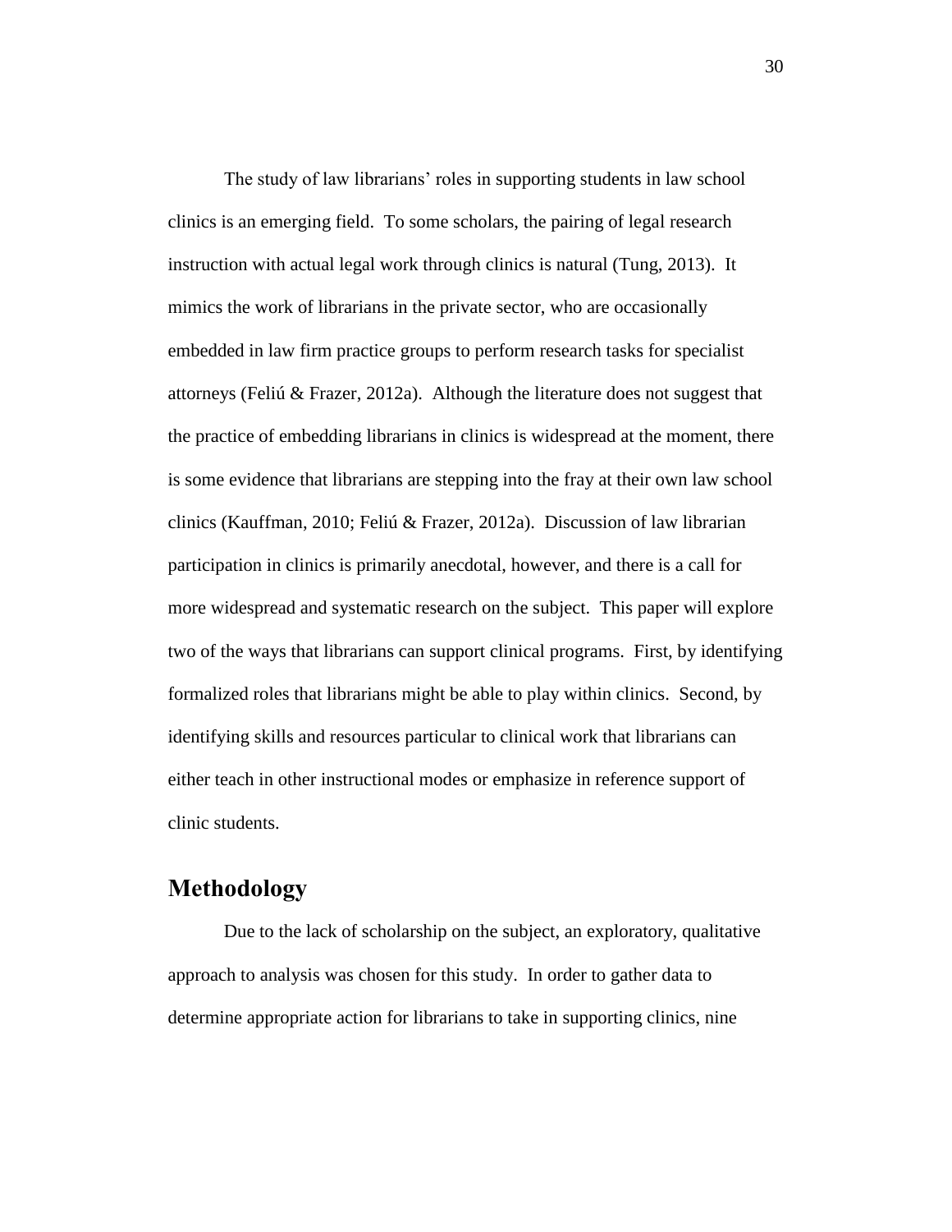The study of law librarians' roles in supporting students in law school clinics is an emerging field. To some scholars, the pairing of legal research instruction with actual legal work through clinics is natural (Tung, 2013). It mimics the work of librarians in the private sector, who are occasionally embedded in law firm practice groups to perform research tasks for specialist attorneys (Feliú & Frazer, 2012a). Although the literature does not suggest that the practice of embedding librarians in clinics is widespread at the moment, there is some evidence that librarians are stepping into the fray at their own law school clinics (Kauffman, 2010; Feliú & Frazer, 2012a). Discussion of law librarian participation in clinics is primarily anecdotal, however, and there is a call for more widespread and systematic research on the subject. This paper will explore two of the ways that librarians can support clinical programs. First, by identifying formalized roles that librarians might be able to play within clinics. Second, by identifying skills and resources particular to clinical work that librarians can either teach in other instructional modes or emphasize in reference support of clinic students.

## Methodology

Due to the lack of scholarship on the subject, an exploratory, qualitative approach to analysis was chosen for this study. In order to gather data to determine appropriate action for librarians to take in supporting clinics, nine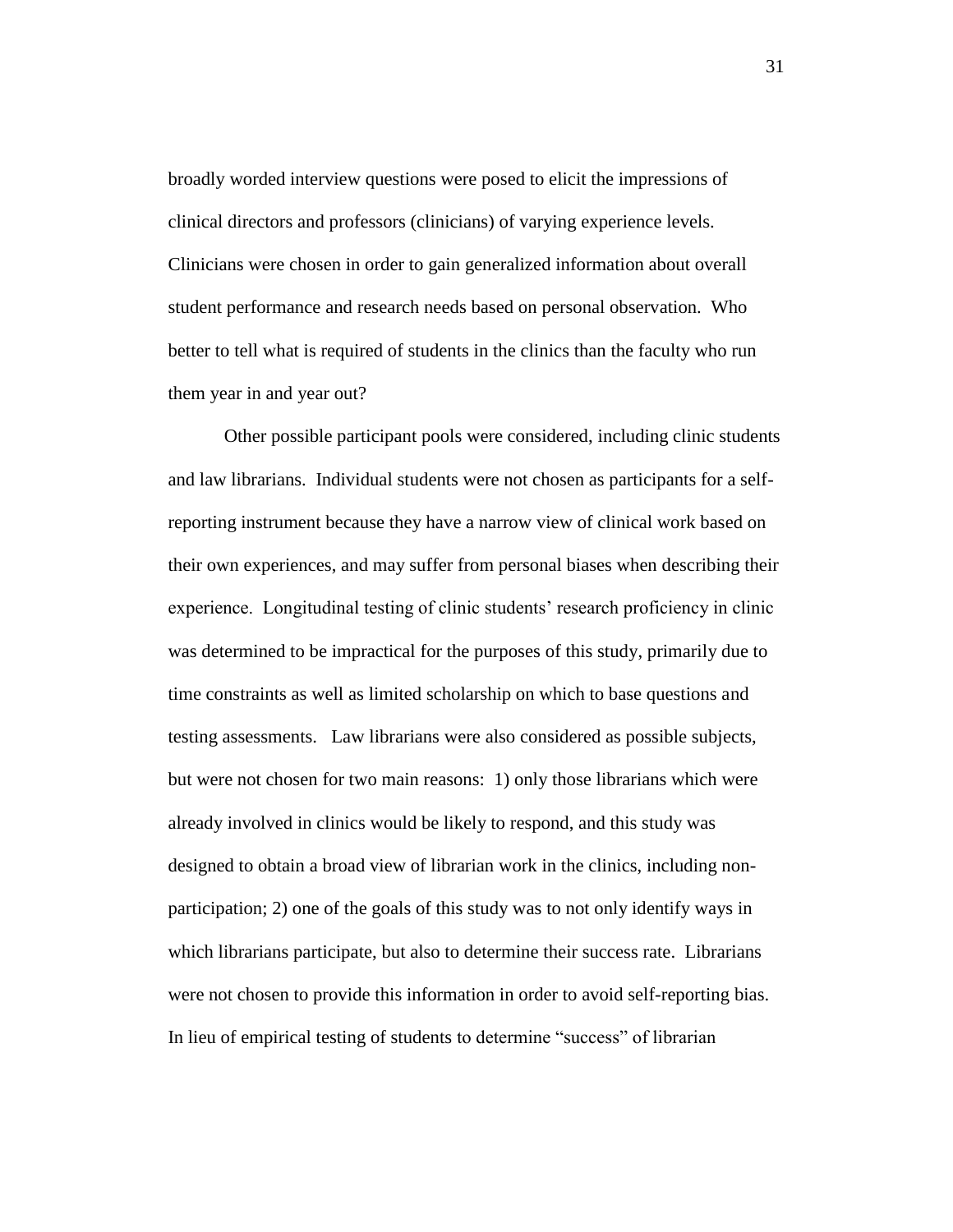broadly worded interview questions were posed to elicit the impressions of clinical directors and professors (clinicians) of varying experience levels. Clinicians were chosen in order to gain generalized information about overall student performance and research needs based on personal observation. Who better to tell what is required of students in the clinics than the faculty who run them year in and year out?

Other possible participant pools were considered, including clinic students and law librarians. Individual students were not chosen as participants for a self-reporting instrument because they have a narrow view of clinical work based on their own experiences, and may suffer from personal biases when describing their experience. Longitudinal testing of clinic students' research proficiency in clinic was determined to be impractical for the purposes of this study, primarily due to time constraints as well as limited scholarship on which to base questions and testing assessments. Law librarians were also considered as possible subjects, but were not chosen for two main reasons: 1) only those librarians which were already involved in clinics would be likely to respond, and this study was designed to obtain a broad view of librarian work in the clinics, including non-participation; 2) one of the goals of this study was to not only identify ways in which librarians participate, but also to determine their success rate. Librarians were not chosen to provide this information in order to avoid self-reporting bias. In lieu of empirical testing of students to determine "success" of librarian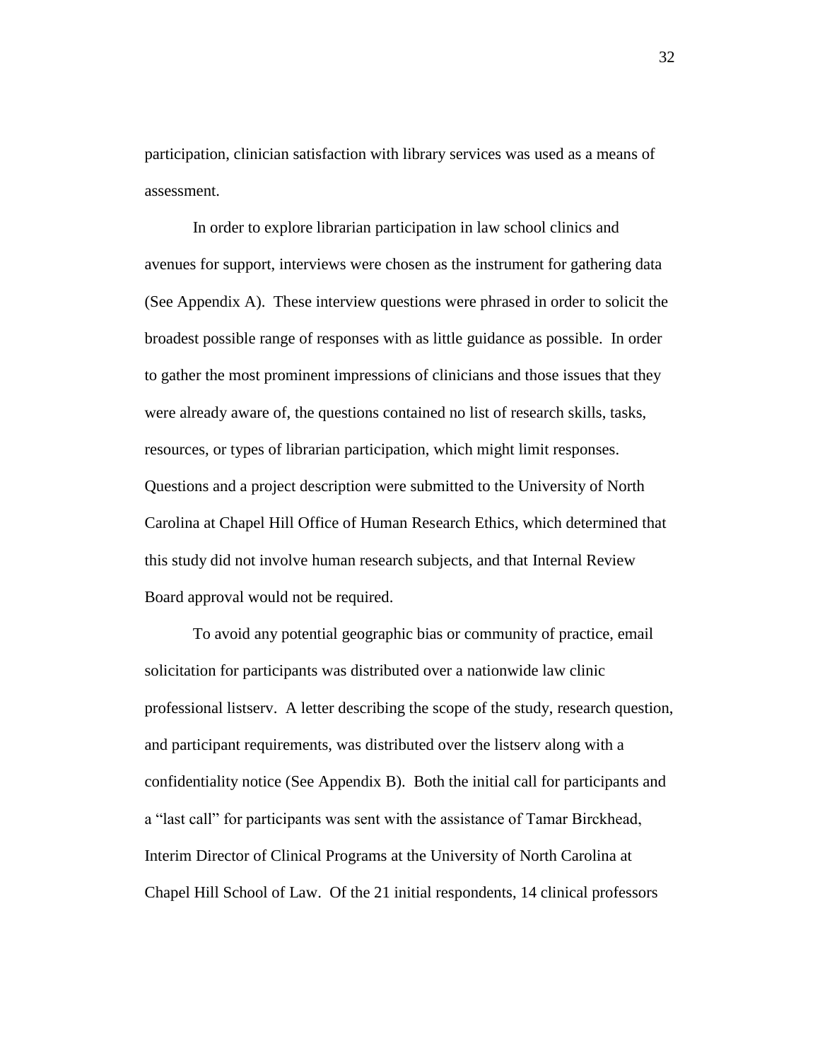participation, clinician satisfaction with library services was used as a means of assessment.

In order to explore librarian participation in law school clinics and avenues for support, interviews were chosen as the instrument for gathering data (See Appendix A). These interview questions were phrased in order to solicit the broadest possible range of responses with as little guidance as possible. In order to gather the most prominent impressions of clinicians and those issues that they were already aware of, the questions contained no list of research skills, tasks, resources, or types of librarian participation, which might limit responses. Questions and a project description were submitted to the University of North Carolina at Chapel Hill Office of Human Research Ethics, which determined that this study did not involve human research subjects, and that Internal Review Board approval would not be required.

To avoid any potential geographic bias or community of practice, email solicitation for participants was distributed over a nationwide law clinic professional listserv. A letter describing the scope of the study, research question, and participant requirements, was distributed over the listserv along with a confidentiality notice (See Appendix B). Both the initial call for participants and a "last call" for participants was sent with the assistance of Tamar Birckhead, Interim Director of Clinical Programs at the University of North Carolina at Chapel Hill School of Law. Of the 21 initial respondents, 14 clinical professors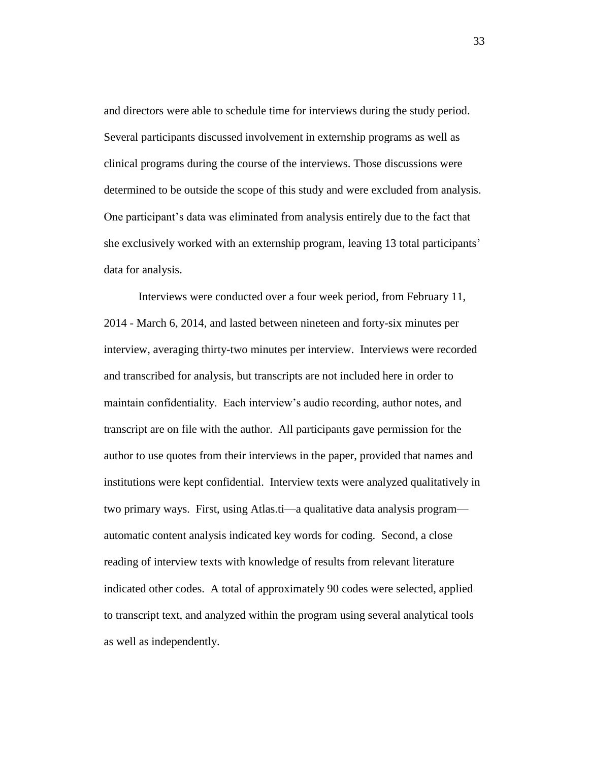and directors were able to schedule time for interviews during the study period. Several participants discussed involvement in externship programs as well as clinical programs during the course of the interviews. Those discussions were determined to be outside the scope of this study and were excluded from analysis. One participant's data was eliminated from analysis entirely due to the fact that she exclusively worked with an externship program, leaving 13 total participants' data for analysis.

Interviews were conducted over a four week period, from February 11, 2014 - March 6, 2014, and lasted between nineteen and forty-six minutes per interview, averaging thirty-two minutes per interview. Interviews were recorded and transcribed for analysis, but transcripts are not included here in order to maintain confidentiality. Each interview's audio recording, author notes, and transcript are on file with the author. All participants gave permission for the author to use quotes from their interviews in the paper, provided that names and institutions were kept confidential. Interview texts were analyzed qualitatively in two primary ways. First, using Atlas.ti—a qualitative data analysis program—automatic content analysis indicated key words for coding. Second, a close reading of interview texts with knowledge of results from relevant literature indicated other codes. A total of approximately 90 codes were selected, applied to transcript text, and analyzed within the program using several analytical tools as well as independently.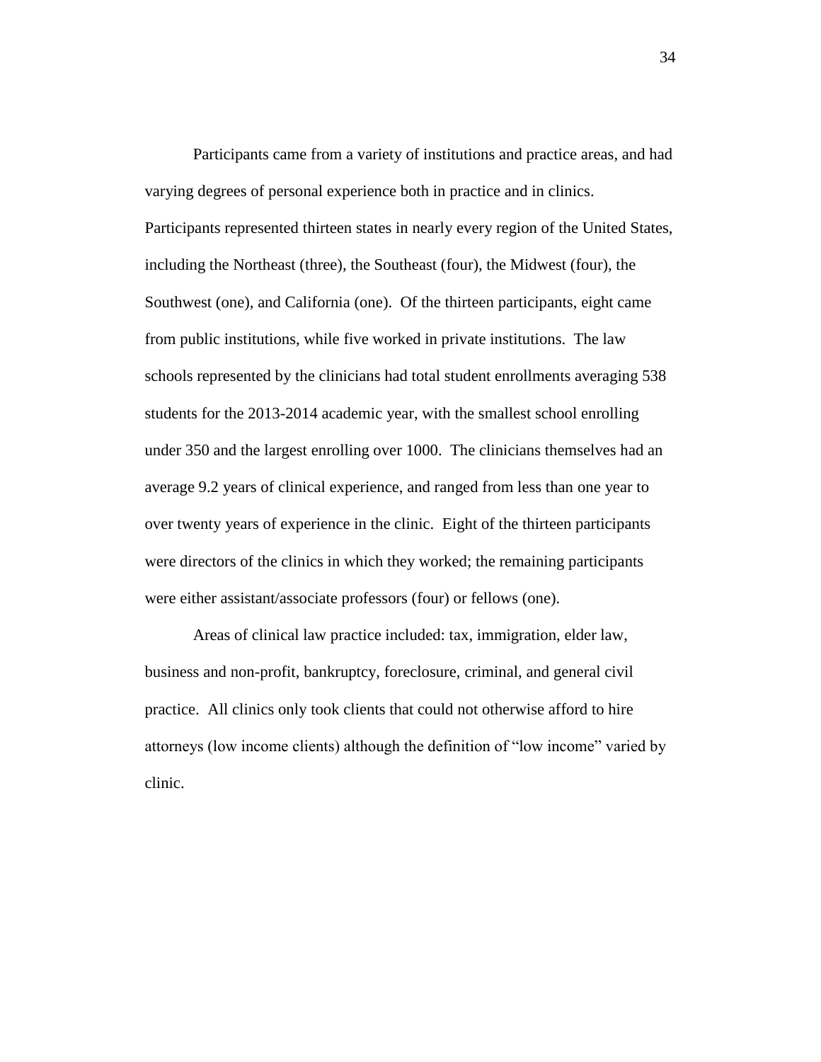Participants came from a variety of institutions and practice areas, and had varying degrees of personal experience both in practice and in clinics. Participants represented thirteen states in nearly every region of the United States, including the Northeast (three), the Southeast (four), the Midwest (four), the Southwest (one), and California (one). Of the thirteen participants, eight came from public institutions, while five worked in private institutions. The law schools represented by the clinicians had total student enrollments averaging 538 students for the 2013-2014 academic year, with the smallest school enrolling under 350 and the largest enrolling over 1000. The clinicians themselves had an average 9.2 years of clinical experience, and ranged from less than one year to over twenty years of experience in the clinic. Eight of the thirteen participants were directors of the clinics in which they worked; the remaining participants were either assistant/associate professors (four) or fellows (one).

Areas of clinical law practice included: tax, immigration, elder law, business and non-profit, bankruptcy, foreclosure, criminal, and general civil practice. All clinics only took clients that could not otherwise afford to hire attorneys (low income clients) although the definition of "low income" varied by clinic.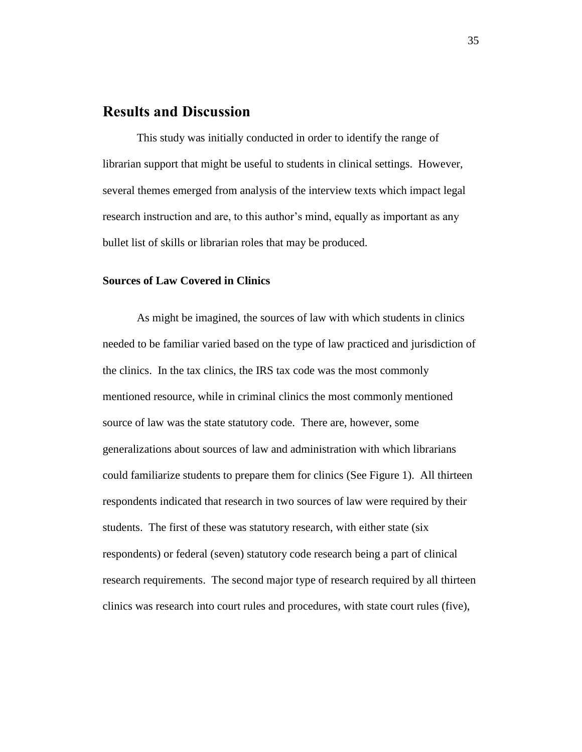## Results and Discussion

This study was initially conducted in order to identify the range of librarian support that might be useful to students in clinical settings. However, several themes emerged from analysis of the interview texts which impact legal research instruction and are, to this author's mind, equally as important as any bullet list of skills or librarian roles that may be produced.

### Sources of Law Covered in Clinics

As might be imagined, the sources of law with which students in clinics needed to be familiar varied based on the type of law practiced and jurisdiction of the clinics. In the tax clinics, the IRS tax code was the most commonly mentioned resource, while in criminal clinics the most commonly mentioned source of law was the state statutory code. There are, however, some generalizations about sources of law and administration with which librarians could familiarize students to prepare them for clinics (See Figure 1). All thirteen respondents indicated that research in two sources of law were required by their students. The first of these was statutory research, with either state (six respondents) or federal (seven) statutory code research being a part of clinical research requirements. The second major type of research required by all thirteen clinics was research into court rules and procedures, with state court rules (five),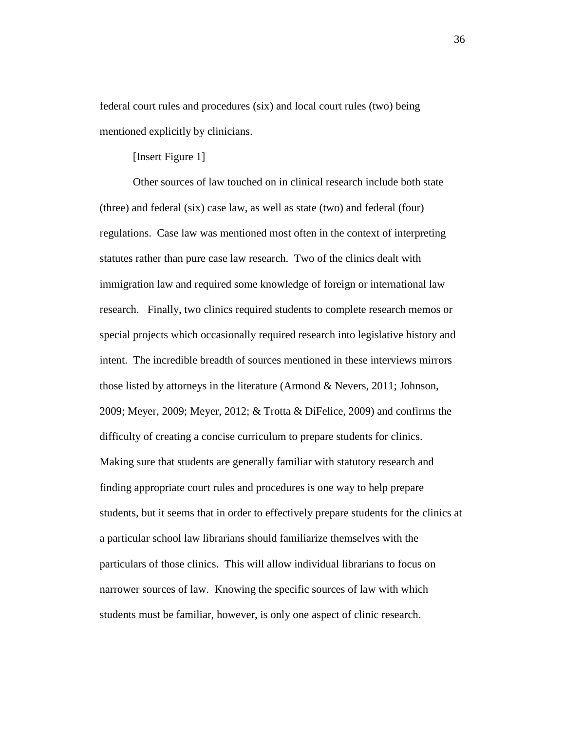federal court rules and procedures (six) and local court rules (two) being mentioned explicitly by clinicians.

[Insert Figure 1]

Other sources of law touched on in clinical research include both state (three) and federal (six) case law, as well as state (two) and federal (four) regulations. Case law was mentioned most often in the context of interpreting statutes rather than pure case law research. Two of the clinics dealt with immigration law and required some knowledge of foreign or international law research. Finally, two clinics required students to complete research memos or special projects which occasionally required research into legislative history and intent. The incredible breadth of sources mentioned in these interviews mirrors those listed by attorneys in the literature (Armond & Nevers, 2011; Johnson, 2009; Meyer, 2009; Meyer, 2012; & Trotta & DiFelice, 2009) and confirms the difficulty of creating a concise curriculum to prepare students for clinics. Making sure that students are generally familiar with statutory research and finding appropriate court rules and procedures is one way to help prepare students, but it seems that in order to effectively prepare students for the clinics at a particular school law librarians should familiarize themselves with the particulars of those clinics. This will allow individual librarians to focus on narrower sources of law. Knowing the specific sources of law with which students must be familiar, however, is only one aspect of clinic research.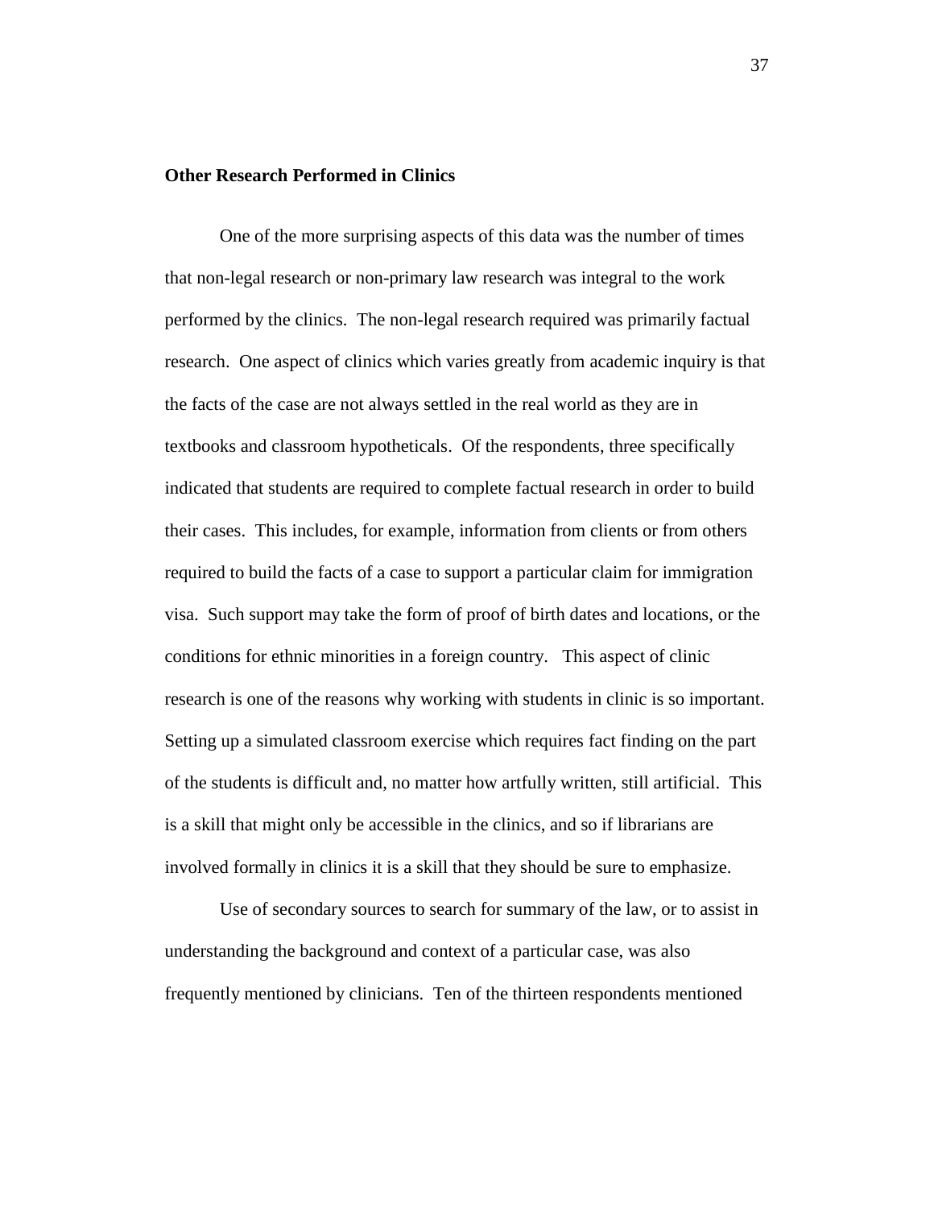**Other Research Performed in Clinics**

One of the more surprising aspects of this data was the number of times that non-legal research or non-primary law research was integral to the work performed by the clinics. The non-legal research required was primarily factual research. One aspect of clinics which varies greatly from academic inquiry is that the facts of the case are not always settled in the real world as they are in textbooks and classroom hypotheticals. Of the respondents, three specifically indicated that students are required to complete factual research in order to build their cases. This includes, for example, information from clients or from others required to build the facts of a case to support a particular claim for immigration visa. Such support may take the form of proof of birth dates and locations, or the conditions for ethnic minorities in a foreign country. This aspect of clinic research is one of the reasons why working with students in clinic is so important. Setting up a simulated classroom exercise which requires fact finding on the part of the students is difficult and, no matter how artfully written, still artificial. This is a skill that might only be accessible in the clinics, and so if librarians are involved formally in clinics it is a skill that they should be sure to emphasize.

Use of secondary sources to search for summary of the law, or to assist in understanding the background and context of a particular case, was also frequently mentioned by clinicians. Ten of the thirteen respondents mentioned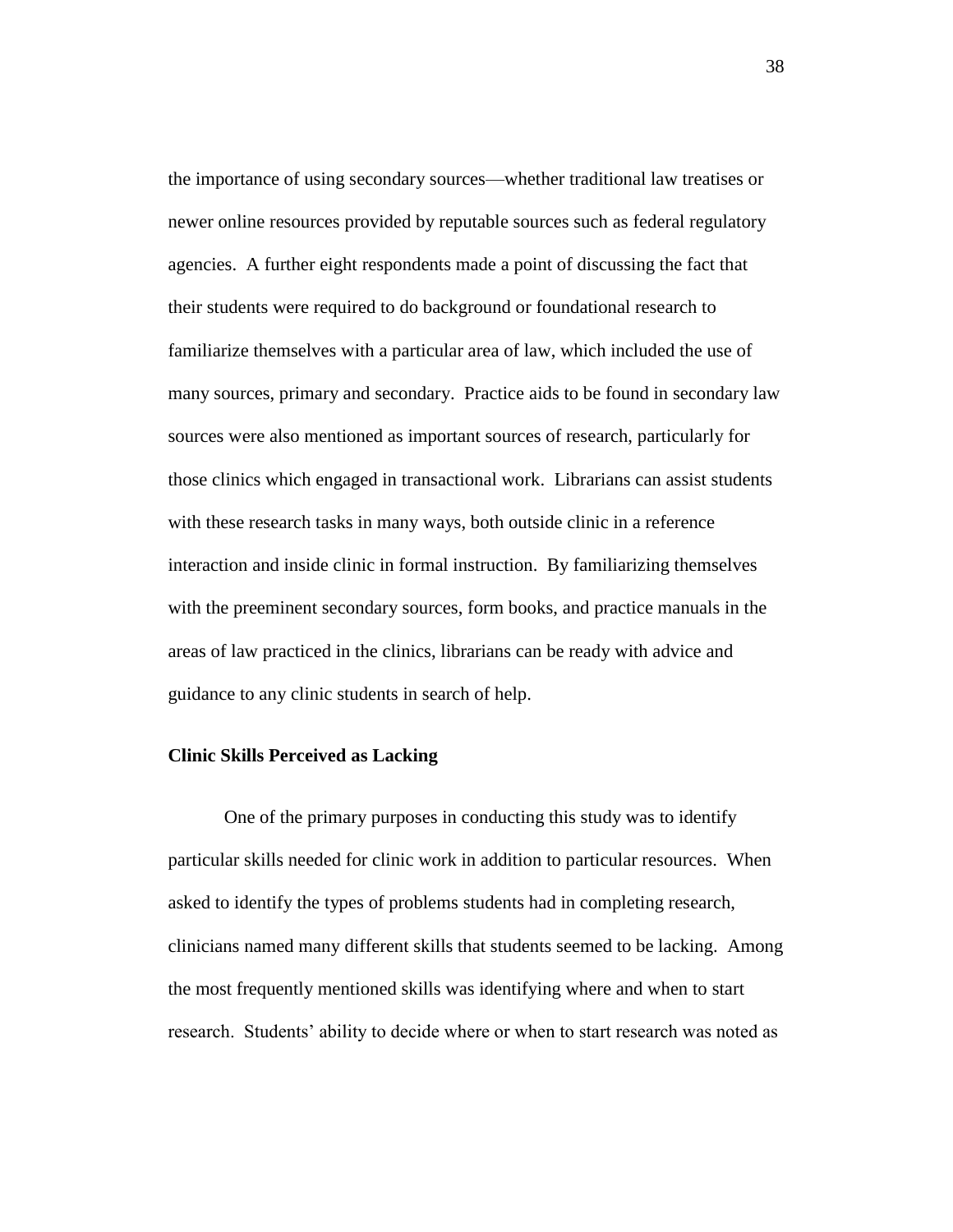the importance of using secondary sources—whether traditional law treatises or newer online resources provided by reputable sources such as federal regulatory agencies. A further eight respondents made a point of discussing the fact that their students were required to do background or foundational research to familiarize themselves with a particular area of law, which included the use of many sources, primary and secondary. Practice aids to be found in secondary law sources were also mentioned as important sources of research, particularly for those clinics which engaged in transactional work. Librarians can assist students with these research tasks in many ways, both outside clinic in a reference interaction and inside clinic in formal instruction. By familiarizing themselves with the preeminent secondary sources, form books, and practice manuals in the areas of law practiced in the clinics, librarians can be ready with advice and guidance to any clinic students in search of help.

**Clinic Skills Perceived as Lacking**

One of the primary purposes in conducting this study was to identify particular skills needed for clinic work in addition to particular resources. When asked to identify the types of problems students had in completing research, clinicians named many different skills that students seemed to be lacking. Among the most frequently mentioned skills was identifying where and when to start research. Students' ability to decide where or when to start research was noted as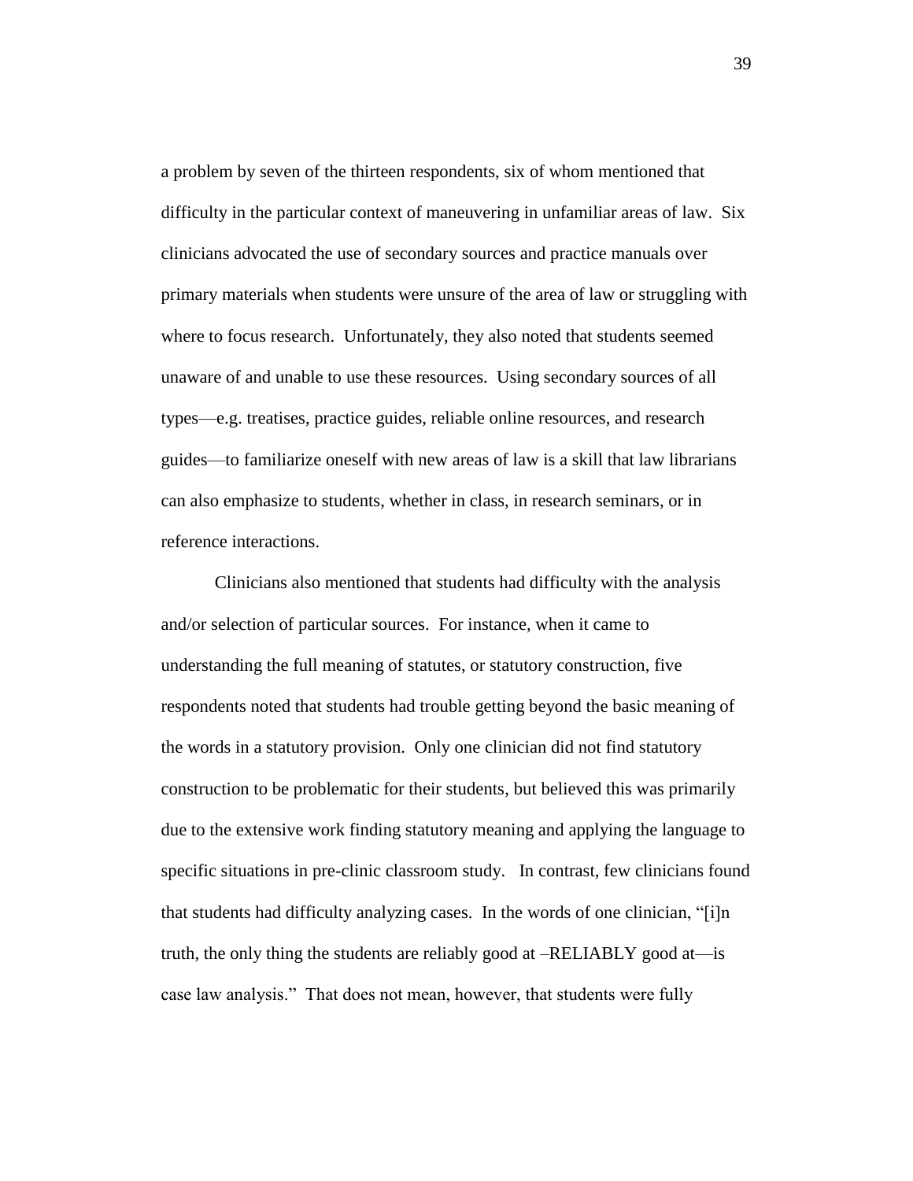a problem by seven of the thirteen respondents, six of whom mentioned that difficulty in the particular context of maneuvering in unfamiliar areas of law. Six clinicians advocated the use of secondary sources and practice manuals over primary materials when students were unsure of the area of law or struggling with where to focus research. Unfortunately, they also noted that students seemed unaware of and unable to use these resources. Using secondary sources of all types—e.g. treatises, practice guides, reliable online resources, and research guides—to familiarize oneself with new areas of law is a skill that law librarians can also emphasize to students, whether in class, in research seminars, or in reference interactions.

Clinicians also mentioned that students had difficulty with the analysis and/or selection of particular sources. For instance, when it came to understanding the full meaning of statutes, or statutory construction, five respondents noted that students had trouble getting beyond the basic meaning of the words in a statutory provision. Only one clinician did not find statutory construction to be problematic for their students, but believed this was primarily due to the extensive work finding statutory meaning and applying the language to specific situations in pre-clinic classroom study. In contrast, few clinicians found that students had difficulty analyzing cases. In the words of one clinician, "[i]n truth, the only thing the students are reliably good at –RELIABLY good at—is case law analysis." That does not mean, however, that students were fully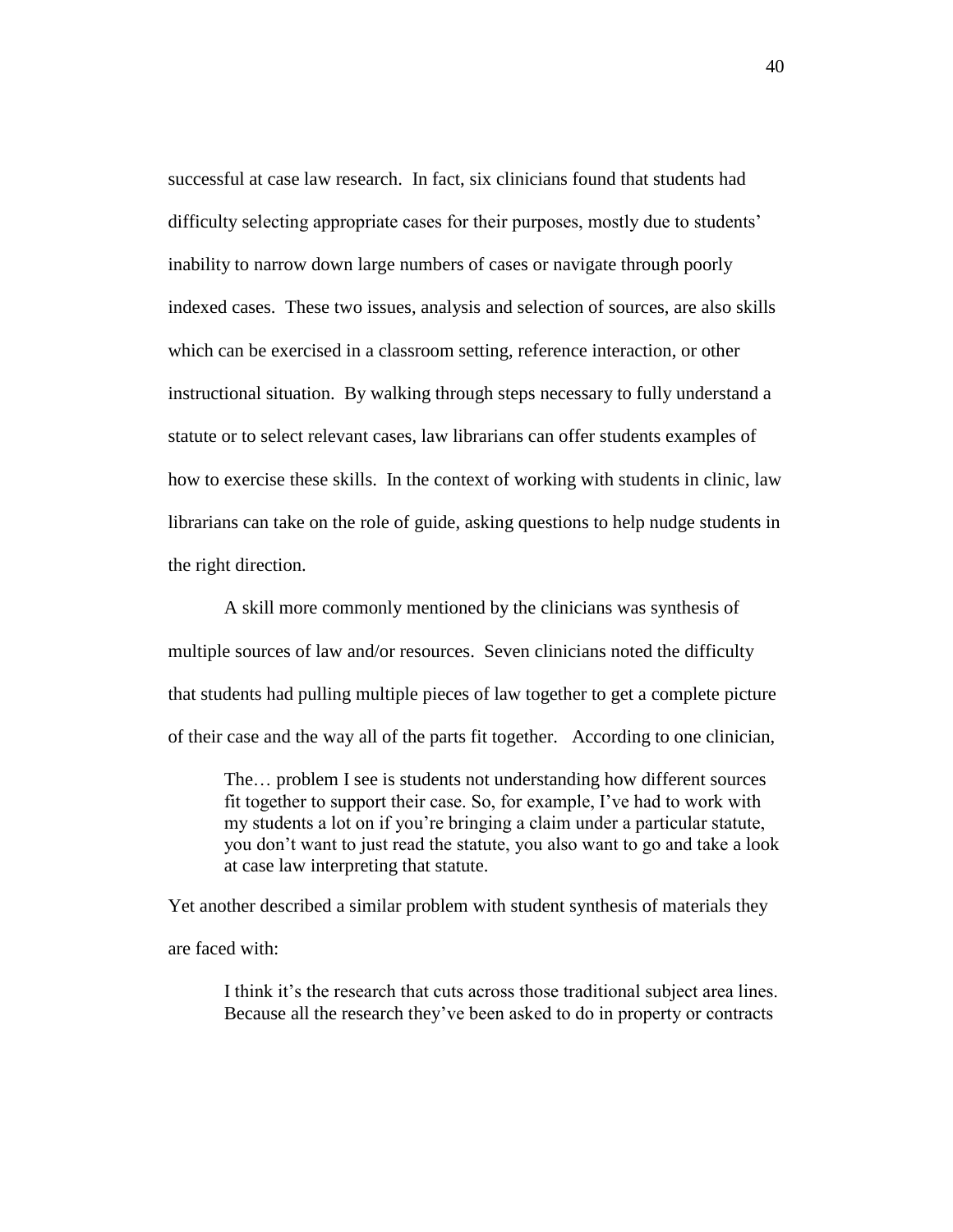successful at case law research. In fact, six clinicians found that students had difficulty selecting appropriate cases for their purposes, mostly due to students' inability to narrow down large numbers of cases or navigate through poorly indexed cases. These two issues, analysis and selection of sources, are also skills which can be exercised in a classroom setting, reference interaction, or other instructional situation. By walking through steps necessary to fully understand a statute or to select relevant cases, law librarians can offer students examples of how to exercise these skills. In the context of working with students in clinic, law librarians can take on the role of guide, asking questions to help nudge students in the right direction.

A skill more commonly mentioned by the clinicians was synthesis of multiple sources of law and/or resources. Seven clinicians noted the difficulty that students had pulling multiple pieces of law together to get a complete picture of their case and the way all of the parts fit together. According to one clinician,

> The… problem I see is students not understanding how different sources fit together to support their case. So, for example, I've had to work with my students a lot on if you're bringing a claim under a particular statute, you don't want to just read the statute, you also want to go and take a look at case law interpreting that statute.

Yet another described a similar problem with student synthesis of materials they are faced with:

> I think it's the research that cuts across those traditional subject area lines. Because all the research they've been asked to do in property or contracts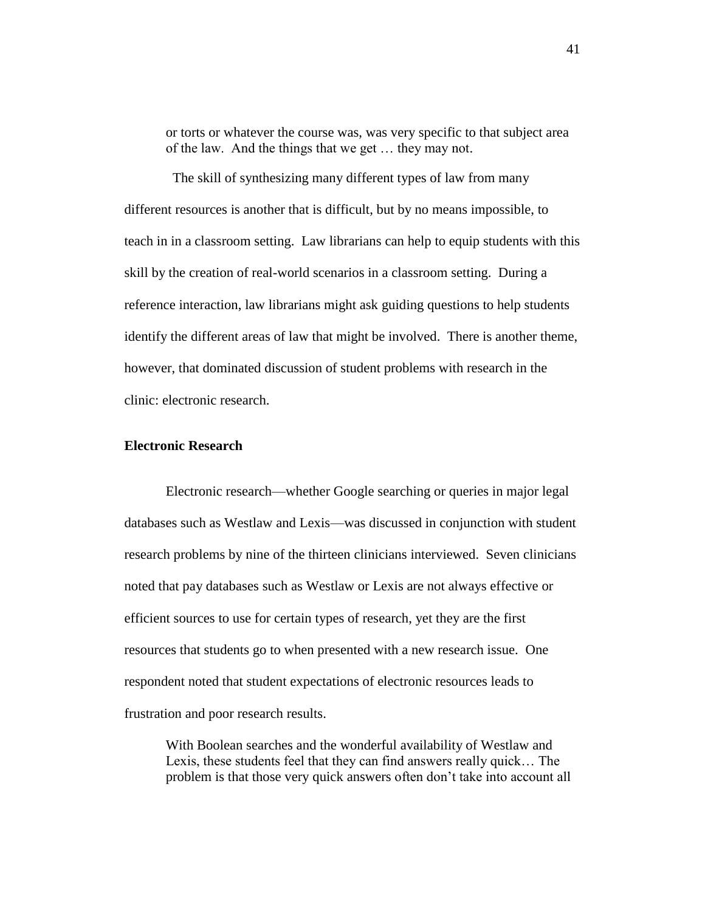> or torts or whatever the course was, was very specific to that subject area of the law. And the things that we get … they may not.

The skill of synthesizing many different types of law from many different resources is another that is difficult, but by no means impossible, to teach in in a classroom setting. Law librarians can help to equip students with this skill by the creation of real-world scenarios in a classroom setting. During a reference interaction, law librarians might ask guiding questions to help students identify the different areas of law that might be involved. There is another theme, however, that dominated discussion of student problems with research in the clinic: electronic research.

### Electronic Research

Electronic research—whether Google searching or queries in major legal databases such as Westlaw and Lexis—was discussed in conjunction with student research problems by nine of the thirteen clinicians interviewed. Seven clinicians noted that pay databases such as Westlaw or Lexis are not always effective or efficient sources to use for certain types of research, yet they are the first resources that students go to when presented with a new research issue. One respondent noted that student expectations of electronic resources leads to frustration and poor research results.

> With Boolean searches and the wonderful availability of Westlaw and Lexis, these students feel that they can find answers really quick… The problem is that those very quick answers often don't take into account all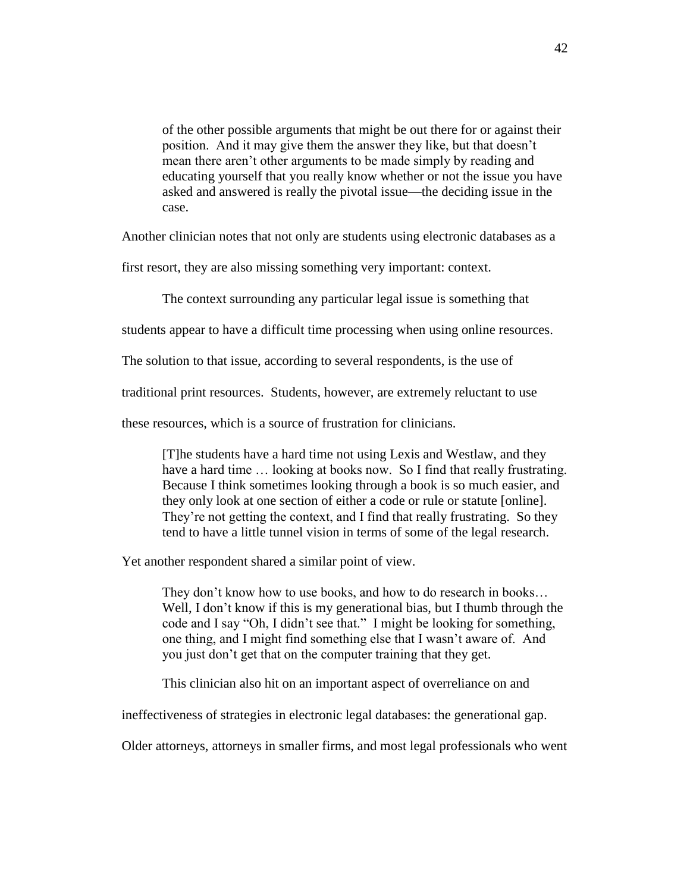> of the other possible arguments that might be out there for or against their position. And it may give them the answer they like, but that doesn't mean there aren't other arguments to be made simply by reading and educating yourself that you really know whether or not the issue you have asked and answered is really the pivotal issue—the deciding issue in the case.

Another clinician notes that not only are students using electronic databases as a first resort, they are also missing something very important: context.

The context surrounding any particular legal issue is something that students appear to have a difficult time processing when using online resources. The solution to that issue, according to several respondents, is the use of traditional print resources. Students, however, are extremely reluctant to use these resources, which is a source of frustration for clinicians.

> [T]he students have a hard time not using Lexis and Westlaw, and they have a hard time … looking at books now. So I find that really frustrating. Because I think sometimes looking through a book is so much easier, and they only look at one section of either a code or rule or statute [online]. They're not getting the context, and I find that really frustrating. So they tend to have a little tunnel vision in terms of some of the legal research.

Yet another respondent shared a similar point of view.

> They don't know how to use books, and how to do research in books… Well, I don't know if this is my generational bias, but I thumb through the code and I say "Oh, I didn't see that." I might be looking for something, one thing, and I might find something else that I wasn't aware of. And you just don't get that on the computer training that they get.

This clinician also hit on an important aspect of overreliance on and ineffectiveness of strategies in electronic legal databases: the generational gap. Older attorneys, attorneys in smaller firms, and most legal professionals who went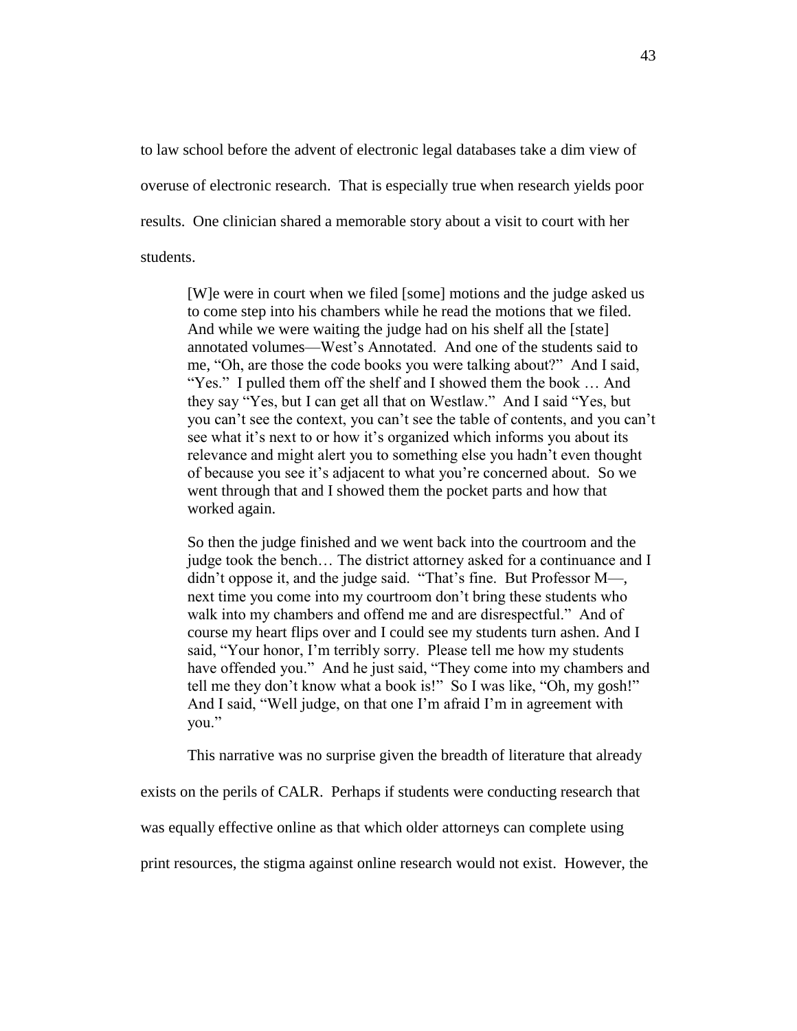to law school before the advent of electronic legal databases take a dim view of overuse of electronic research. That is especially true when research yields poor results. One clinician shared a memorable story about a visit to court with her students.

> [W]e were in court when we filed [some] motions and the judge asked us to come step into his chambers while he read the motions that we filed. And while we were waiting the judge had on his shelf all the [state] annotated volumes—West's Annotated. And one of the students said to me, "Oh, are those the code books you were talking about?" And I said, "Yes." I pulled them off the shelf and I showed them the book … And they say "Yes, but I can get all that on Westlaw." And I said "Yes, but you can't see the context, you can't see the table of contents, and you can't see what it's next to or how it's organized which informs you about its relevance and might alert you to something else you hadn't even thought of because you see it's adjacent to what you're concerned about. So we went through that and I showed them the pocket parts and how that worked again.
>
> So then the judge finished and we went back into the courtroom and the judge took the bench… The district attorney asked for a continuance and I didn't oppose it, and the judge said. "That's fine. But Professor M—, next time you come into my courtroom don't bring these students who walk into my chambers and offend me and are disrespectful." And of course my heart flips over and I could see my students turn ashen. And I said, "Your honor, I'm terribly sorry. Please tell me how my students have offended you." And he just said, "They come into my chambers and tell me they don't know what a book is!" So I was like, "Oh, my gosh!" And I said, "Well judge, on that one I'm afraid I'm in agreement with you."

This narrative was no surprise given the breadth of literature that already exists on the perils of CALR. Perhaps if students were conducting research that was equally effective online as that which older attorneys can complete using print resources, the stigma against online research would not exist. However, the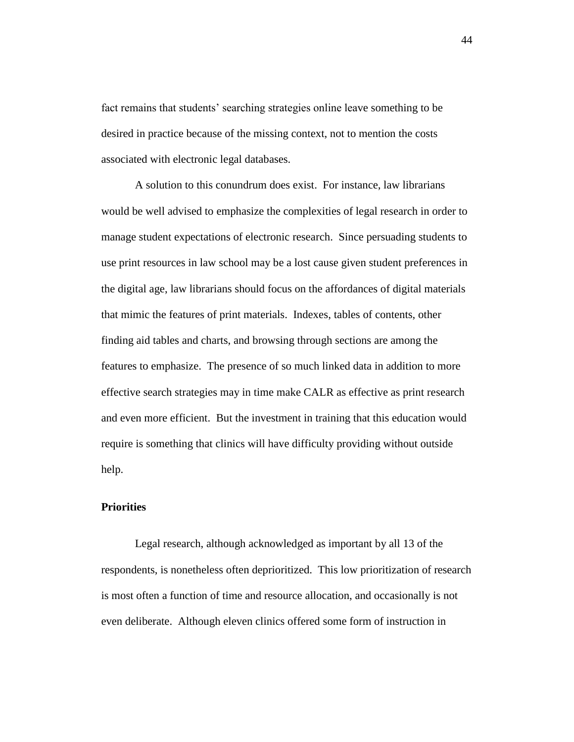fact remains that students' searching strategies online leave something to be desired in practice because of the missing context, not to mention the costs associated with electronic legal databases.

A solution to this conundrum does exist. For instance, law librarians would be well advised to emphasize the complexities of legal research in order to manage student expectations of electronic research. Since persuading students to use print resources in law school may be a lost cause given student preferences in the digital age, law librarians should focus on the affordances of digital materials that mimic the features of print materials. Indexes, tables of contents, other finding aid tables and charts, and browsing through sections are among the features to emphasize. The presence of so much linked data in addition to more effective search strategies may in time make CALR as effective as print research and even more efficient. But the investment in training that this education would require is something that clinics will have difficulty providing without outside help.

**Priorities**

Legal research, although acknowledged as important by all 13 of the respondents, is nonetheless often deprioritized. This low prioritization of research is most often a function of time and resource allocation, and occasionally is not even deliberate. Although eleven clinics offered some form of instruction in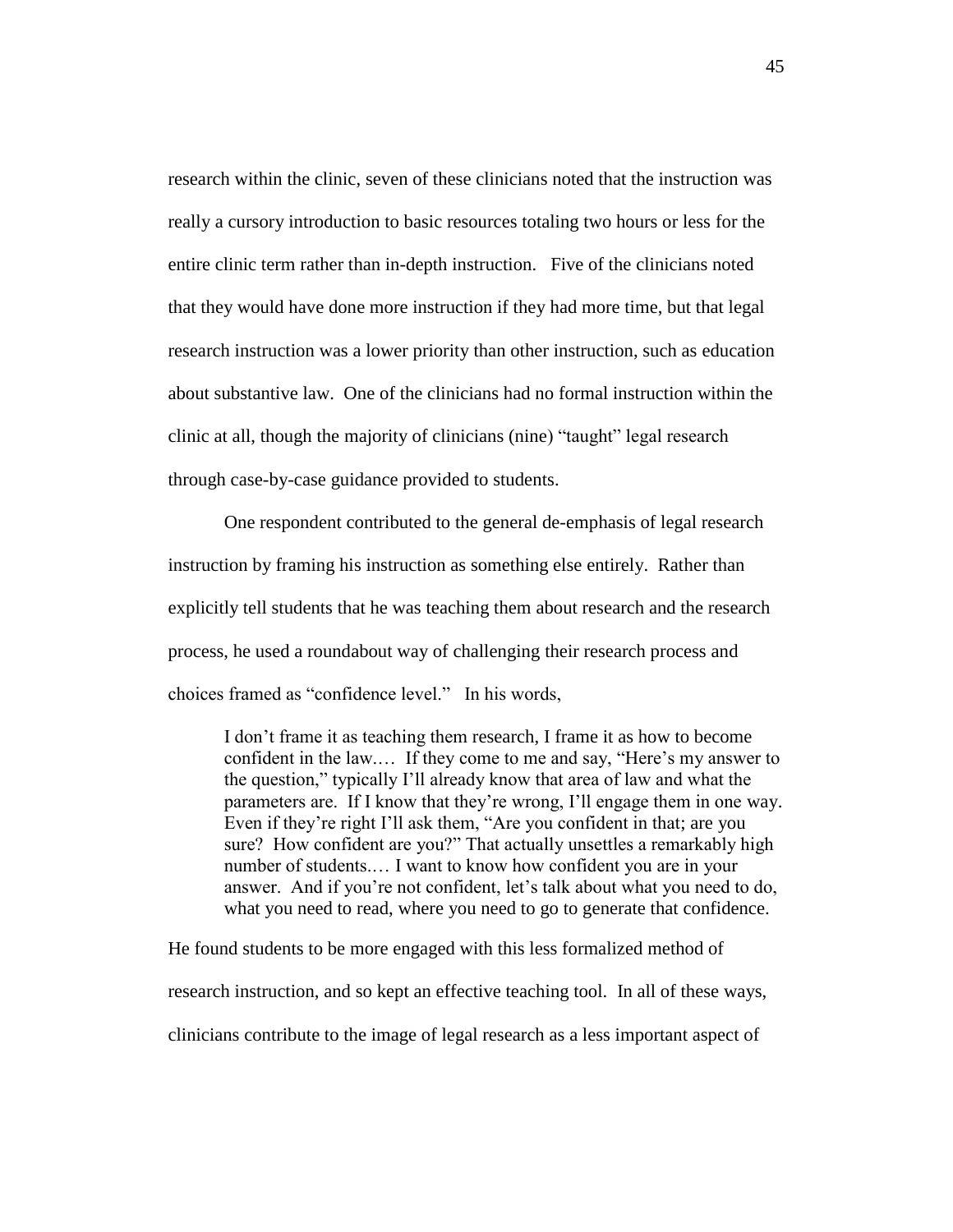research within the clinic, seven of these clinicians noted that the instruction was really a cursory introduction to basic resources totaling two hours or less for the entire clinic term rather than in-depth instruction. Five of the clinicians noted that they would have done more instruction if they had more time, but that legal research instruction was a lower priority than other instruction, such as education about substantive law. One of the clinicians had no formal instruction within the clinic at all, though the majority of clinicians (nine) "taught" legal research through case-by-case guidance provided to students.

One respondent contributed to the general de-emphasis of legal research instruction by framing his instruction as something else entirely. Rather than explicitly tell students that he was teaching them about research and the research process, he used a roundabout way of challenging their research process and choices framed as "confidence level." In his words,

> I don't frame it as teaching them research, I frame it as how to become confident in the law.… If they come to me and say, "Here's my answer to the question," typically I'll already know that area of law and what the parameters are. If I know that they're wrong, I'll engage them in one way. Even if they're right I'll ask them, "Are you confident in that; are you sure? How confident are you?" That actually unsettles a remarkably high number of students.… I want to know how confident you are in your answer. And if you're not confident, let's talk about what you need to do, what you need to read, where you need to go to generate that confidence.

He found students to be more engaged with this less formalized method of research instruction, and so kept an effective teaching tool. In all of these ways, clinicians contribute to the image of legal research as a less important aspect of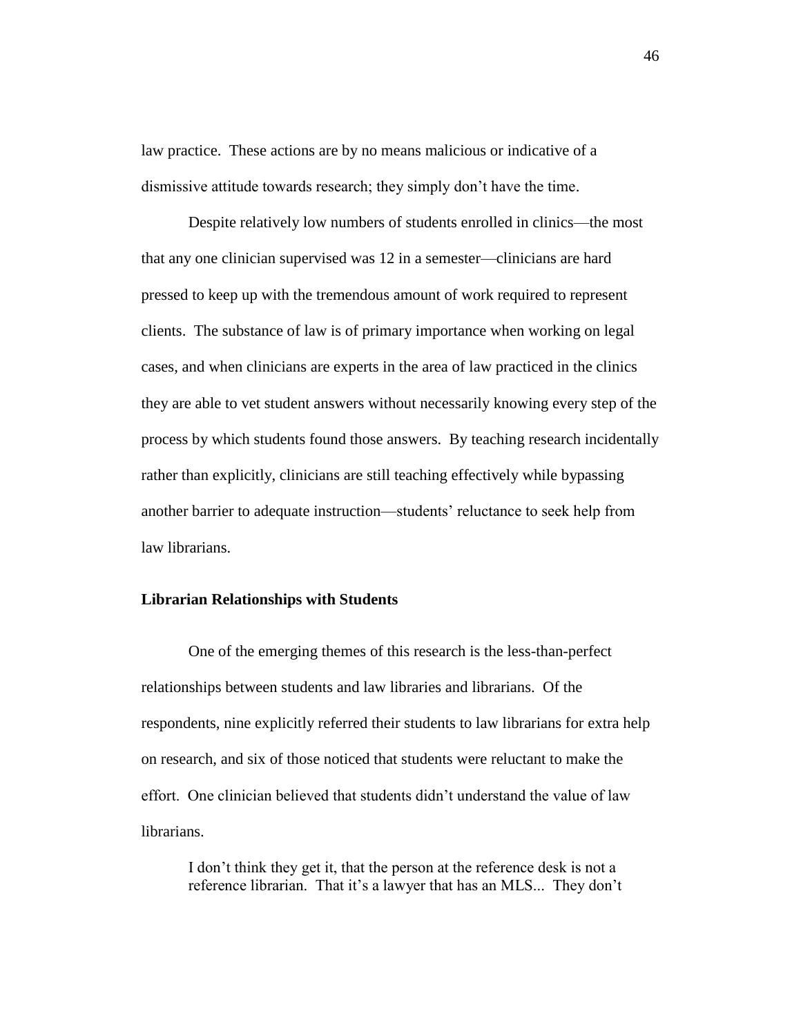law practice. These actions are by no means malicious or indicative of a dismissive attitude towards research; they simply don't have the time.

Despite relatively low numbers of students enrolled in clinics—the most that any one clinician supervised was 12 in a semester—clinicians are hard pressed to keep up with the tremendous amount of work required to represent clients. The substance of law is of primary importance when working on legal cases, and when clinicians are experts in the area of law practiced in the clinics they are able to vet student answers without necessarily knowing every step of the process by which students found those answers. By teaching research incidentally rather than explicitly, clinicians are still teaching effectively while bypassing another barrier to adequate instruction—students' reluctance to seek help from law librarians.

### Librarian Relationships with Students

One of the emerging themes of this research is the less-than-perfect relationships between students and law libraries and librarians. Of the respondents, nine explicitly referred their students to law librarians for extra help on research, and six of those noticed that students were reluctant to make the effort. One clinician believed that students didn't understand the value of law librarians.

> I don't think they get it, that the person at the reference desk is not a reference librarian. That it's a lawyer that has an MLS... They don't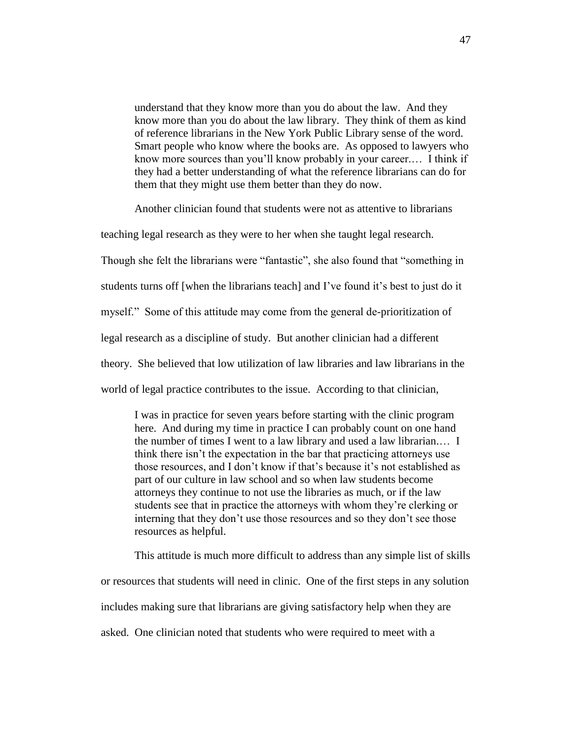> understand that they know more than you do about the law. And they know more than you do about the law library. They think of them as kind of reference librarians in the New York Public Library sense of the word. Smart people who know where the books are. As opposed to lawyers who know more sources than you'll know probably in your career.… I think if they had a better understanding of what the reference librarians can do for them that they might use them better than they do now.

Another clinician found that students were not as attentive to librarians teaching legal research as they were to her when she taught legal research. Though she felt the librarians were "fantastic", she also found that "something in students turns off [when the librarians teach] and I've found it's best to just do it myself." Some of this attitude may come from the general de-prioritization of legal research as a discipline of study. But another clinician had a different theory. She believed that low utilization of law libraries and law librarians in the world of legal practice contributes to the issue. According to that clinician,

> I was in practice for seven years before starting with the clinic program here. And during my time in practice I can probably count on one hand the number of times I went to a law library and used a law librarian.… I think there isn't the expectation in the bar that practicing attorneys use those resources, and I don't know if that's because it's not established as part of our culture in law school and so when law students become attorneys they continue to not use the libraries as much, or if the law students see that in practice the attorneys with whom they're clerking or interning that they don't use those resources and so they don't see those resources as helpful.

This attitude is much more difficult to address than any simple list of skills or resources that students will need in clinic. One of the first steps in any solution includes making sure that librarians are giving satisfactory help when they are asked. One clinician noted that students who were required to meet with a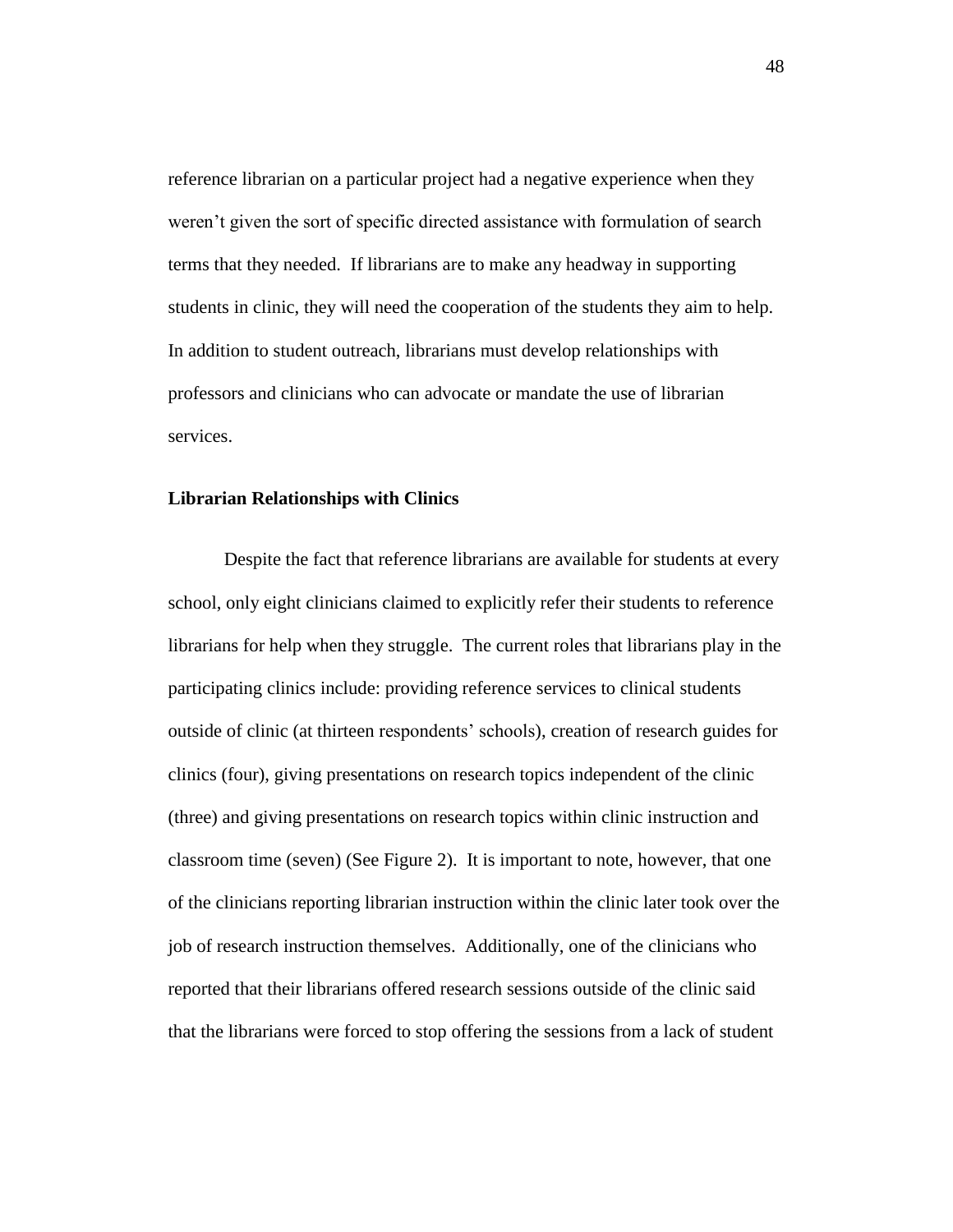reference librarian on a particular project had a negative experience when they weren't given the sort of specific directed assistance with formulation of search terms that they needed. If librarians are to make any headway in supporting students in clinic, they will need the cooperation of the students they aim to help. In addition to student outreach, librarians must develop relationships with professors and clinicians who can advocate or mandate the use of librarian services.

### Librarian Relationships with Clinics

Despite the fact that reference librarians are available for students at every school, only eight clinicians claimed to explicitly refer their students to reference librarians for help when they struggle. The current roles that librarians play in the participating clinics include: providing reference services to clinical students outside of clinic (at thirteen respondents' schools), creation of research guides for clinics (four), giving presentations on research topics independent of the clinic (three) and giving presentations on research topics within clinic instruction and classroom time (seven) (See Figure 2). It is important to note, however, that one of the clinicians reporting librarian instruction within the clinic later took over the job of research instruction themselves. Additionally, one of the clinicians who reported that their librarians offered research sessions outside of the clinic said that the librarians were forced to stop offering the sessions from a lack of student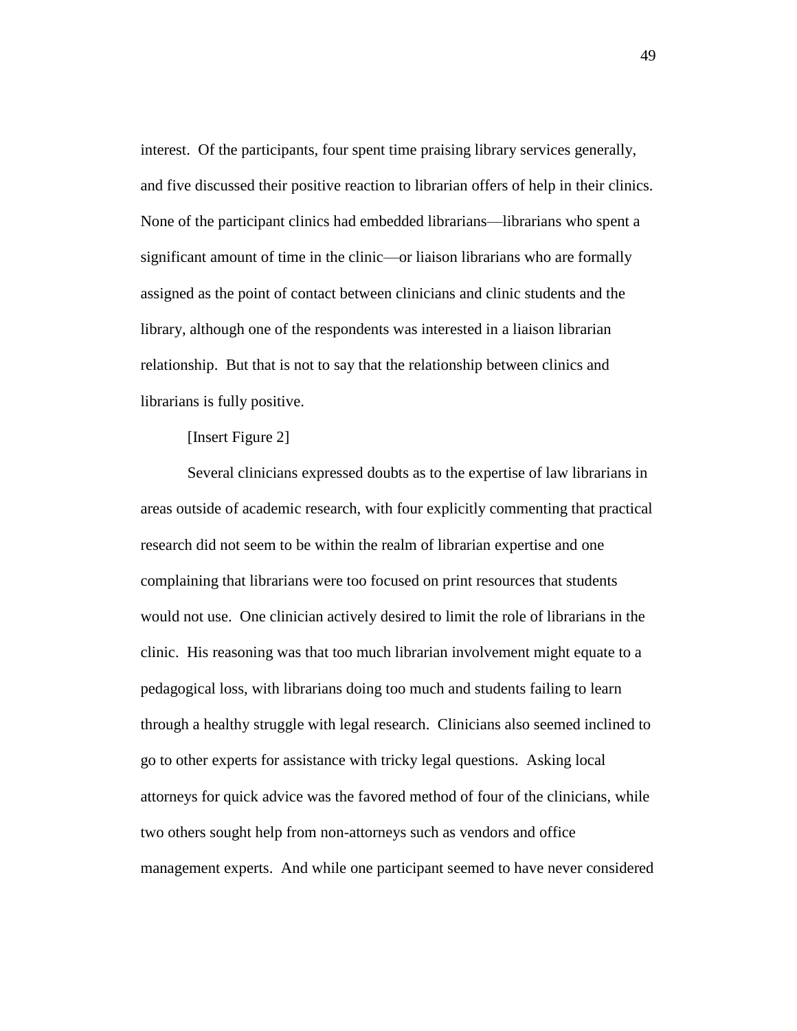interest. Of the participants, four spent time praising library services generally, and five discussed their positive reaction to librarian offers of help in their clinics. None of the participant clinics had embedded librarians—librarians who spent a significant amount of time in the clinic—or liaison librarians who are formally assigned as the point of contact between clinicians and clinic students and the library, although one of the respondents was interested in a liaison librarian relationship. But that is not to say that the relationship between clinics and librarians is fully positive.

[Insert Figure 2]

Several clinicians expressed doubts as to the expertise of law librarians in areas outside of academic research, with four explicitly commenting that practical research did not seem to be within the realm of librarian expertise and one complaining that librarians were too focused on print resources that students would not use. One clinician actively desired to limit the role of librarians in the clinic. His reasoning was that too much librarian involvement might equate to a pedagogical loss, with librarians doing too much and students failing to learn through a healthy struggle with legal research. Clinicians also seemed inclined to go to other experts for assistance with tricky legal questions. Asking local attorneys for quick advice was the favored method of four of the clinicians, while two others sought help from non-attorneys such as vendors and office management experts. And while one participant seemed to have never considered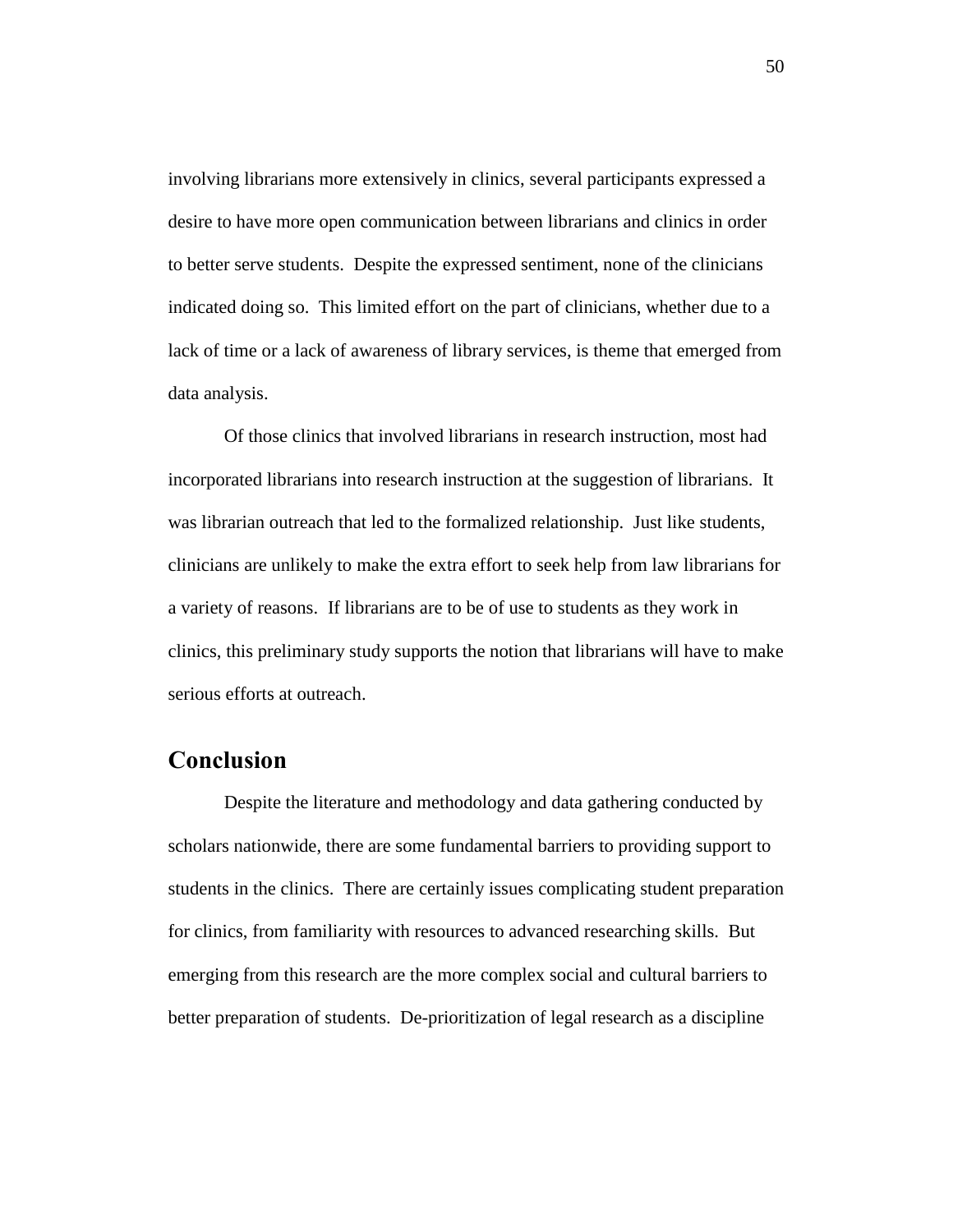involving librarians more extensively in clinics, several participants expressed a desire to have more open communication between librarians and clinics in order to better serve students. Despite the expressed sentiment, none of the clinicians indicated doing so. This limited effort on the part of clinicians, whether due to a lack of time or a lack of awareness of library services, is theme that emerged from data analysis.

Of those clinics that involved librarians in research instruction, most had incorporated librarians into research instruction at the suggestion of librarians. It was librarian outreach that led to the formalized relationship. Just like students, clinicians are unlikely to make the extra effort to seek help from law librarians for a variety of reasons. If librarians are to be of use to students as they work in clinics, this preliminary study supports the notion that librarians will have to make serious efforts at outreach.

## Conclusion

Despite the literature and methodology and data gathering conducted by scholars nationwide, there are some fundamental barriers to providing support to students in the clinics. There are certainly issues complicating student preparation for clinics, from familiarity with resources to advanced researching skills. But emerging from this research are the more complex social and cultural barriers to better preparation of students. De-prioritization of legal research as a discipline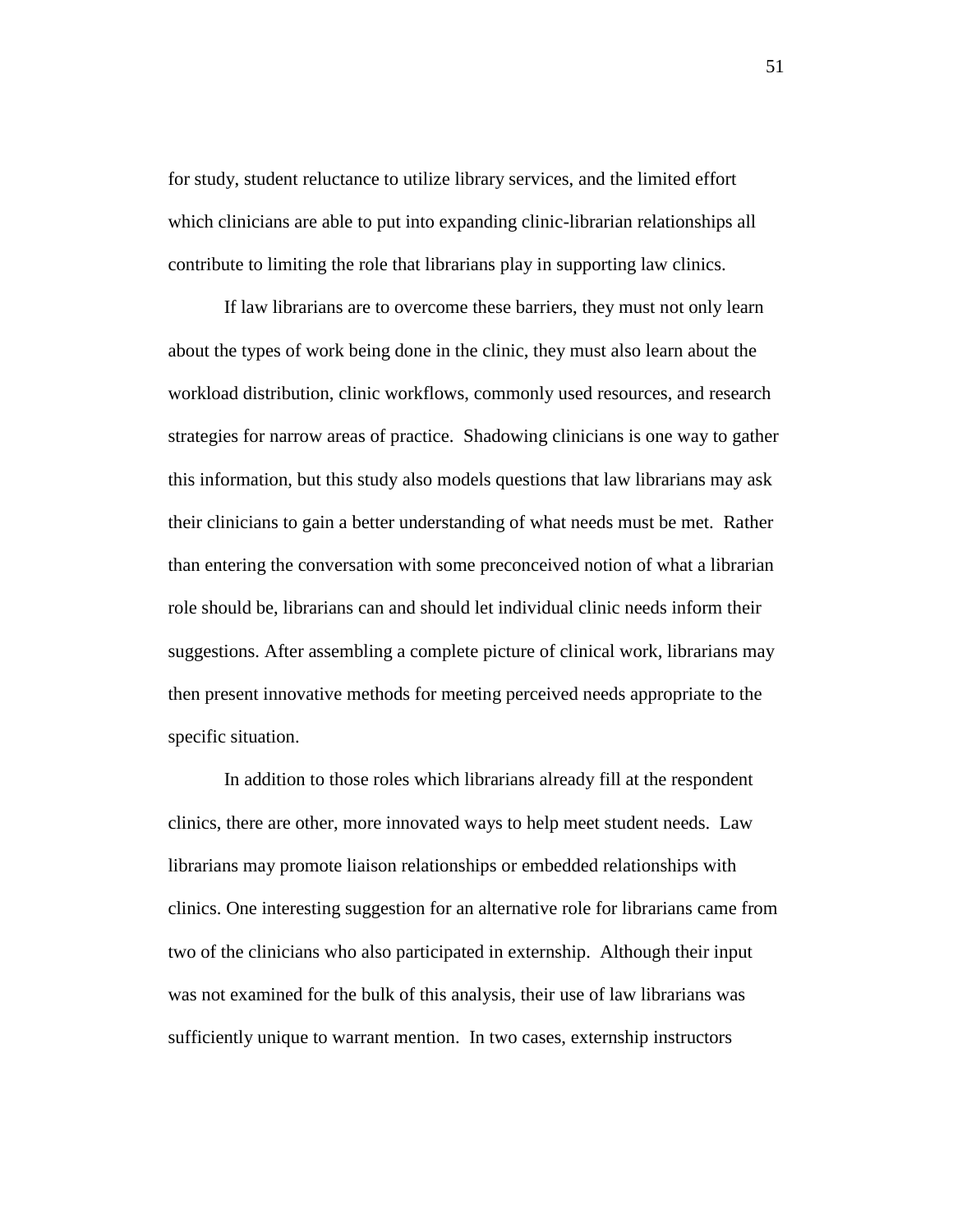for study, student reluctance to utilize library services, and the limited effort which clinicians are able to put into expanding clinic-librarian relationships all contribute to limiting the role that librarians play in supporting law clinics.

If law librarians are to overcome these barriers, they must not only learn about the types of work being done in the clinic, they must also learn about the workload distribution, clinic workflows, commonly used resources, and research strategies for narrow areas of practice. Shadowing clinicians is one way to gather this information, but this study also models questions that law librarians may ask their clinicians to gain a better understanding of what needs must be met. Rather than entering the conversation with some preconceived notion of what a librarian role should be, librarians can and should let individual clinic needs inform their suggestions. After assembling a complete picture of clinical work, librarians may then present innovative methods for meeting perceived needs appropriate to the specific situation.

In addition to those roles which librarians already fill at the respondent clinics, there are other, more innovated ways to help meet student needs. Law librarians may promote liaison relationships or embedded relationships with clinics. One interesting suggestion for an alternative role for librarians came from two of the clinicians who also participated in externship. Although their input was not examined for the bulk of this analysis, their use of law librarians was sufficiently unique to warrant mention. In two cases, externship instructors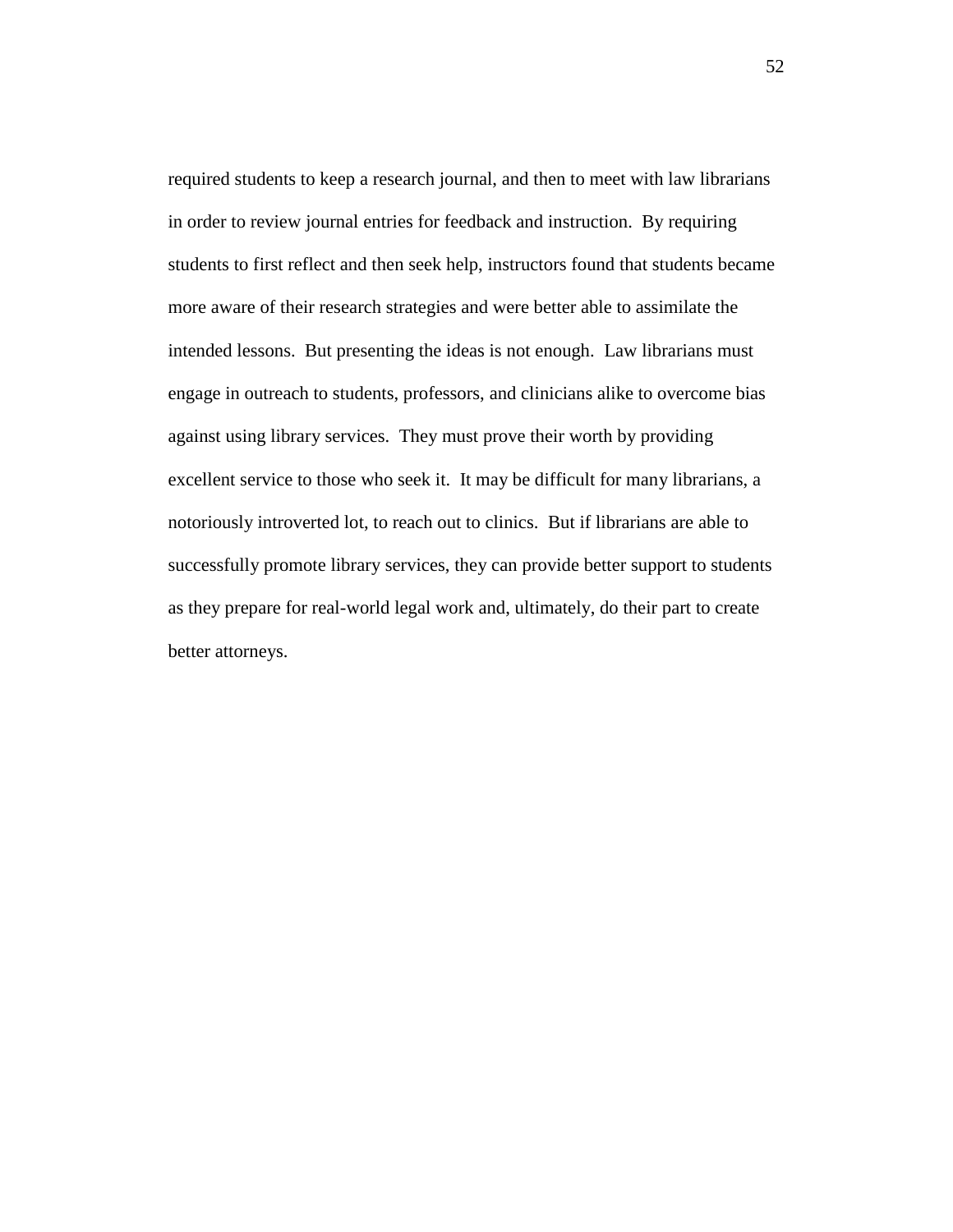required students to keep a research journal, and then to meet with law librarians in order to review journal entries for feedback and instruction. By requiring students to first reflect and then seek help, instructors found that students became more aware of their research strategies and were better able to assimilate the intended lessons. But presenting the ideas is not enough. Law librarians must engage in outreach to students, professors, and clinicians alike to overcome bias against using library services. They must prove their worth by providing excellent service to those who seek it. It may be difficult for many librarians, a notoriously introverted lot, to reach out to clinics. But if librarians are able to successfully promote library services, they can provide better support to students as they prepare for real-world legal work and, ultimately, do their part to create better attorneys.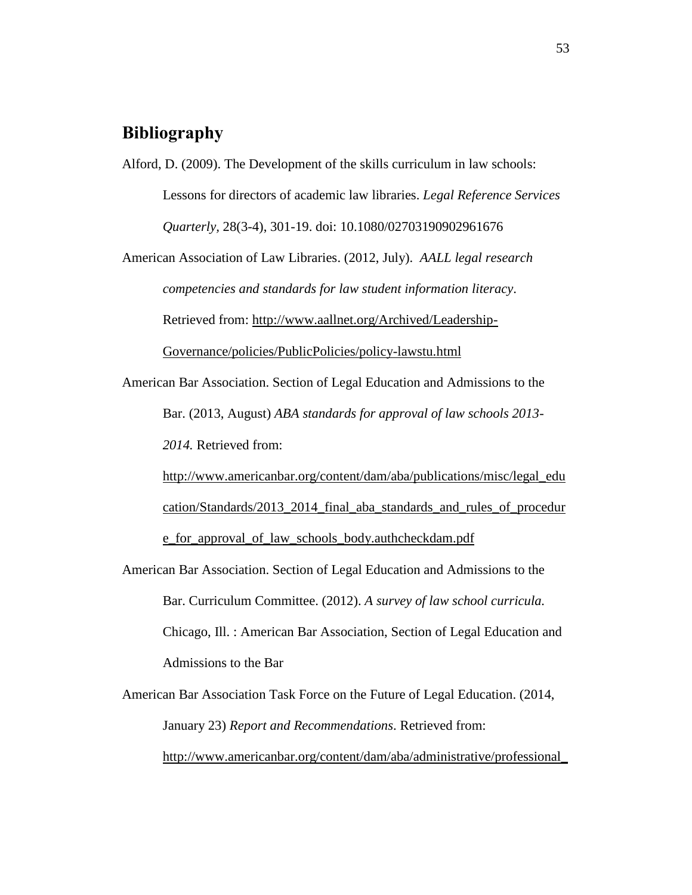## Bibliography

Alford, D. (2009). The Development of the skills curriculum in law schools: Lessons for directors of academic law libraries. *Legal Reference Services Quarterly*, 28(3-4), 301-19. doi: 10.1080/02703190902961676

American Association of Law Libraries. (2012, July). *AALL legal research competencies and standards for law student information literacy*. Retrieved from: http://www.aallnet.org/Archived/Leadership-Governance/policies/PublicPolicies/policy-lawstu.html

American Bar Association. Section of Legal Education and Admissions to the Bar. (2013, August) *ABA standards for approval of law schools 2013-2014.* Retrieved from: http://www.americanbar.org/content/dam/aba/publications/misc/legal_education/Standards/2013_2014_final_aba_standards_and_rules_of_procedure_for_approval_of_law_schools_body.authcheckdam.pdf

American Bar Association. Section of Legal Education and Admissions to the Bar. Curriculum Committee. (2012). *A survey of law school curricula.* Chicago, Ill. : American Bar Association, Section of Legal Education and Admissions to the Bar

American Bar Association Task Force on the Future of Legal Education. (2014, January 23) *Report and Recommendations*. Retrieved from: http://www.americanbar.org/content/dam/aba/administrative/professional_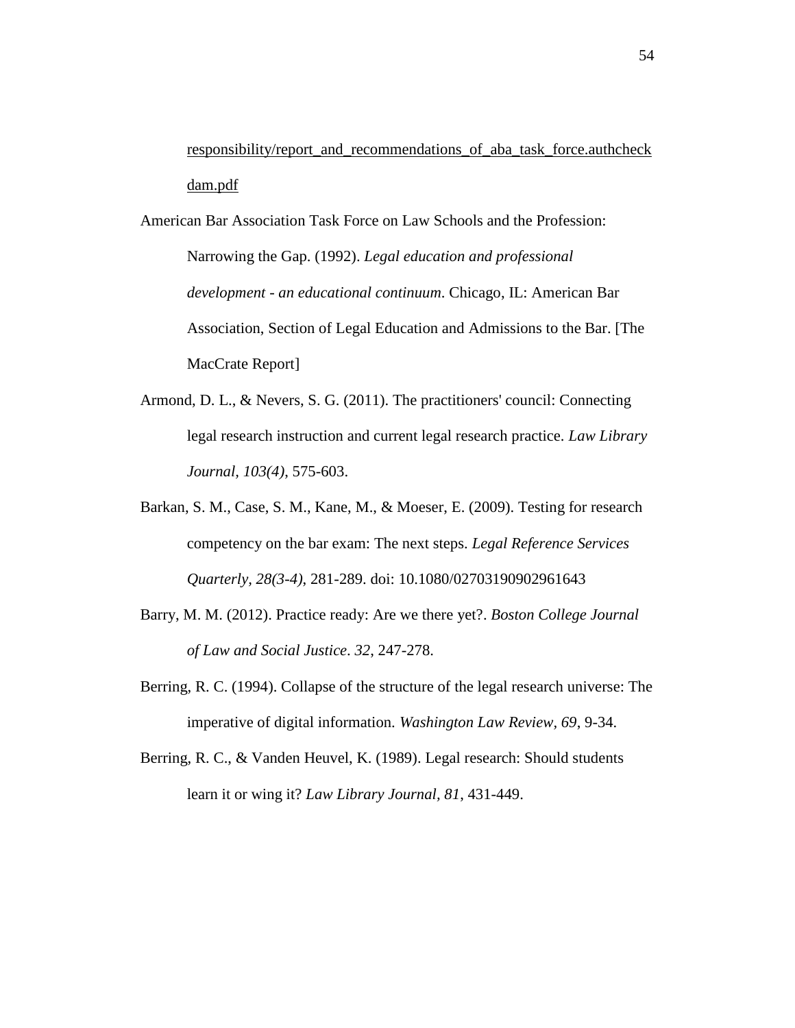responsibility/report_and_recommendations_of_aba_task_force.authcheckdam.pdf

American Bar Association Task Force on Law Schools and the Profession: Narrowing the Gap. (1992). *Legal education and professional development - an educational continuum*. Chicago, IL: American Bar Association, Section of Legal Education and Admissions to the Bar. [The MacCrate Report]

Armond, D. L., & Nevers, S. G. (2011). The practitioners' council: Connecting legal research instruction and current legal research practice. *Law Library Journal, 103(4)*, 575-603.

Barkan, S. M., Case, S. M., Kane, M., & Moeser, E. (2009). Testing for research competency on the bar exam: The next steps. *Legal Reference Services Quarterly, 28(3-4)*, 281-289. doi: 10.1080/02703190902961643

Barry, M. M. (2012). Practice ready: Are we there yet?. *Boston College Journal of Law and Social Justice*. *32*, 247-278.

Berring, R. C. (1994). Collapse of the structure of the legal research universe: The imperative of digital information. *Washington Law Review, 69*, 9-34.

Berring, R. C., & Vanden Heuvel, K. (1989). Legal research: Should students learn it or wing it? *Law Library Journal, 81*, 431-449.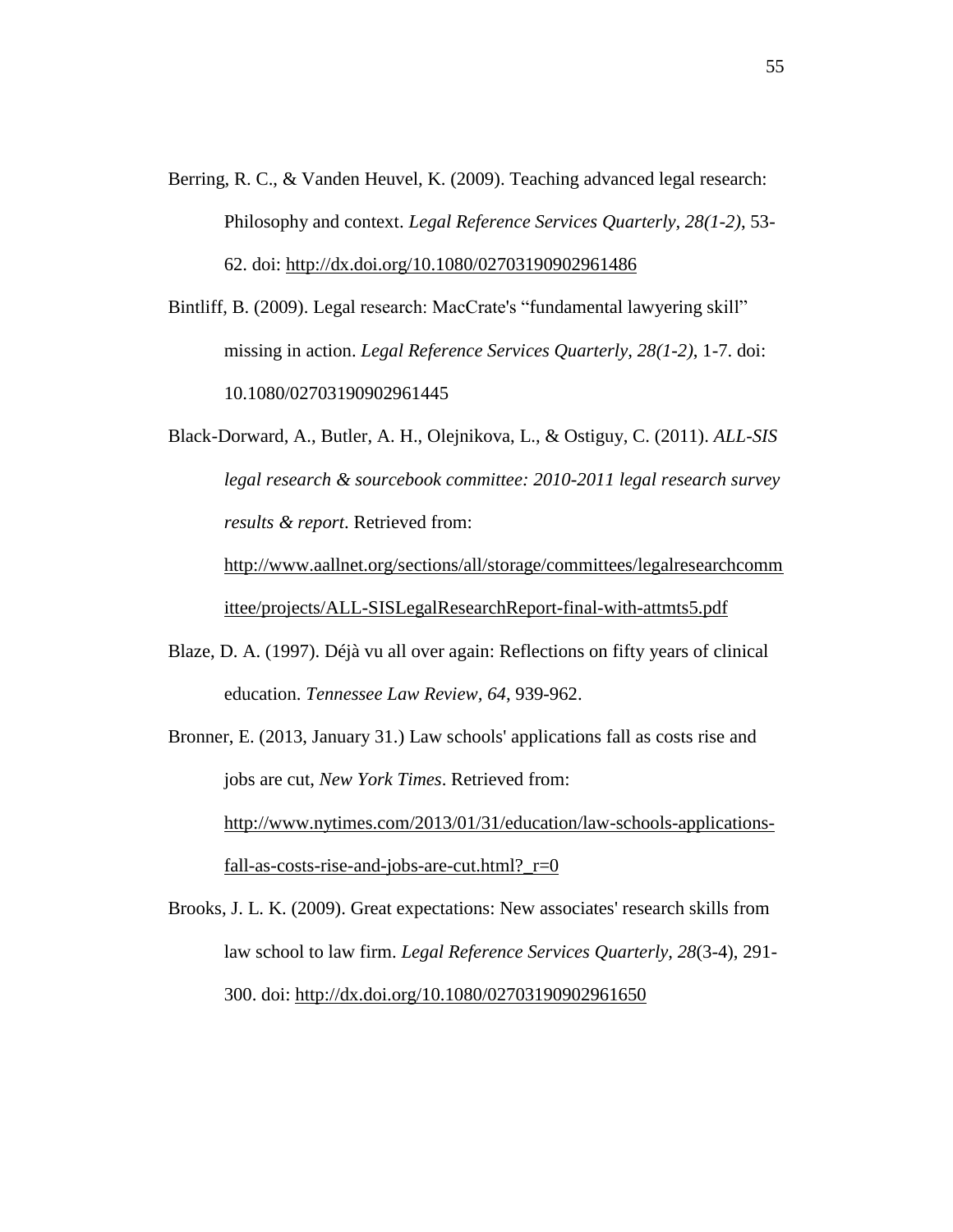Berring, R. C., & Vanden Heuvel, K. (2009). Teaching advanced legal research: Philosophy and context. *Legal Reference Services Quarterly, 28(1-2)*, 53-62. doi: http://dx.doi.org/10.1080/02703190902961486

Bintliff, B. (2009). Legal research: MacCrate's "fundamental lawyering skill" missing in action. *Legal Reference Services Quarterly, 28(1-2)*, 1-7. doi: 10.1080/02703190902961445

Black-Dorward, A., Butler, A. H., Olejnikova, L., & Ostiguy, C. (2011). *ALL-SIS legal research & sourcebook committee: 2010-2011 legal research survey results & report*. Retrieved from: http://www.aallnet.org/sections/all/storage/committees/legalresearchcommittee/projects/ALL-SISLegalResearchReport-final-with-attmts5.pdf

Blaze, D. A. (1997). Déjà vu all over again: Reflections on fifty years of clinical education. *Tennessee Law Review, 64*, 939-962.

Bronner, E. (2013, January 31.) Law schools' applications fall as costs rise and jobs are cut, *New York Times*. Retrieved from: http://www.nytimes.com/2013/01/31/education/law-schools-applications-fall-as-costs-rise-and-jobs-are-cut.html?_r=0

Brooks, J. L. K. (2009). Great expectations: New associates' research skills from law school to law firm. *Legal Reference Services Quarterly, 28*(3-4), 291-300. doi: http://dx.doi.org/10.1080/02703190902961650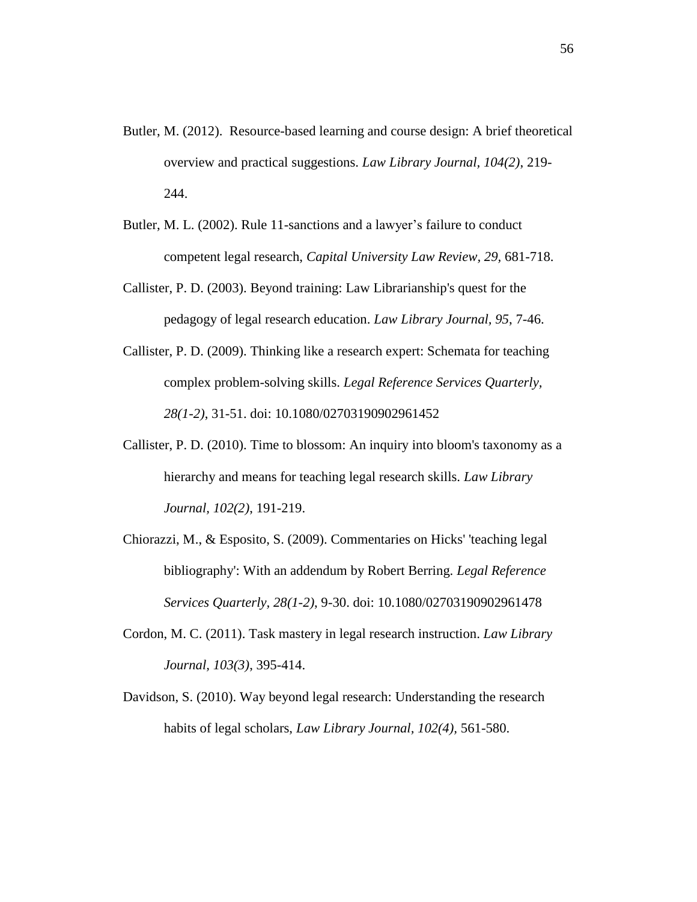Butler, M. (2012). Resource-based learning and course design: A brief theoretical overview and practical suggestions. *Law Library Journal, 104(2),* 219-244.

Butler, M. L. (2002). Rule 11-sanctions and a lawyer's failure to conduct competent legal research, *Capital University Law Review, 29,* 681-718.

Callister, P. D. (2003). Beyond training: Law Librarianship's quest for the pedagogy of legal research education. *Law Library Journal, 95*, 7-46.

Callister, P. D. (2009). Thinking like a research expert: Schemata for teaching complex problem-solving skills. *Legal Reference Services Quarterly, 28(1-2)*, 31-51. doi: 10.1080/02703190902961452

Callister, P. D. (2010). Time to blossom: An inquiry into bloom's taxonomy as a hierarchy and means for teaching legal research skills. *Law Library Journal, 102(2)*, 191-219.

Chiorazzi, M., & Esposito, S. (2009). Commentaries on Hicks' 'teaching legal bibliography': With an addendum by Robert Berring. *Legal Reference Services Quarterly, 28(1-2),* 9-30. doi: 10.1080/02703190902961478

Cordon, M. C. (2011). Task mastery in legal research instruction. *Law Library Journal, 103(3)*, 395-414.

Davidson, S. (2010). Way beyond legal research: Understanding the research habits of legal scholars, *Law Library Journal, 102(4),* 561-580.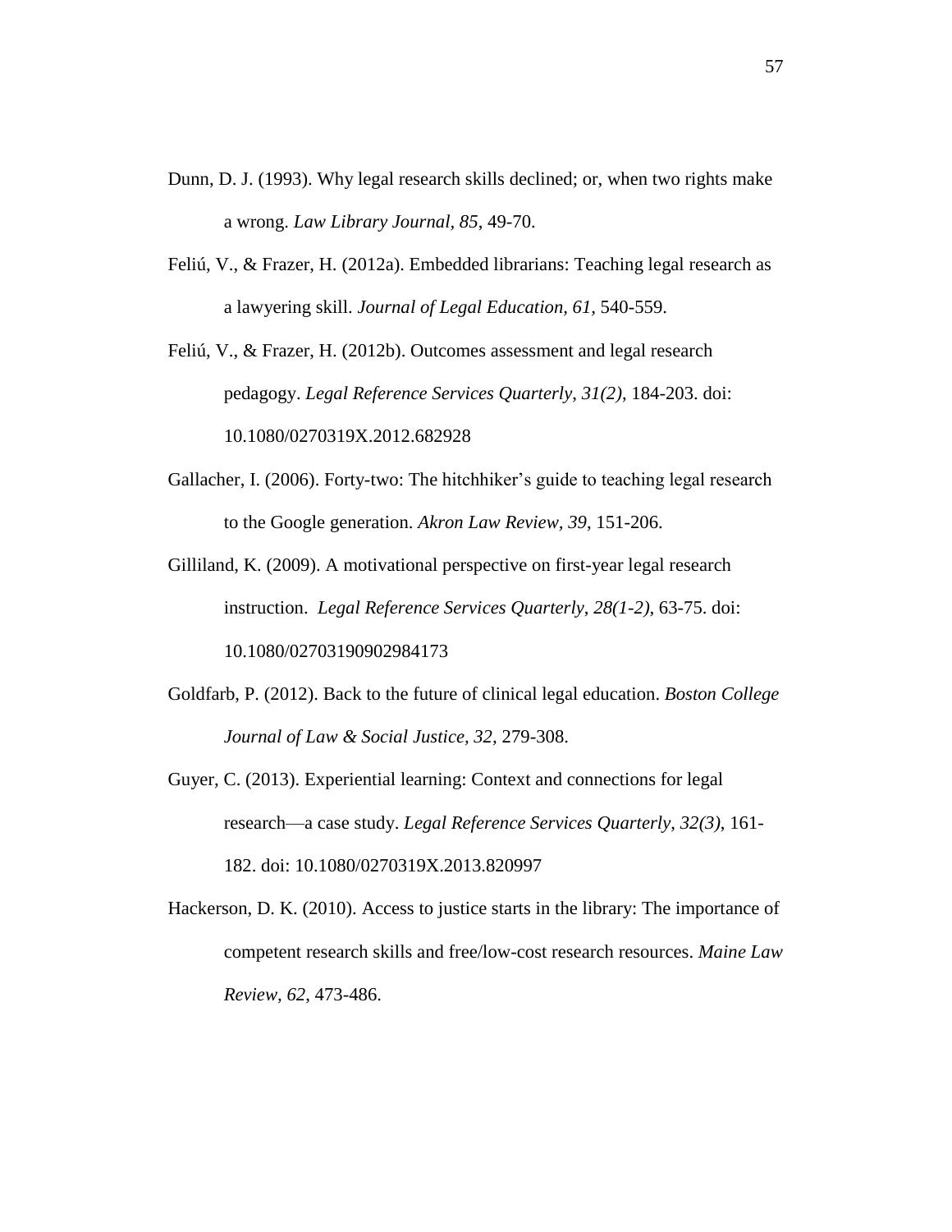Dunn, D. J. (1993). Why legal research skills declined; or, when two rights make a wrong. *Law Library Journal, 85*, 49-70.

Feliú, V., & Frazer, H. (2012a). Embedded librarians: Teaching legal research as a lawyering skill. *Journal of Legal Education, 61,* 540-559.

Feliú, V., & Frazer, H. (2012b). Outcomes assessment and legal research pedagogy. *Legal Reference Services Quarterly*, *31(2)*, 184-203. doi: 10.1080/0270319X.2012.682928

Gallacher, I. (2006). Forty-two: The hitchhiker's guide to teaching legal research to the Google generation. *Akron Law Review, 39*, 151-206.

Gilliland, K. (2009). A motivational perspective on first-year legal research instruction. *Legal Reference Services Quarterly*, *28(1-2)*, 63-75. doi: 10.1080/02703190902984173

Goldfarb, P. (2012). Back to the future of clinical legal education. *Boston College Journal of Law & Social Justice, 32,* 279-308.

Guyer, C. (2013). Experiential learning: Context and connections for legal research—a case study. *Legal Reference Services Quarterly*, *32(3)*, 161-182. doi: 10.1080/0270319X.2013.820997

Hackerson, D. K. (2010). Access to justice starts in the library: The importance of competent research skills and free/low-cost research resources. *Maine Law Review, 62,* 473-486.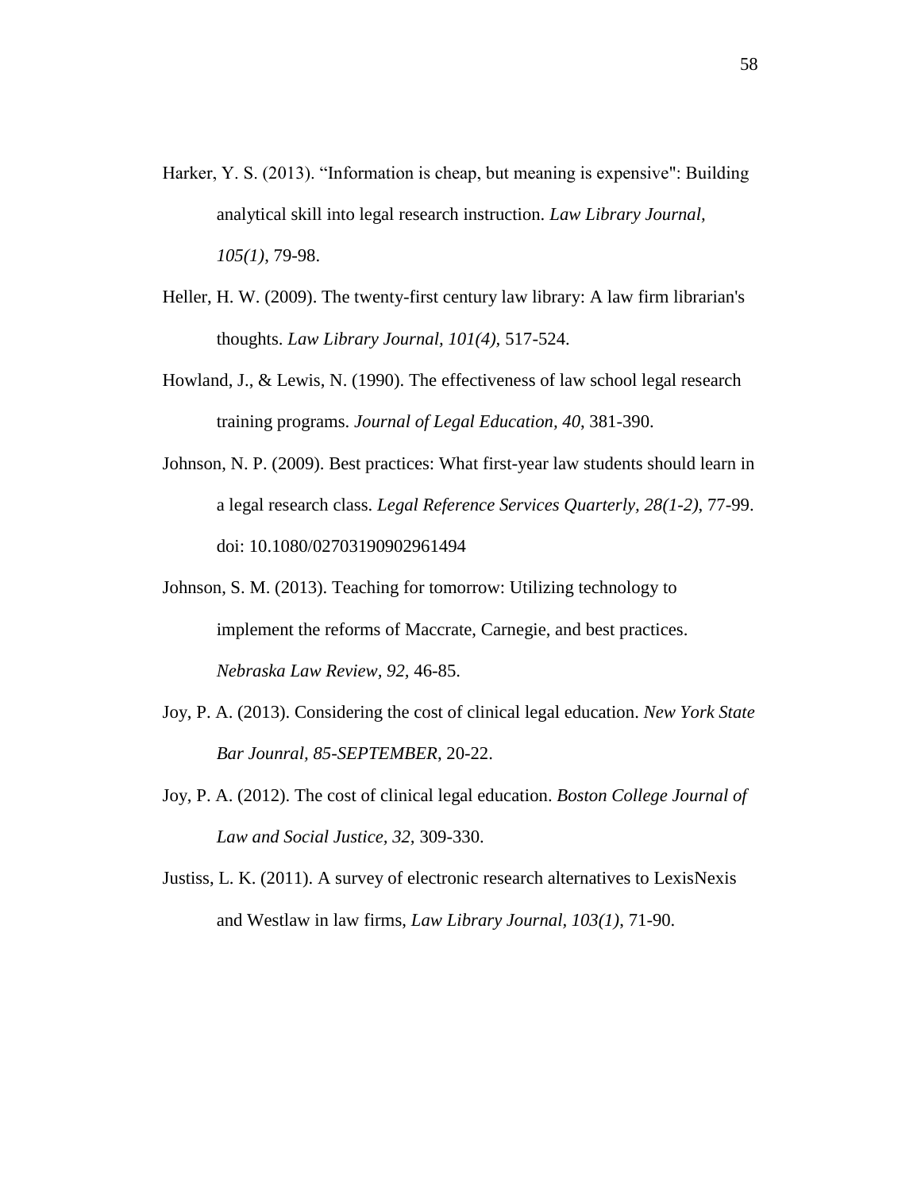Harker, Y. S. (2013). "Information is cheap, but meaning is expensive": Building analytical skill into legal research instruction. *Law Library Journal, 105(1)*, 79-98.

Heller, H. W. (2009). The twenty-first century law library: A law firm librarian's thoughts. *Law Library Journal, 101(4)*, 517-524.

Howland, J., & Lewis, N. (1990). The effectiveness of law school legal research training programs. *Journal of Legal Education, 40*, 381-390.

Johnson, N. P. (2009). Best practices: What first-year law students should learn in a legal research class. *Legal Reference Services Quarterly, 28(1-2)*, 77-99. doi: 10.1080/02703190902961494

Johnson, S. M. (2013). Teaching for tomorrow: Utilizing technology to implement the reforms of Maccrate, Carnegie, and best practices. *Nebraska Law Review, 92*, 46-85.

Joy, P. A. (2013). Considering the cost of clinical legal education. *New York State Bar Jounral, 85-SEPTEMBER*, 20-22.

Joy, P. A. (2012). The cost of clinical legal education. *Boston College Journal of Law and Social Justice, 32*, 309-330.

Justiss, L. K. (2011). A survey of electronic research alternatives to LexisNexis and Westlaw in law firms, *Law Library Journal, 103(1)*, 71-90.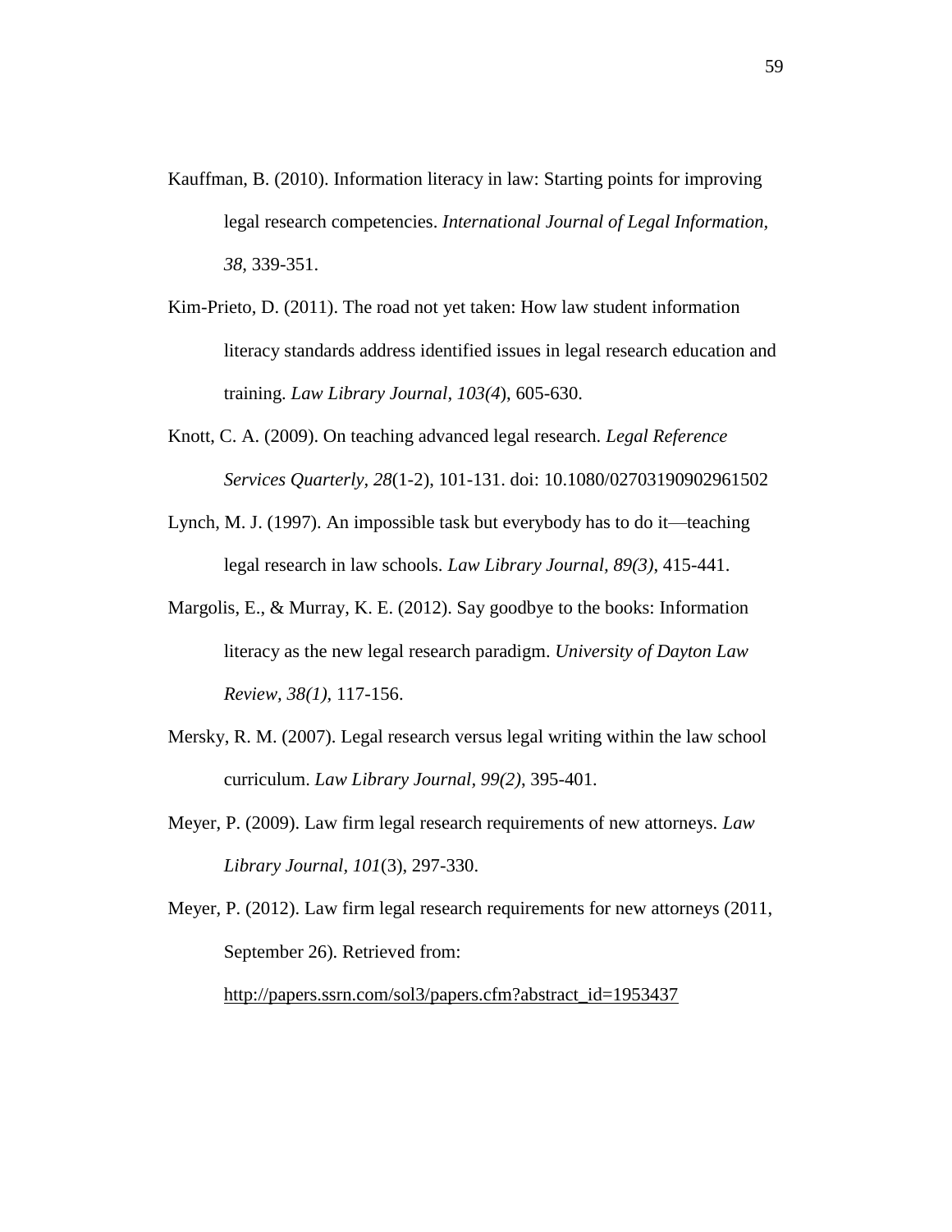Kauffman, B. (2010). Information literacy in law: Starting points for improving legal research competencies. *International Journal of Legal Information, 38*, 339-351.

Kim-Prieto, D. (2011). The road not yet taken: How law student information literacy standards address identified issues in legal research education and training. *Law Library Journal, 103(4*), 605-630.

Knott, C. A. (2009). On teaching advanced legal research. *Legal Reference Services Quarterly, 28*(1-2), 101-131. doi: 10.1080/02703190902961502

Lynch, M. J. (1997). An impossible task but everybody has to do it—teaching legal research in law schools. *Law Library Journal, 89(3)*, 415-441.

Margolis, E., & Murray, K. E. (2012). Say goodbye to the books: Information literacy as the new legal research paradigm. *University of Dayton Law Review, 38(1)*, 117-156.

Mersky, R. M. (2007). Legal research versus legal writing within the law school curriculum. *Law Library Journal, 99(2)*, 395-401.

Meyer, P. (2009). Law firm legal research requirements of new attorneys. *Law Library Journal, 101*(3), 297-330.

Meyer, P. (2012). Law firm legal research requirements for new attorneys (2011, September 26). Retrieved from: http://papers.ssrn.com/sol3/papers.cfm?abstract_id=1953437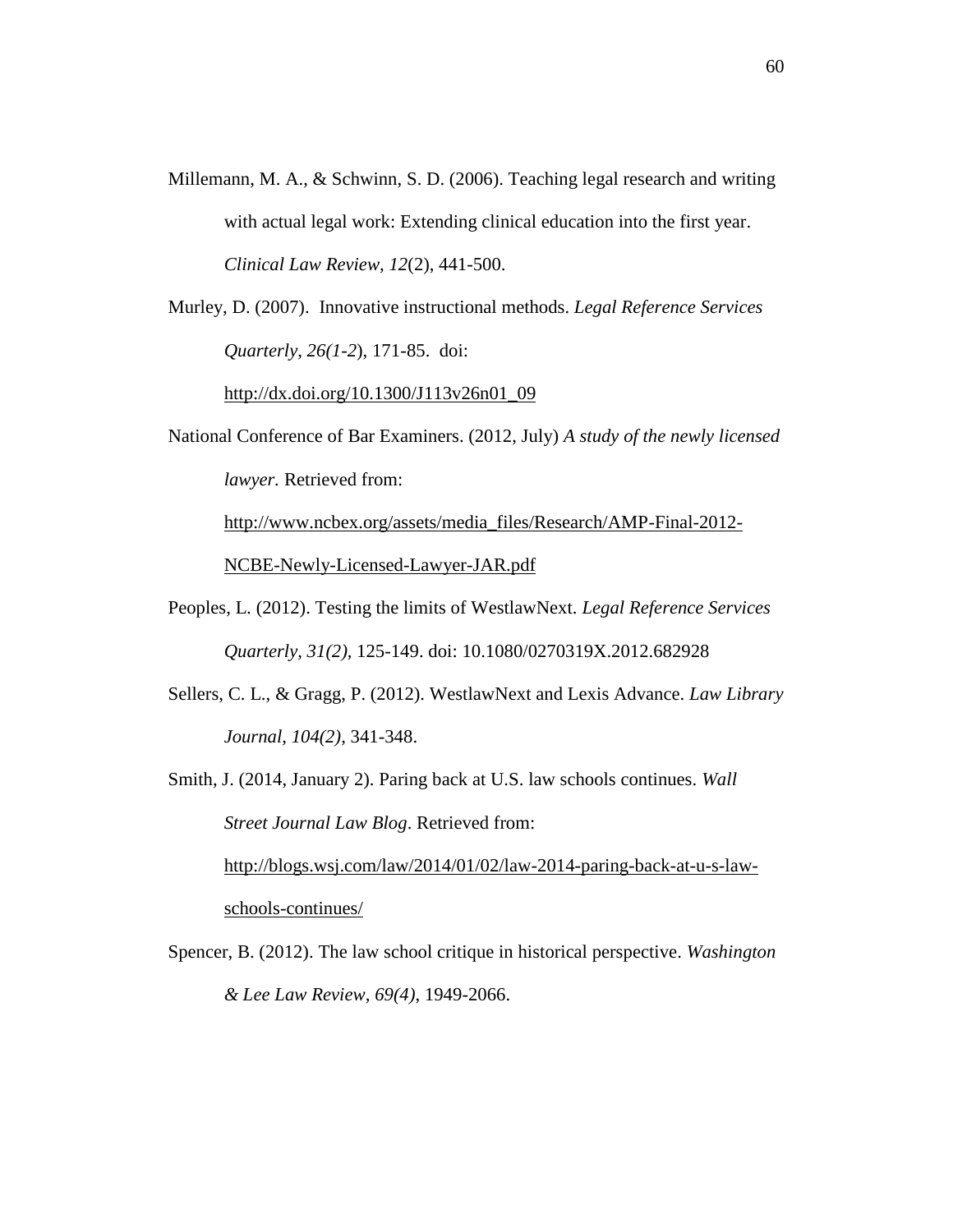Millemann, M. A., & Schwinn, S. D. (2006). Teaching legal research and writing with actual legal work: Extending clinical education into the first year. *Clinical Law Review, 12*(2), 441-500.

Murley, D. (2007). Innovative instructional methods. *Legal Reference Services Quarterly, 26(1-2*), 171-85. doi: http://dx.doi.org/10.1300/J113v26n01_09

National Conference of Bar Examiners. (2012, July) *A study of the newly licensed lawyer.* Retrieved from: http://www.ncbex.org/assets/media_files/Research/AMP-Final-2012-NCBE-Newly-Licensed-Lawyer-JAR.pdf

Peoples, L. (2012). Testing the limits of WestlawNext. *Legal Reference Services Quarterly, 31(2),* 125-149. doi: 10.1080/0270319X.2012.682928

Sellers, C. L., & Gragg, P. (2012). WestlawNext and Lexis Advance. *Law Library Journal, 104(2),* 341-348.

Smith, J. (2014, January 2). Paring back at U.S. law schools continues. *Wall Street Journal Law Blog*. Retrieved from: http://blogs.wsj.com/law/2014/01/02/law-2014-paring-back-at-u-s-law-schools-continues/

Spencer, B. (2012). The law school critique in historical perspective. *Washington & Lee Law Review, 69(4)*, 1949-2066.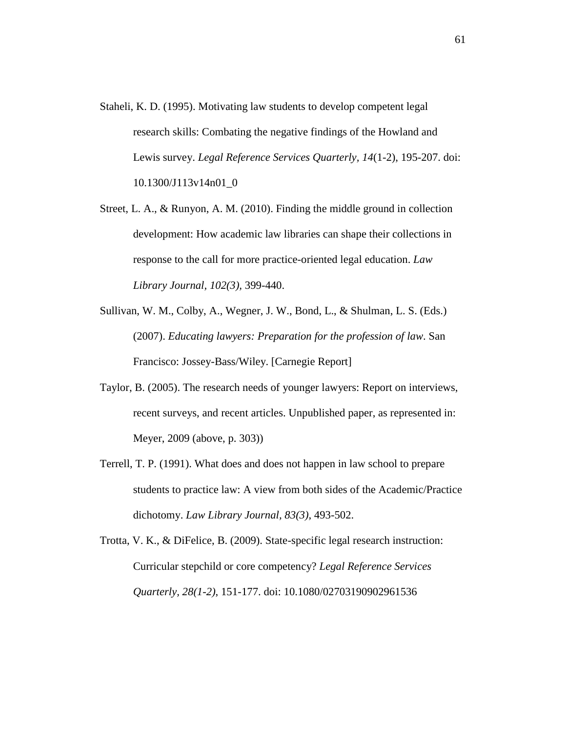Staheli, K. D. (1995). Motivating law students to develop competent legal research skills: Combating the negative findings of the Howland and Lewis survey. *Legal Reference Services Quarterly, 14*(1-2), 195-207. doi: 10.1300/J113v14n01_0

Street, L. A., & Runyon, A. M. (2010). Finding the middle ground in collection development: How academic law libraries can shape their collections in response to the call for more practice-oriented legal education. *Law Library Journal, 102(3),* 399-440.

Sullivan, W. M., Colby, A., Wegner, J. W., Bond, L., & Shulman, L. S. (Eds.) (2007). *Educating lawyers: Preparation for the profession of law*. San Francisco: Jossey-Bass/Wiley. [Carnegie Report]

Taylor, B. (2005). The research needs of younger lawyers: Report on interviews, recent surveys, and recent articles. Unpublished paper, as represented in: Meyer, 2009 (above, p. 303))

Terrell, T. P. (1991). What does and does not happen in law school to prepare students to practice law: A view from both sides of the Academic/Practice dichotomy. *Law Library Journal, 83(3)*, 493-502.

Trotta, V. K., & DiFelice, B. (2009). State-specific legal research instruction: Curricular stepchild or core competency? *Legal Reference Services Quarterly, 28(1-2),* 151-177. doi: 10.1080/02703190902961536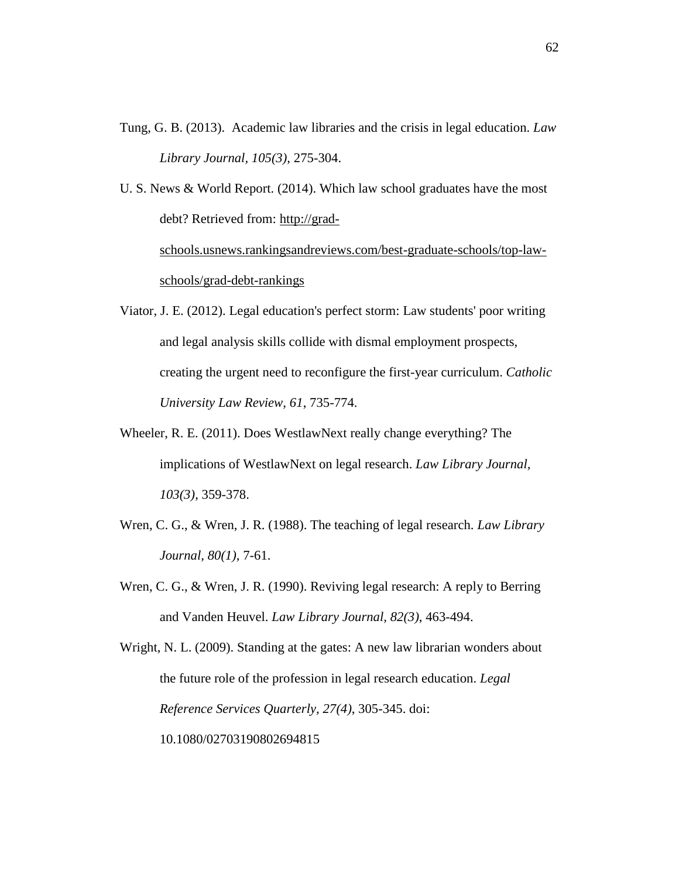Tung, G. B. (2013). Academic law libraries and the crisis in legal education. *Law Library Journal, 105(3)*, 275-304.

U. S. News & World Report. (2014). Which law school graduates have the most debt? Retrieved from: http://grad-schools.usnews.rankingsandreviews.com/best-graduate-schools/top-law-schools/grad-debt-rankings

Viator, J. E. (2012). Legal education's perfect storm: Law students' poor writing and legal analysis skills collide with dismal employment prospects, creating the urgent need to reconfigure the first-year curriculum. *Catholic University Law Review, 61*, 735-774.

Wheeler, R. E. (2011). Does WestlawNext really change everything? The implications of WestlawNext on legal research. *Law Library Journal, 103(3)*, 359-378.

Wren, C. G., & Wren, J. R. (1988). The teaching of legal research. *Law Library Journal, 80(1)*, 7-61.

Wren, C. G., & Wren, J. R. (1990). Reviving legal research: A reply to Berring and Vanden Heuvel. *Law Library Journal, 82(3)*, 463-494.

Wright, N. L. (2009). Standing at the gates: A new law librarian wonders about the future role of the profession in legal research education. *Legal Reference Services Quarterly, 27(4)*, 305-345. doi: 10.1080/02703190802694815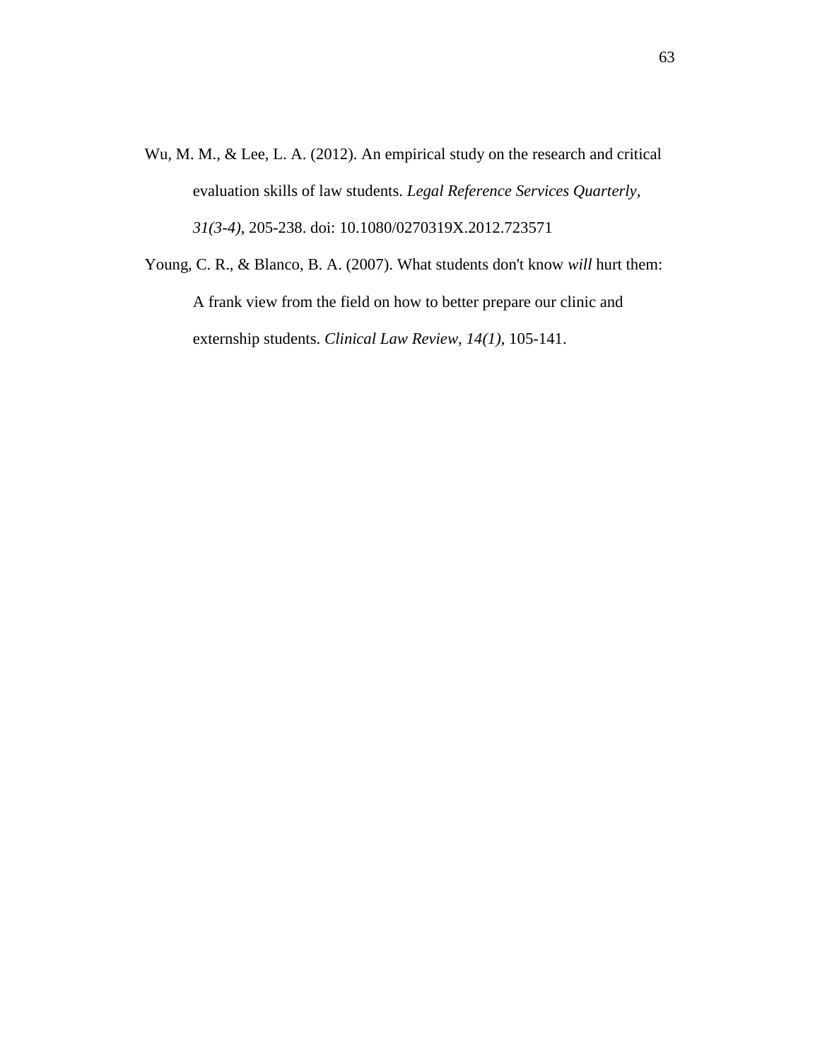Wu, M. M., & Lee, L. A. (2012). An empirical study on the research and critical evaluation skills of law students. *Legal Reference Services Quarterly, 31(3-4)*, 205-238. doi: 10.1080/0270319X.2012.723571

Young, C. R., & Blanco, B. A. (2007). What students don't know *will* hurt them: A frank view from the field on how to better prepare our clinic and externship students. *Clinical Law Review, 14(1)*, 105-141.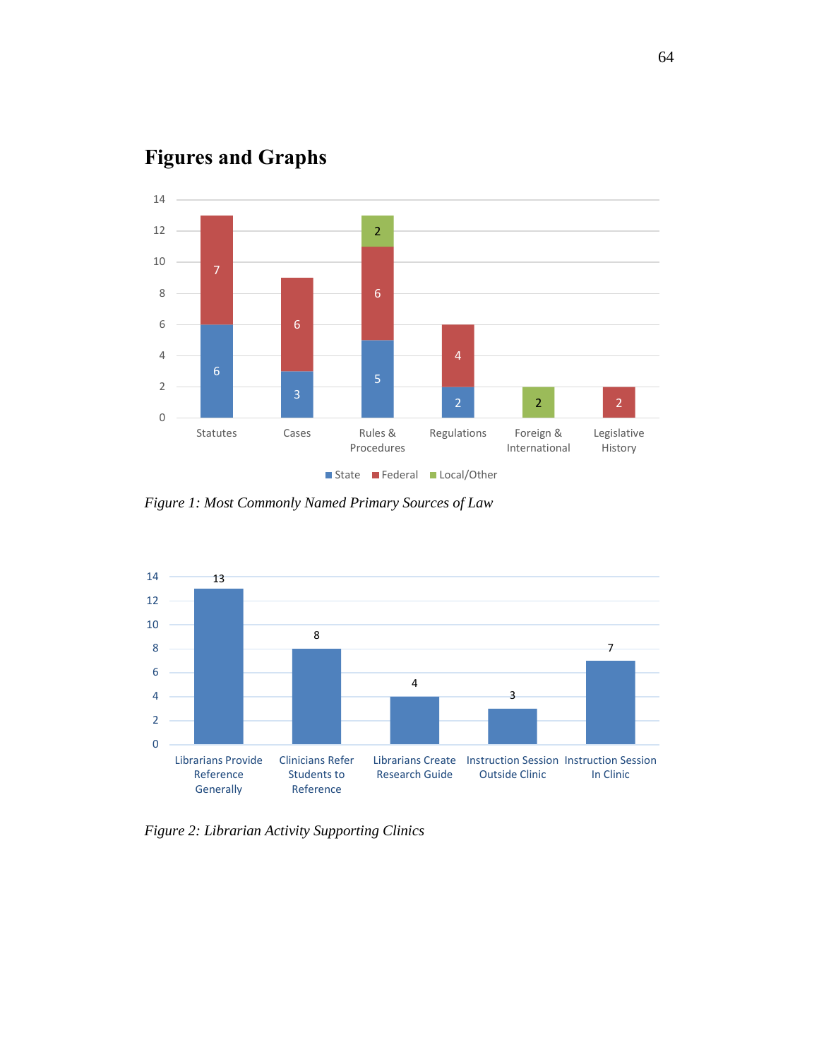# Figures and Graphs

Figure 1: Most Commonly Named Primary Sources of Law

Figure 2: Librarian Activity Supporting Clinics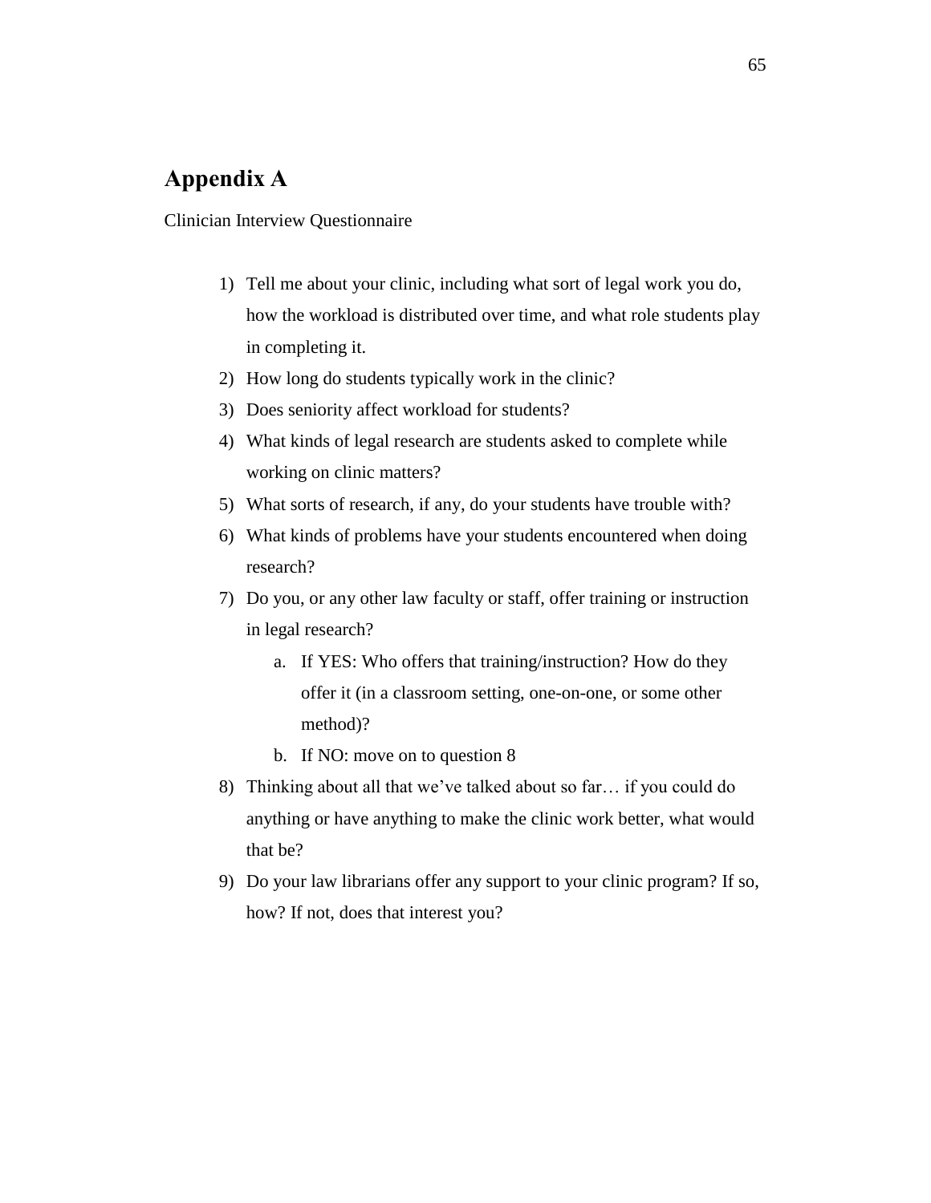# Appendix A

Clinician Interview Questionnaire

1) Tell me about your clinic, including what sort of legal work you do, how the workload is distributed over time, and what role students play in completing it.
2) How long do students typically work in the clinic?
3) Does seniority affect workload for students?
4) What kinds of legal research are students asked to complete while working on clinic matters?
5) What sorts of research, if any, do your students have trouble with?
6) What kinds of problems have your students encountered when doing research?
7) Do you, or any other law faculty or staff, offer training or instruction in legal research?
    a. If YES: Who offers that training/instruction? How do they offer it (in a classroom setting, one-on-one, or some other method)?
    b. If NO: move on to question 8
8) Thinking about all that we've talked about so far… if you could do anything or have anything to make the clinic work better, what would that be?
9) Do your law librarians offer any support to your clinic program? If so, how? If not, does that interest you?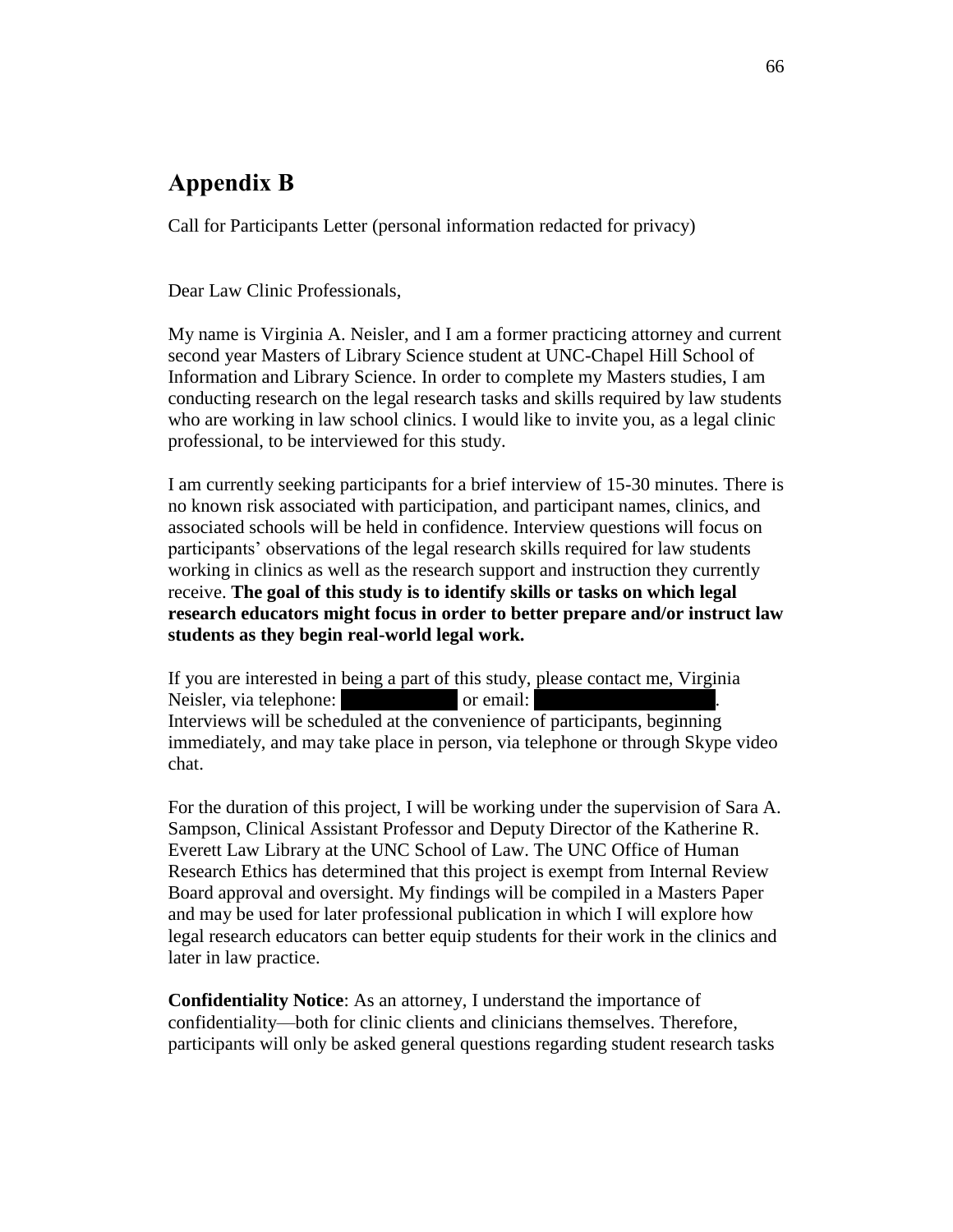## Appendix B

Call for Participants Letter (personal information redacted for privacy)

Dear Law Clinic Professionals,

My name is Virginia A. Neisler, and I am a former practicing attorney and current second year Masters of Library Science student at UNC-Chapel Hill School of Information and Library Science. In order to complete my Masters studies, I am conducting research on the legal research tasks and skills required by law students who are working in law school clinics. I would like to invite you, as a legal clinic professional, to be interviewed for this study.

I am currently seeking participants for a brief interview of 15-30 minutes. There is no known risk associated with participation, and participant names, clinics, and associated schools will be held in confidence. Interview questions will focus on participants' observations of the legal research skills required for law students working in clinics as well as the research support and instruction they currently receive. **The goal of this study is to identify skills or tasks on which legal research educators might focus in order to better prepare and/or instruct law students as they begin real-world legal work.**

If you are interested in being a part of this study, please contact me, Virginia Neisler, via telephone: [redacted] or email: [redacted]. Interviews will be scheduled at the convenience of participants, beginning immediately, and may take place in person, via telephone or through Skype video chat.

For the duration of this project, I will be working under the supervision of Sara A. Sampson, Clinical Assistant Professor and Deputy Director of the Katherine R. Everett Law Library at the UNC School of Law. The UNC Office of Human Research Ethics has determined that this project is exempt from Internal Review Board approval and oversight. My findings will be compiled in a Masters Paper and may be used for later professional publication in which I will explore how legal research educators can better equip students for their work in the clinics and later in law practice.

**Confidentiality Notice**: As an attorney, I understand the importance of confidentiality—both for clinic clients and clinicians themselves. Therefore, participants will only be asked general questions regarding student research tasks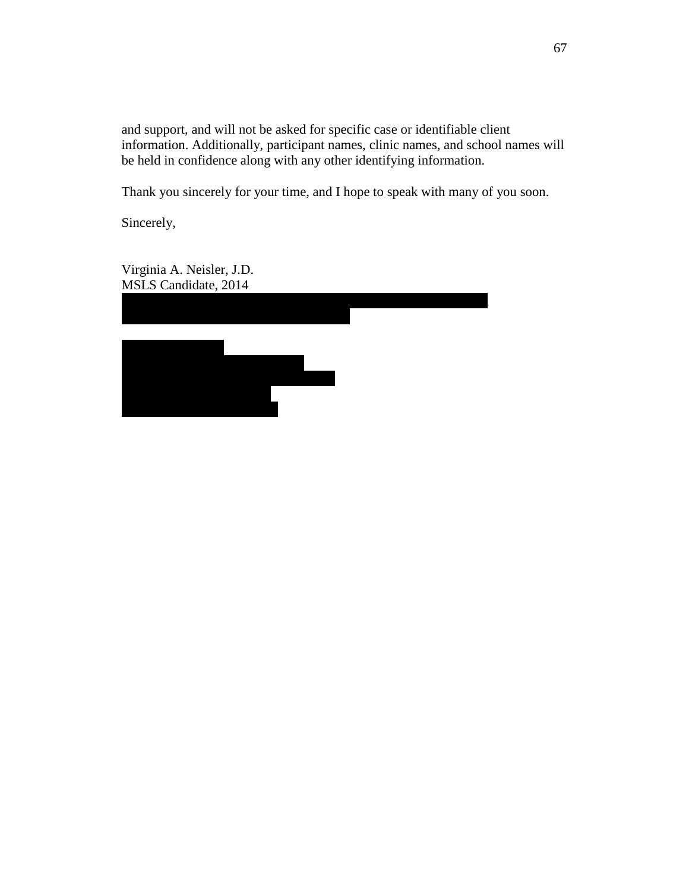and support, and will not be asked for specific case or identifiable client information. Additionally, participant names, clinic names, and school names will be held in confidence along with any other identifying information.

Thank you sincerely for your time, and I hope to speak with many of you soon.

Sincerely,

Virginia A. Neisler, J.D.
MSLS Candidate, 2014